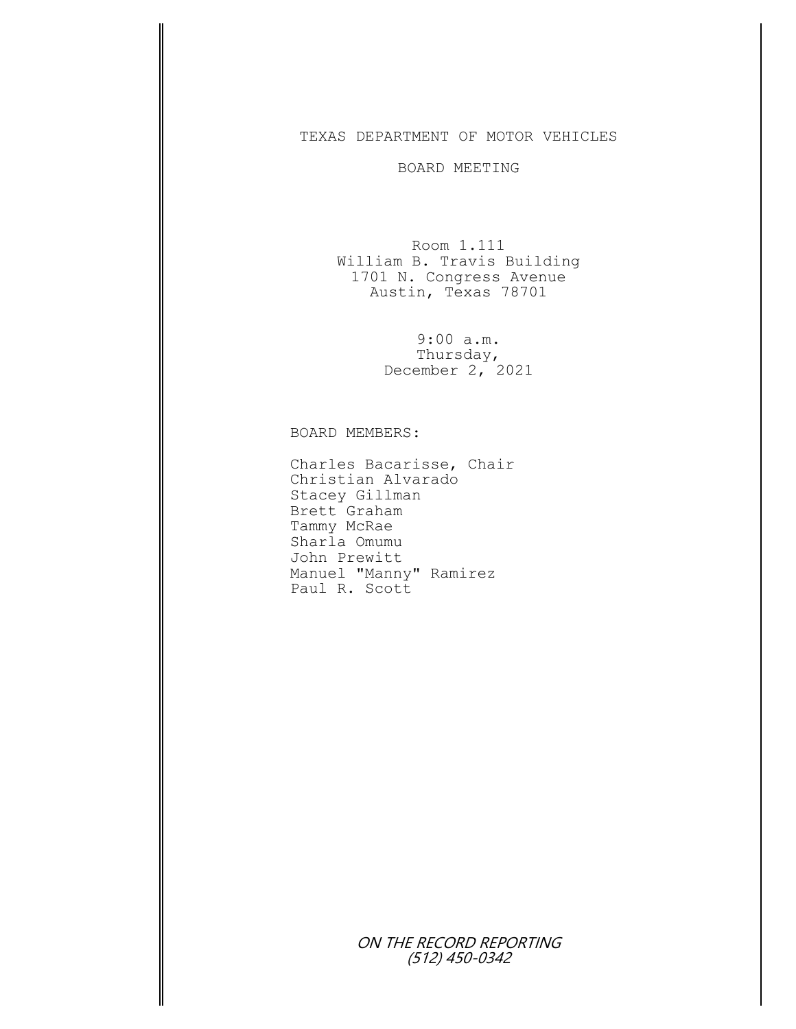# TEXAS DEPARTMENT OF MOTOR VEHICLES

## BOARD MEETING

Room 1.111
William B. Travis Building
1701 N. Congress Avenue
Austin, Texas 78701

9:00 a.m.
Thursday,
December 2, 2021

BOARD MEMBERS:

Charles Bacarisse, Chair
Christian Alvarado
Stacey Gillman
Brett Graham
Tammy McRae
Sharla Omumu
John Prewitt
Manuel "Manny" Ramirez
Paul R. Scott

*ON THE RECORD REPORTING*
*(512) 450-0342*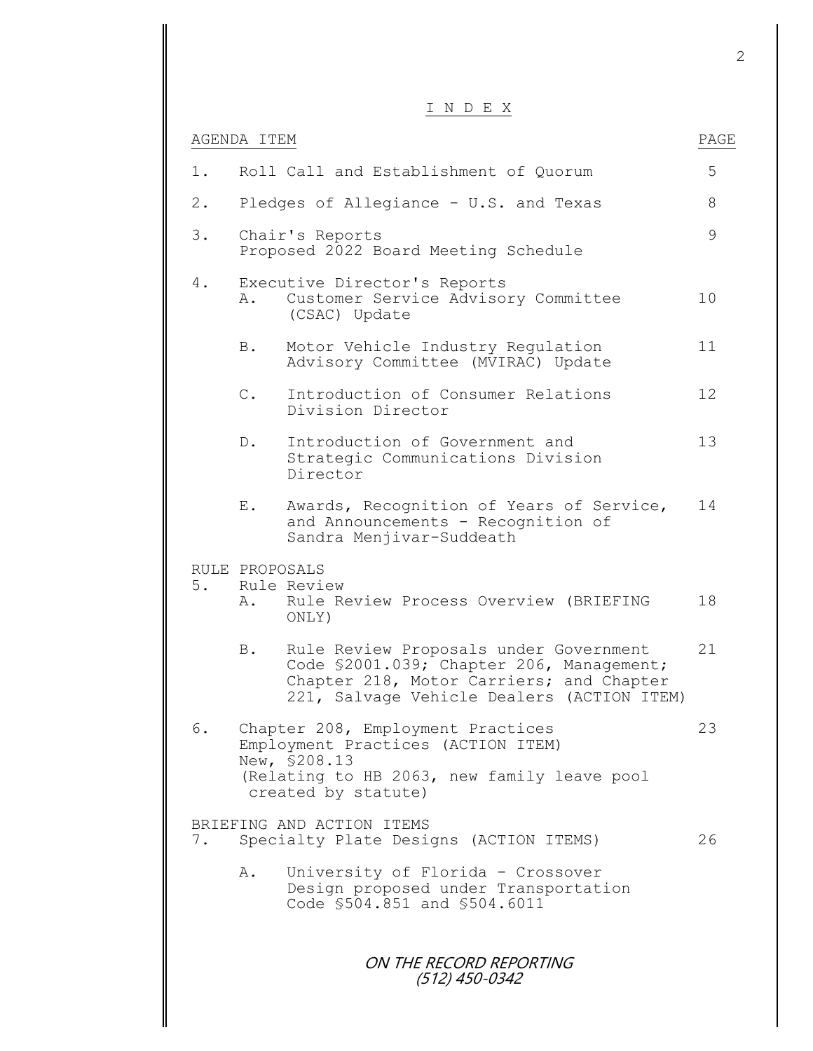# I N D E X

| AGENDA ITEM | PAGE |
|---|---|
| 1. Roll Call and Establishment of Quorum | 5 |
| 2. Pledges of Allegiance - U.S. and Texas | 8 |
| 3. Chair's Reports<br>Proposed 2022 Board Meeting Schedule | 9 |
| 4. Executive Director's Reports | |
| A. Customer Service Advisory Committee (CSAC) Update | 10 |
| B. Motor Vehicle Industry Regulation Advisory Committee (MVIRAC) Update | 11 |
| C. Introduction of Consumer Relations Division Director | 12 |
| D. Introduction of Government and Strategic Communications Division Director | 13 |
| E. Awards, Recognition of Years of Service, and Announcements - Recognition of Sandra Menjivar-Suddeath | 14 |
| RULE PROPOSALS | |
| 5. Rule Review | |
| A. Rule Review Process Overview (BRIEFING ONLY) | 18 |
| B. Rule Review Proposals under Government Code §2001.039; Chapter 206, Management; Chapter 218, Motor Carriers; and Chapter 221, Salvage Vehicle Dealers (ACTION ITEM) | 21 |
| 6. Chapter 208, Employment Practices<br>Employment Practices (ACTION ITEM)<br>New, §208.13<br>(Relating to HB 2063, new family leave pool created by statute) | 23 |
| BRIEFING AND ACTION ITEMS | |
| 7. Specialty Plate Designs (ACTION ITEMS) | 26 |
| A. University of Florida - Crossover Design proposed under Transportation Code §504.851 and §504.6011 | |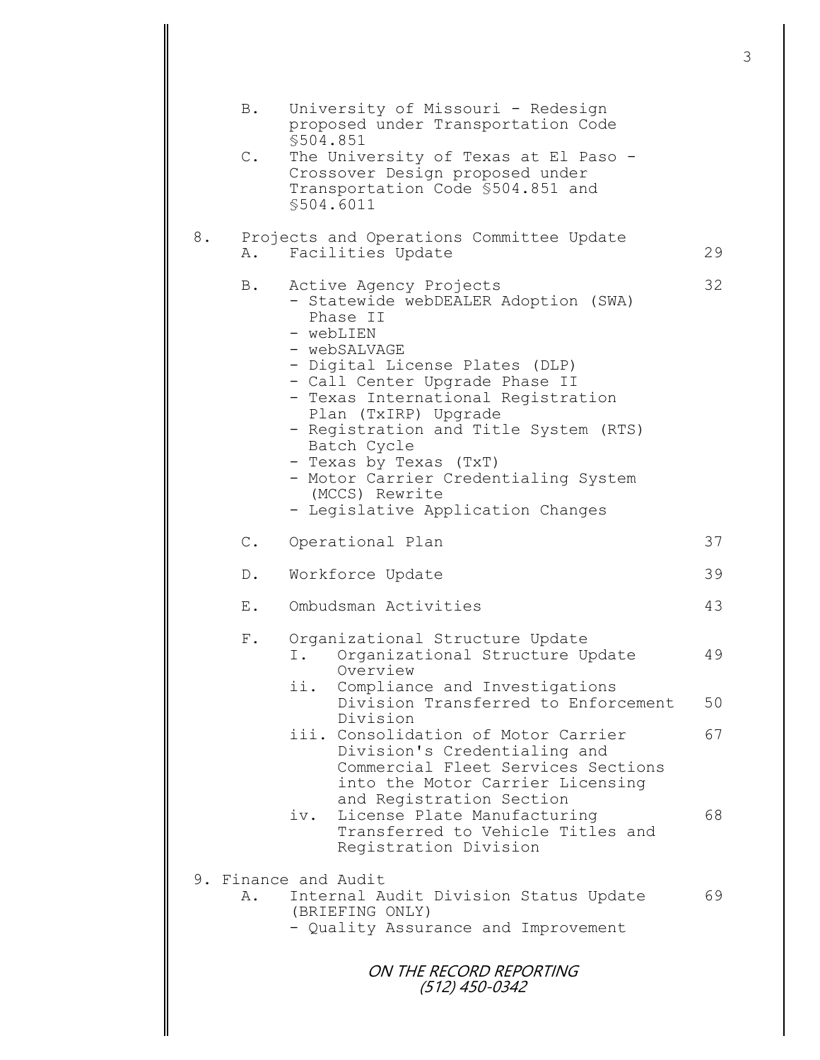B. University of Missouri - Redesign proposed under Transportation Code §504.851

C. The University of Texas at El Paso - Crossover Design proposed under Transportation Code §504.851 and §504.6011

8. Projects and Operations Committee Update

   A. Facilities Update ..... 29

   B. Active Agency Projects ..... 32
      - Statewide webDEALER Adoption (SWA) Phase II
      - webLIEN
      - webSALVAGE
      - Digital License Plates (DLP)
      - Call Center Upgrade Phase II
      - Texas International Registration Plan (TxIRP) Upgrade
      - Registration and Title System (RTS) Batch Cycle
      - Texas by Texas (TxT)
      - Motor Carrier Credentialing System (MCCS) Rewrite
      - Legislative Application Changes

   C. Operational Plan ..... 37

   D. Workforce Update ..... 39

   E. Ombudsman Activities ..... 43

   F. Organizational Structure Update
      I. Organizational Structure Update Overview ..... 49
      ii. Compliance and Investigations Division Transferred to Enforcement Division ..... 50
      iii. Consolidation of Motor Carrier Division's Credentialing and Commercial Fleet Services Sections into the Motor Carrier Licensing and Registration Section ..... 67
      iv. License Plate Manufacturing Transferred to Vehicle Titles and Registration Division ..... 68

9. Finance and Audit

   A. Internal Audit Division Status Update (BRIEFING ONLY) ..... 69
      - Quality Assurance and Improvement

ON THE RECORD REPORTING
(512) 450-0342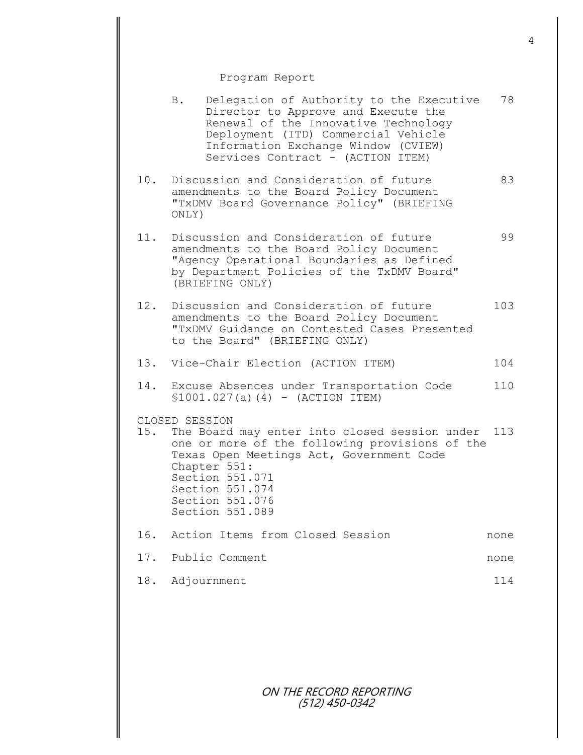Program Report

| | | |
|---|---|---|
| B. | Delegation of Authority to the Executive Director to Approve and Execute the Renewal of the Innovative Technology Deployment (ITD) Commercial Vehicle Information Exchange Window (CVIEW) Services Contract - (ACTION ITEM) | 78 |
| 10. | Discussion and Consideration of future amendments to the Board Policy Document "TxDMV Board Governance Policy" (BRIEFING ONLY) | 83 |
| 11. | Discussion and Consideration of future amendments to the Board Policy Document "Agency Operational Boundaries as Defined by Department Policies of the TxDMV Board" (BRIEFING ONLY) | 99 |
| 12. | Discussion and Consideration of future amendments to the Board Policy Document "TxDMV Guidance on Contested Cases Presented to the Board" (BRIEFING ONLY) | 103 |
| 13. | Vice-Chair Election (ACTION ITEM) | 104 |
| 14. | Excuse Absences under Transportation Code §1001.027(a)(4) - (ACTION ITEM) | 110 |

CLOSED SESSION

| | | |
|---|---|---|
| 15. | The Board may enter into closed session under one or more of the following provisions of the Texas Open Meetings Act, Government Code Chapter 551: Section 551.071 Section 551.074 Section 551.076 Section 551.089 | 113 |
| 16. | Action Items from Closed Session | none |
| 17. | Public Comment | none |
| 18. | Adjournment | 114 |

ON THE RECORD REPORTING
(512) 450-0342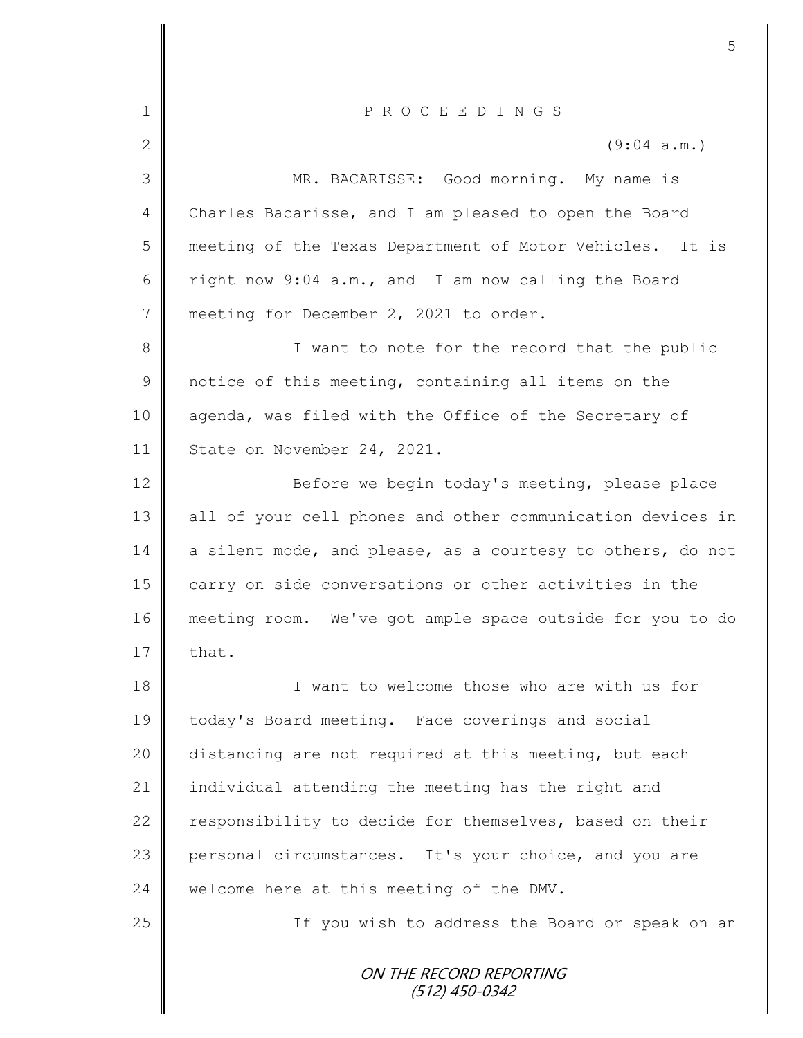P R O C E E D I N G S

(9:04 a.m.)

MR. BACARISSE: Good morning. My name is Charles Bacarisse, and I am pleased to open the Board meeting of the Texas Department of Motor Vehicles. It is right now 9:04 a.m., and I am now calling the Board meeting for December 2, 2021 to order.

I want to note for the record that the public notice of this meeting, containing all items on the agenda, was filed with the Office of the Secretary of State on November 24, 2021.

Before we begin today's meeting, please place all of your cell phones and other communication devices in a silent mode, and please, as a courtesy to others, do not carry on side conversations or other activities in the meeting room. We've got ample space outside for you to do that.

I want to welcome those who are with us for today's Board meeting. Face coverings and social distancing are not required at this meeting, but each individual attending the meeting has the right and responsibility to decide for themselves, based on their personal circumstances. It's your choice, and you are welcome here at this meeting of the DMV.

If you wish to address the Board or speak on an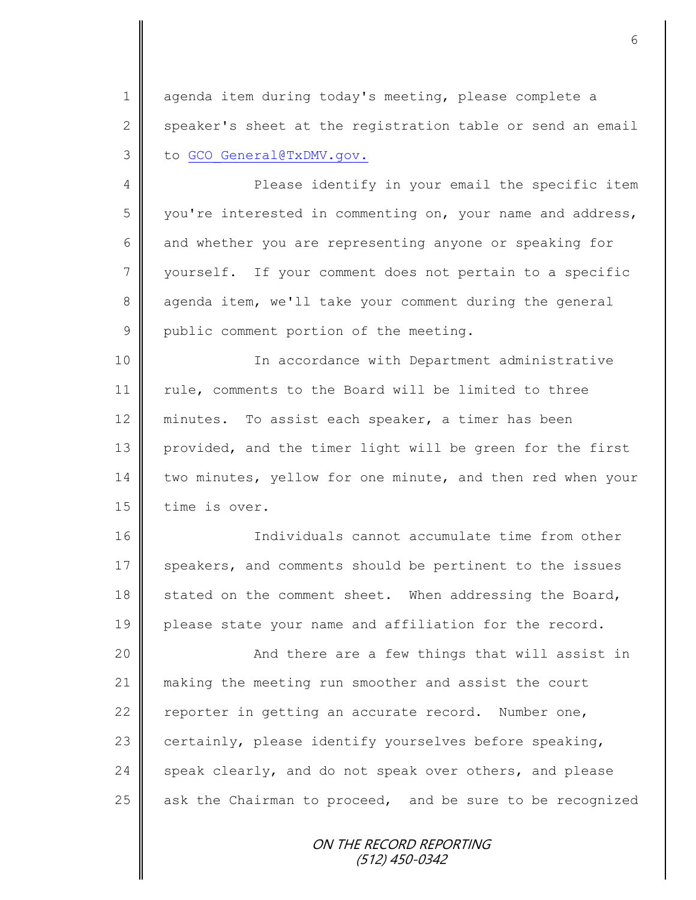agenda item during today's meeting, please complete a speaker's sheet at the registration table or send an email to GCO_General@TxDMV.gov.

Please identify in your email the specific item you're interested in commenting on, your name and address, and whether you are representing anyone or speaking for yourself. If your comment does not pertain to a specific agenda item, we'll take your comment during the general public comment portion of the meeting.

In accordance with Department administrative rule, comments to the Board will be limited to three minutes. To assist each speaker, a timer has been provided, and the timer light will be green for the first two minutes, yellow for one minute, and then red when your time is over.

Individuals cannot accumulate time from other speakers, and comments should be pertinent to the issues stated on the comment sheet. When addressing the Board, please state your name and affiliation for the record.

And there are a few things that will assist in making the meeting run smoother and assist the court reporter in getting an accurate record. Number one, certainly, please identify yourselves before speaking, speak clearly, and do not speak over others, and please ask the Chairman to proceed, and be sure to be recognized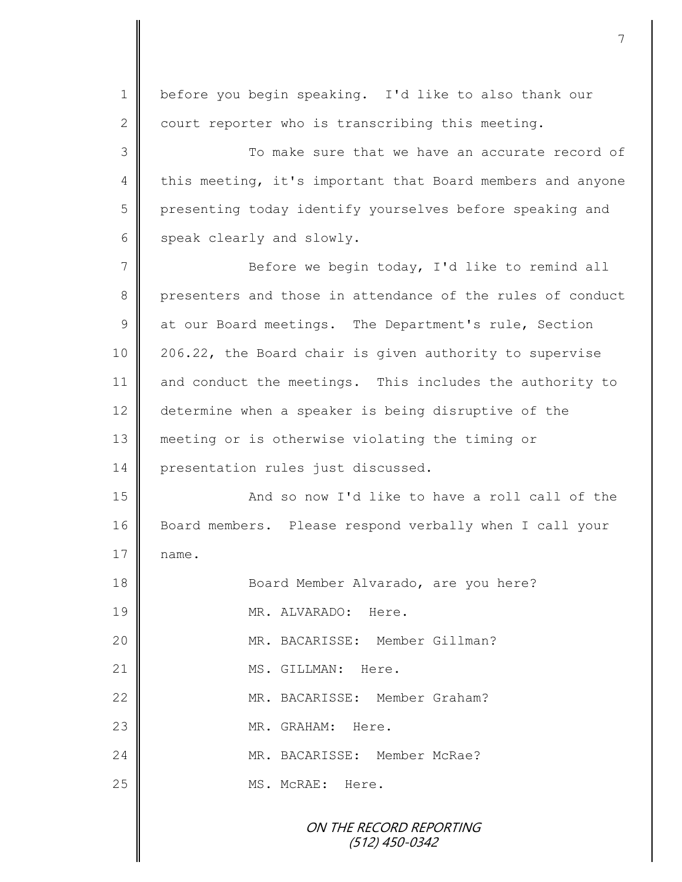before you begin speaking. I'd like to also thank our court reporter who is transcribing this meeting.

To make sure that we have an accurate record of this meeting, it's important that Board members and anyone presenting today identify yourselves before speaking and speak clearly and slowly.

Before we begin today, I'd like to remind all presenters and those in attendance of the rules of conduct at our Board meetings. The Department's rule, Section 206.22, the Board chair is given authority to supervise and conduct the meetings. This includes the authority to determine when a speaker is being disruptive of the meeting or is otherwise violating the timing or presentation rules just discussed.

And so now I'd like to have a roll call of the Board members. Please respond verbally when I call your name.

Board Member Alvarado, are you here?

MR. ALVARADO: Here.

MR. BACARISSE: Member Gillman?

MS. GILLMAN: Here.

MR. BACARISSE: Member Graham?

MR. GRAHAM: Here.

MR. BACARISSE: Member McRae?

MS. McRAE: Here.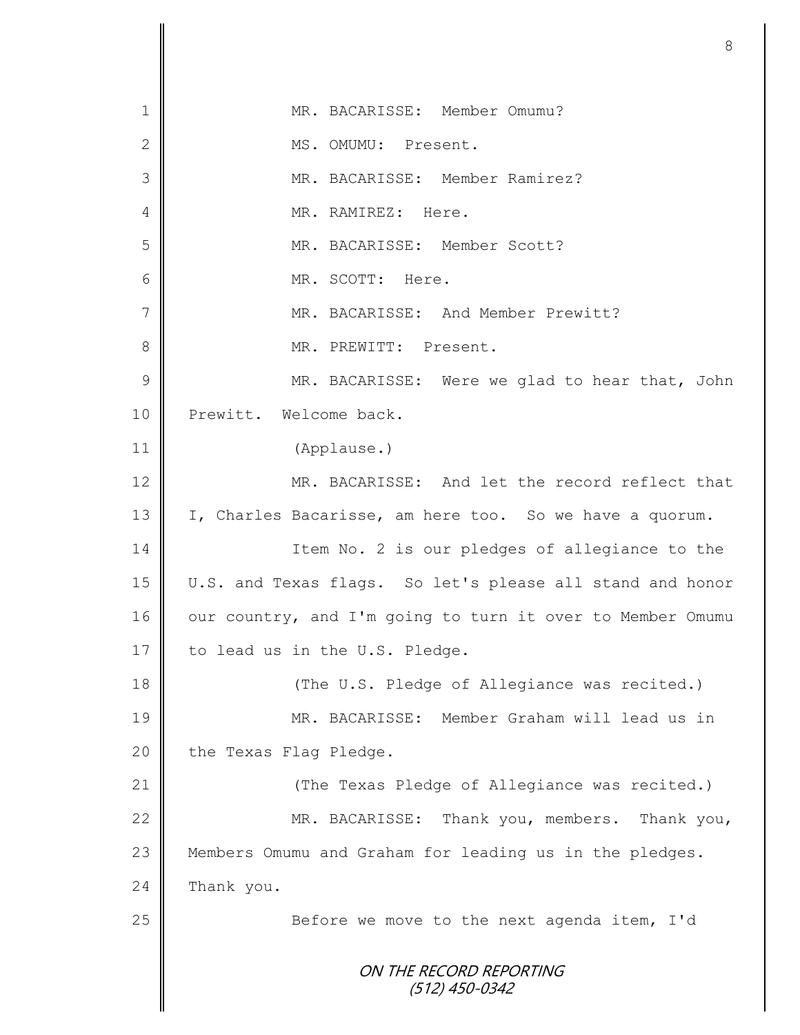MR. BACARISSE: Member Omumu?

MS. OMUMU: Present.

MR. BACARISSE: Member Ramirez?

MR. RAMIREZ: Here.

MR. BACARISSE: Member Scott?

MR. SCOTT: Here.

MR. BACARISSE: And Member Prewitt?

MR. PREWITT: Present.

MR. BACARISSE: Were we glad to hear that, John Prewitt. Welcome back.

(Applause.)

MR. BACARISSE: And let the record reflect that I, Charles Bacarisse, am here too. So we have a quorum.

Item No. 2 is our pledges of allegiance to the U.S. and Texas flags. So let's please all stand and honor our country, and I'm going to turn it over to Member Omumu to lead us in the U.S. Pledge.

(The U.S. Pledge of Allegiance was recited.)

MR. BACARISSE: Member Graham will lead us in the Texas Flag Pledge.

(The Texas Pledge of Allegiance was recited.)

MR. BACARISSE: Thank you, members. Thank you, Members Omumu and Graham for leading us in the pledges. Thank you.

Before we move to the next agenda item, I'd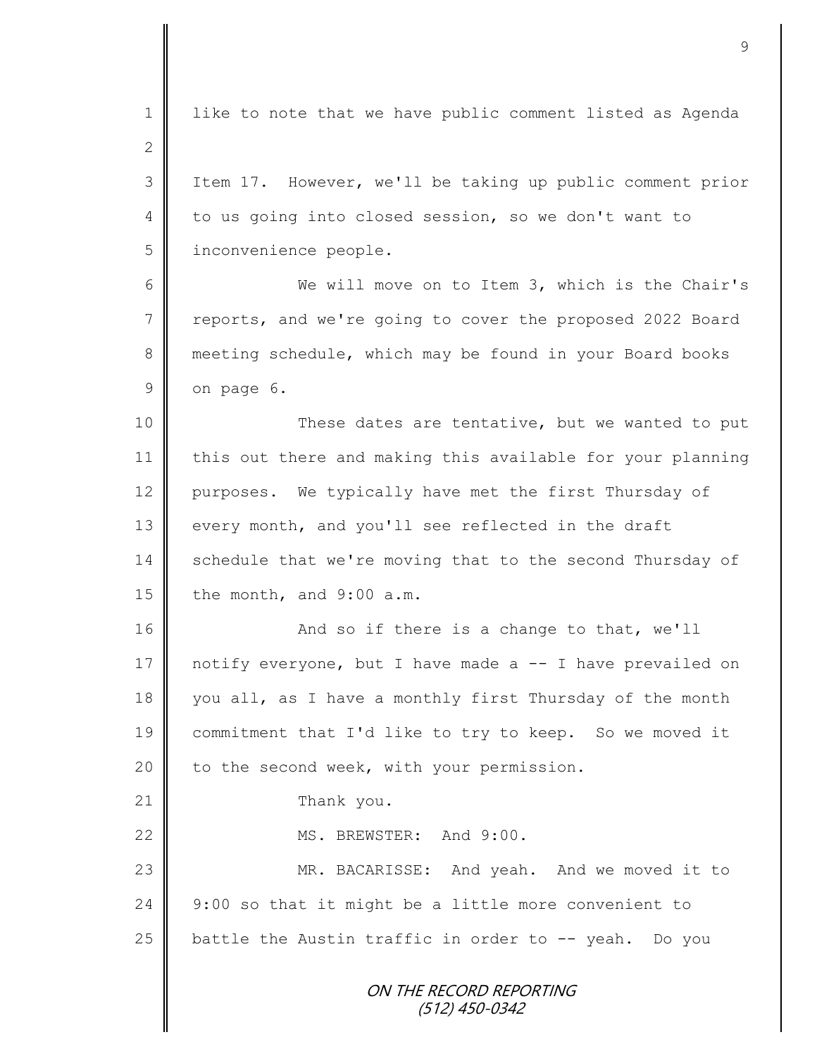like to note that we have public comment listed as Agenda Item 17. However, we'll be taking up public comment prior to us going into closed session, so we don't want to inconvenience people.

We will move on to Item 3, which is the Chair's reports, and we're going to cover the proposed 2022 Board meeting schedule, which may be found in your Board books on page 6.

These dates are tentative, but we wanted to put this out there and making this available for your planning purposes. We typically have met the first Thursday of every month, and you'll see reflected in the draft schedule that we're moving that to the second Thursday of the month, and 9:00 a.m.

And so if there is a change to that, we'll notify everyone, but I have made a -- I have prevailed on you all, as I have a monthly first Thursday of the month commitment that I'd like to try to keep. So we moved it to the second week, with your permission.

Thank you.

MS. BREWSTER: And 9:00.

MR. BACARISSE: And yeah. And we moved it to 9:00 so that it might be a little more convenient to battle the Austin traffic in order to -- yeah. Do you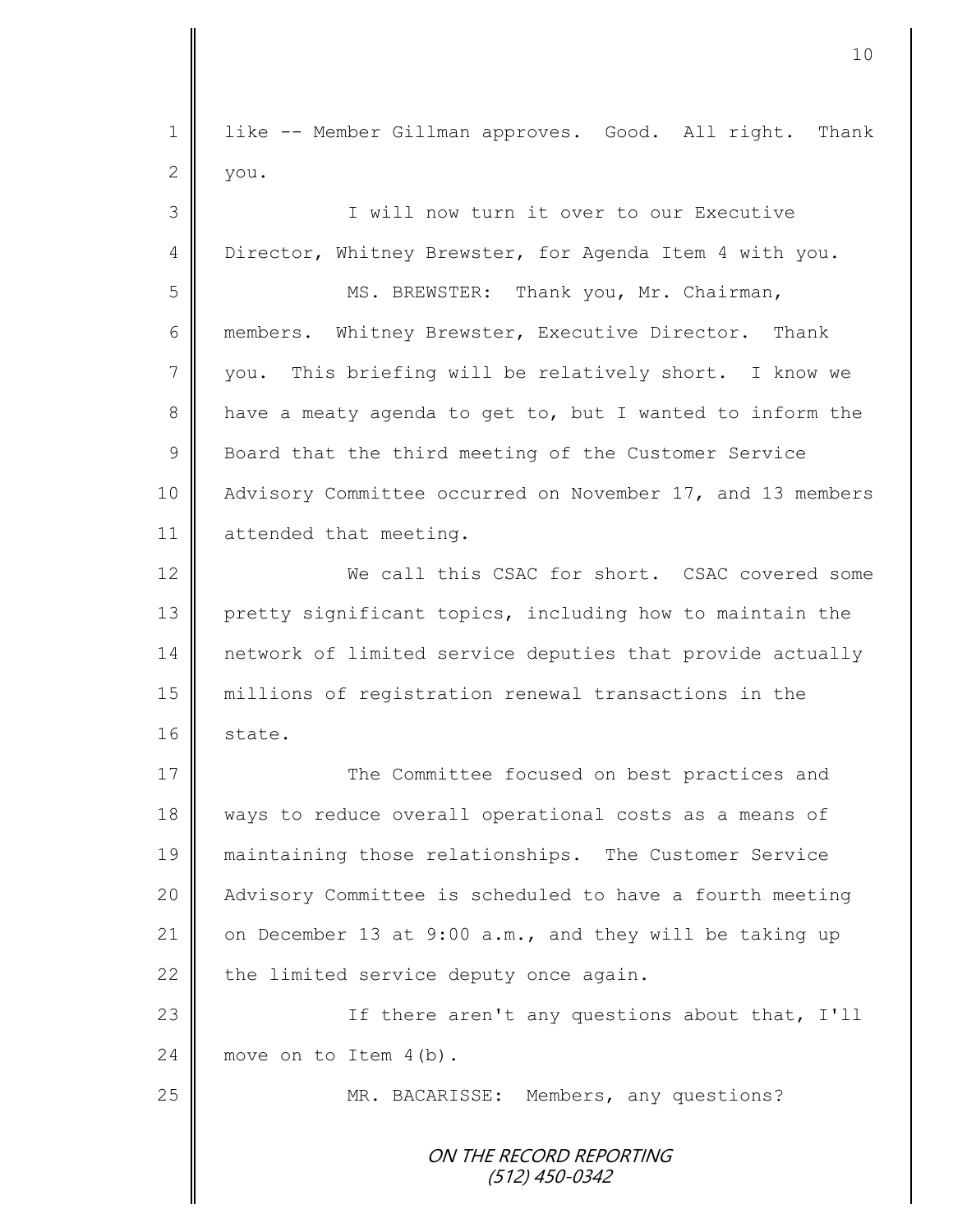like -- Member Gillman approves. Good. All right. Thank you.

I will now turn it over to our Executive Director, Whitney Brewster, for Agenda Item 4 with you.

MS. BREWSTER: Thank you, Mr. Chairman, members. Whitney Brewster, Executive Director. Thank you. This briefing will be relatively short. I know we have a meaty agenda to get to, but I wanted to inform the Board that the third meeting of the Customer Service Advisory Committee occurred on November 17, and 13 members attended that meeting.

We call this CSAC for short. CSAC covered some pretty significant topics, including how to maintain the network of limited service deputies that provide actually millions of registration renewal transactions in the state.

The Committee focused on best practices and ways to reduce overall operational costs as a means of maintaining those relationships. The Customer Service Advisory Committee is scheduled to have a fourth meeting on December 13 at 9:00 a.m., and they will be taking up the limited service deputy once again.

If there aren't any questions about that, I'll move on to Item 4(b).

MR. BACARISSE: Members, any questions?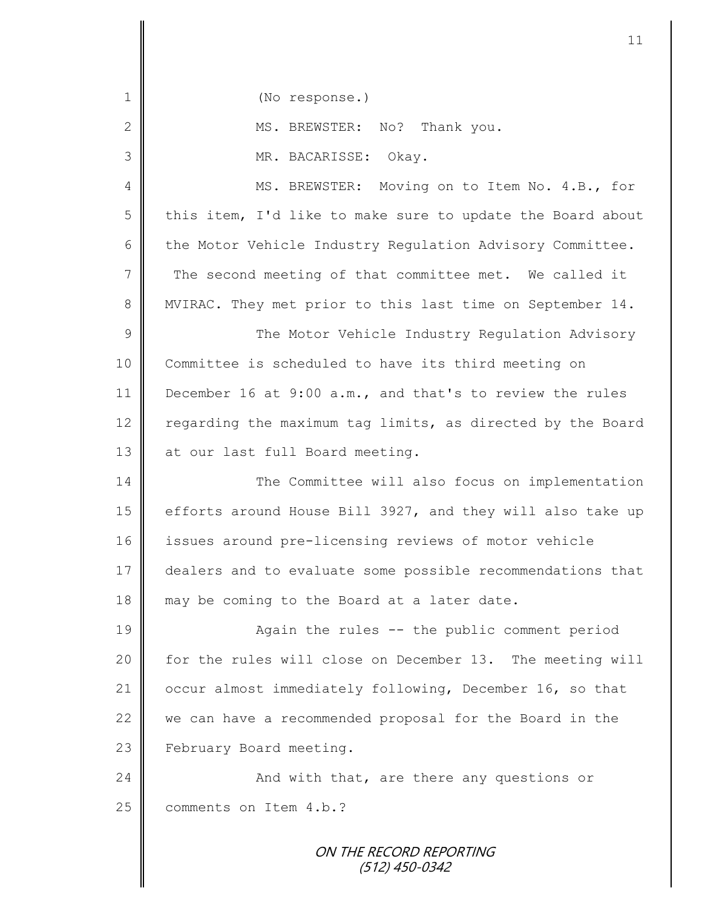(No response.)

MS. BREWSTER: No? Thank you.

MR. BACARISSE: Okay.

MS. BREWSTER: Moving on to Item No. 4.B., for this item, I'd like to make sure to update the Board about the Motor Vehicle Industry Regulation Advisory Committee. The second meeting of that committee met. We called it MVIRAC. They met prior to this last time on September 14.

The Motor Vehicle Industry Regulation Advisory Committee is scheduled to have its third meeting on December 16 at 9:00 a.m., and that's to review the rules regarding the maximum tag limits, as directed by the Board at our last full Board meeting.

The Committee will also focus on implementation efforts around House Bill 3927, and they will also take up issues around pre-licensing reviews of motor vehicle dealers and to evaluate some possible recommendations that may be coming to the Board at a later date.

Again the rules -- the public comment period for the rules will close on December 13. The meeting will occur almost immediately following, December 16, so that we can have a recommended proposal for the Board in the February Board meeting.

And with that, are there any questions or comments on Item 4.b.?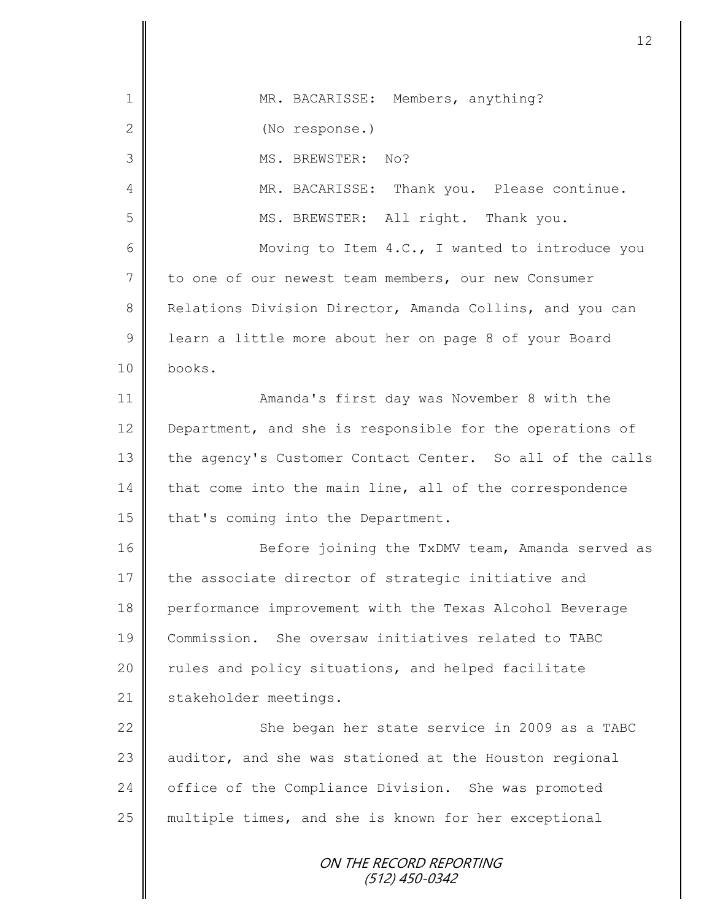MR. BACARISSE: Members, anything?

(No response.)

MS. BREWSTER: No?

MR. BACARISSE: Thank you. Please continue.

MS. BREWSTER: All right. Thank you.

Moving to Item 4.C., I wanted to introduce you to one of our newest team members, our new Consumer Relations Division Director, Amanda Collins, and you can learn a little more about her on page 8 of your Board books.

Amanda's first day was November 8 with the Department, and she is responsible for the operations of the agency's Customer Contact Center. So all of the calls that come into the main line, all of the correspondence that's coming into the Department.

Before joining the TxDMV team, Amanda served as the associate director of strategic initiative and performance improvement with the Texas Alcohol Beverage Commission. She oversaw initiatives related to TABC rules and policy situations, and helped facilitate stakeholder meetings.

She began her state service in 2009 as a TABC auditor, and she was stationed at the Houston regional office of the Compliance Division. She was promoted multiple times, and she is known for her exceptional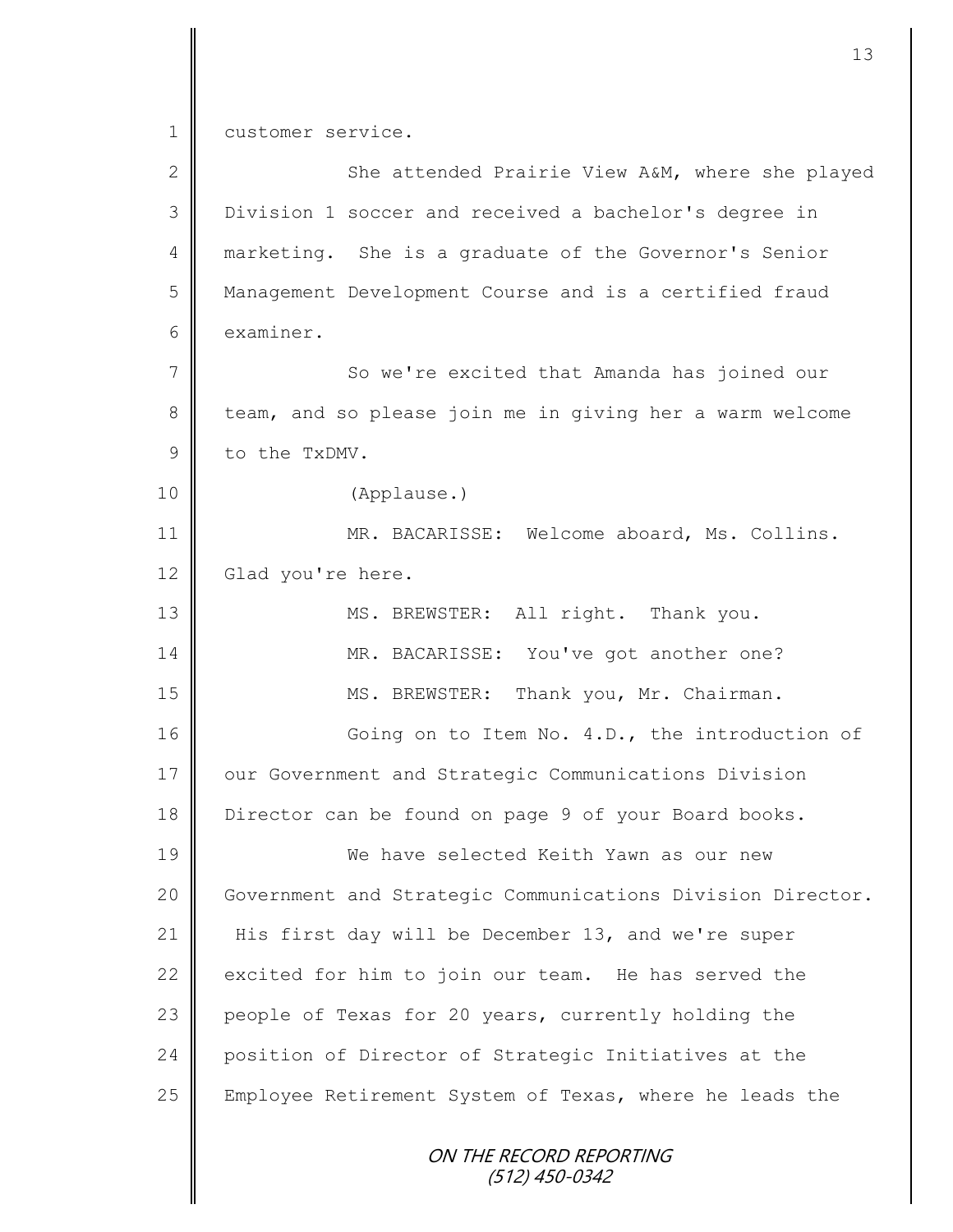customer service.

She attended Prairie View A&M, where she played Division 1 soccer and received a bachelor's degree in marketing. She is a graduate of the Governor's Senior Management Development Course and is a certified fraud examiner.

So we're excited that Amanda has joined our team, and so please join me in giving her a warm welcome to the TxDMV.

(Applause.)

MR. BACARISSE: Welcome aboard, Ms. Collins. Glad you're here.

MS. BREWSTER: All right. Thank you.

MR. BACARISSE: You've got another one?

MS. BREWSTER: Thank you, Mr. Chairman.

Going on to Item No. 4.D., the introduction of our Government and Strategic Communications Division Director can be found on page 9 of your Board books.

We have selected Keith Yawn as our new Government and Strategic Communications Division Director. His first day will be December 13, and we're super excited for him to join our team. He has served the people of Texas for 20 years, currently holding the position of Director of Strategic Initiatives at the Employee Retirement System of Texas, where he leads the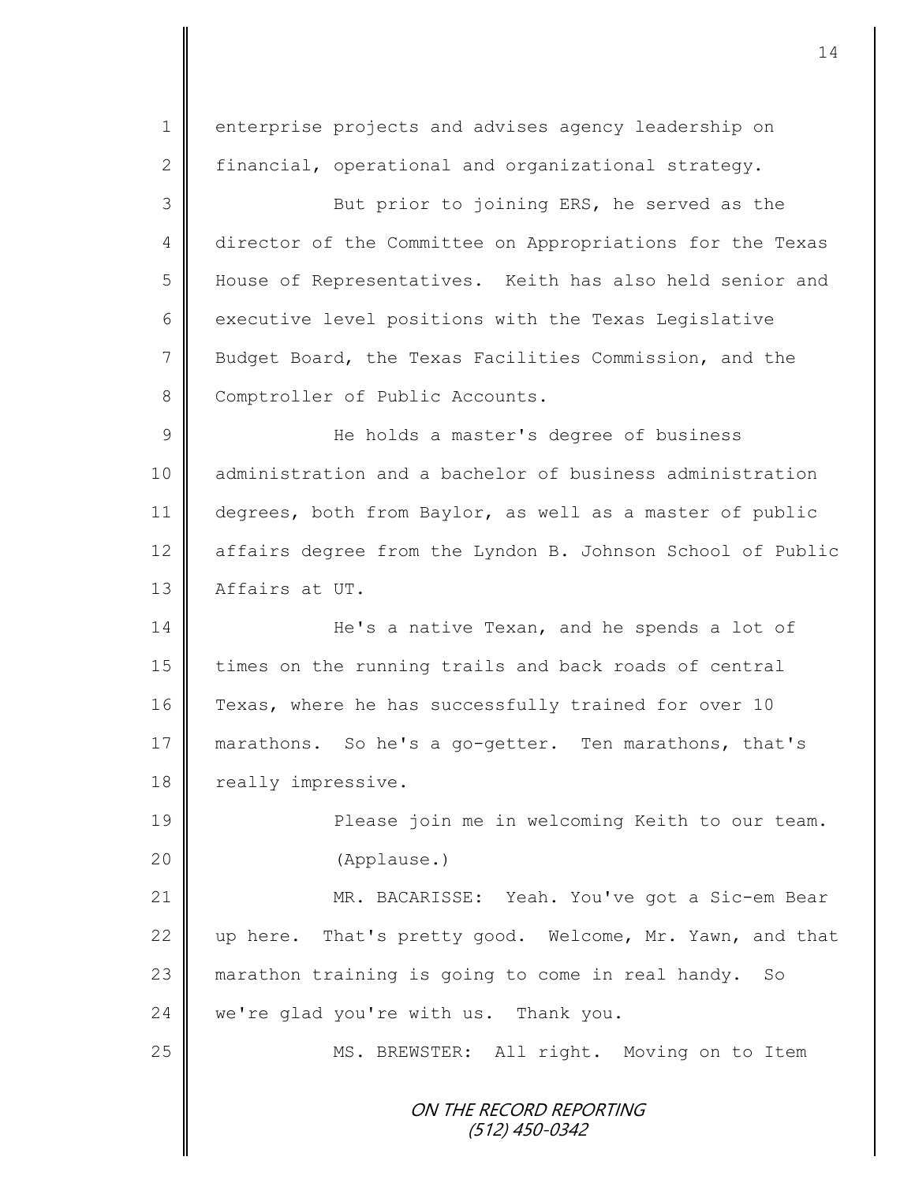enterprise projects and advises agency leadership on financial, operational and organizational strategy.

But prior to joining ERS, he served as the director of the Committee on Appropriations for the Texas House of Representatives. Keith has also held senior and executive level positions with the Texas Legislative Budget Board, the Texas Facilities Commission, and the Comptroller of Public Accounts.

He holds a master's degree of business administration and a bachelor of business administration degrees, both from Baylor, as well as a master of public affairs degree from the Lyndon B. Johnson School of Public Affairs at UT.

He's a native Texan, and he spends a lot of times on the running trails and back roads of central Texas, where he has successfully trained for over 10 marathons. So he's a go-getter. Ten marathons, that's really impressive.

Please join me in welcoming Keith to our team.

(Applause.)

MR. BACARISSE: Yeah. You've got a Sic-em Bear up here. That's pretty good. Welcome, Mr. Yawn, and that marathon training is going to come in real handy. So we're glad you're with us. Thank you.

MS. BREWSTER: All right. Moving on to Item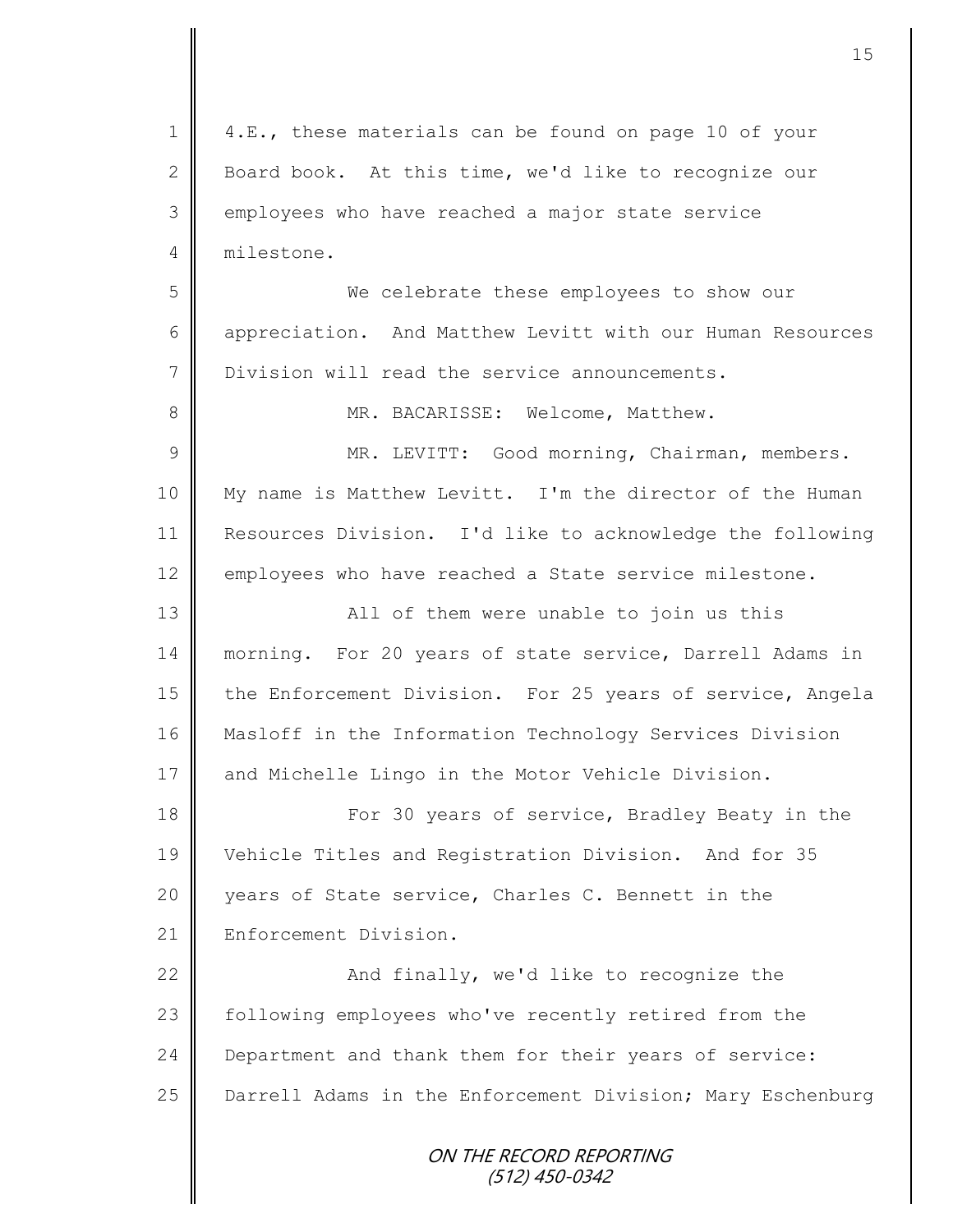4.E., these materials can be found on page 10 of your Board book. At this time, we'd like to recognize our employees who have reached a major state service milestone.

We celebrate these employees to show our appreciation. And Matthew Levitt with our Human Resources Division will read the service announcements.

MR. BACARISSE: Welcome, Matthew.

MR. LEVITT: Good morning, Chairman, members. My name is Matthew Levitt. I'm the director of the Human Resources Division. I'd like to acknowledge the following employees who have reached a State service milestone.

All of them were unable to join us this morning. For 20 years of state service, Darrell Adams in the Enforcement Division. For 25 years of service, Angela Masloff in the Information Technology Services Division and Michelle Lingo in the Motor Vehicle Division.

For 30 years of service, Bradley Beaty in the Vehicle Titles and Registration Division. And for 35 years of State service, Charles C. Bennett in the Enforcement Division.

And finally, we'd like to recognize the following employees who've recently retired from the Department and thank them for their years of service: Darrell Adams in the Enforcement Division; Mary Eschenburg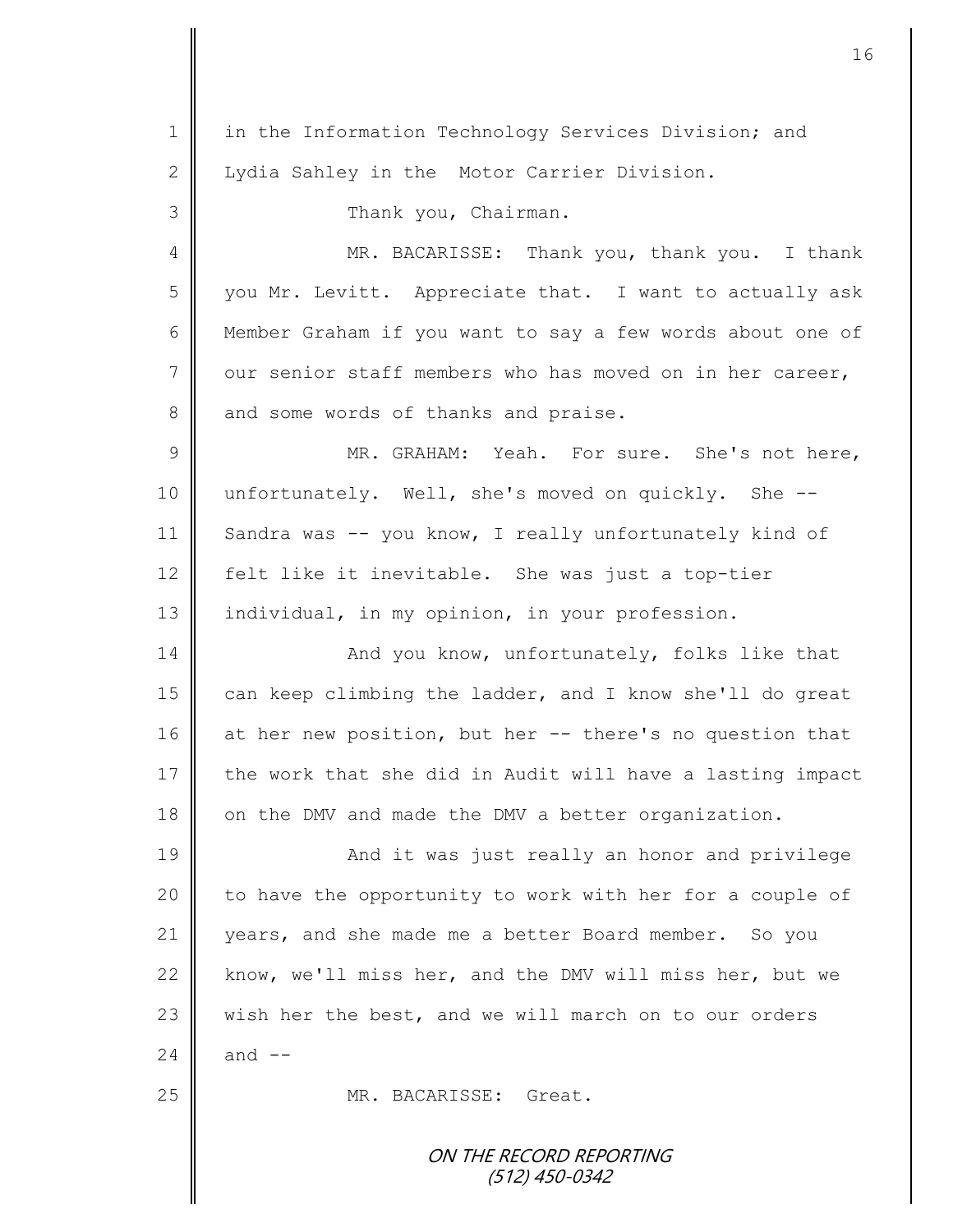in the Information Technology Services Division; and Lydia Sahley in the Motor Carrier Division.

Thank you, Chairman.

MR. BACARISSE: Thank you, thank you. I thank you Mr. Levitt. Appreciate that. I want to actually ask Member Graham if you want to say a few words about one of our senior staff members who has moved on in her career, and some words of thanks and praise.

MR. GRAHAM: Yeah. For sure. She's not here, unfortunately. Well, she's moved on quickly. She -- Sandra was -- you know, I really unfortunately kind of felt like it inevitable. She was just a top-tier individual, in my opinion, in your profession.

And you know, unfortunately, folks like that can keep climbing the ladder, and I know she'll do great at her new position, but her -- there's no question that the work that she did in Audit will have a lasting impact on the DMV and made the DMV a better organization.

And it was just really an honor and privilege to have the opportunity to work with her for a couple of years, and she made me a better Board member. So you know, we'll miss her, and the DMV will miss her, but we wish her the best, and we will march on to our orders and --

MR. BACARISSE: Great.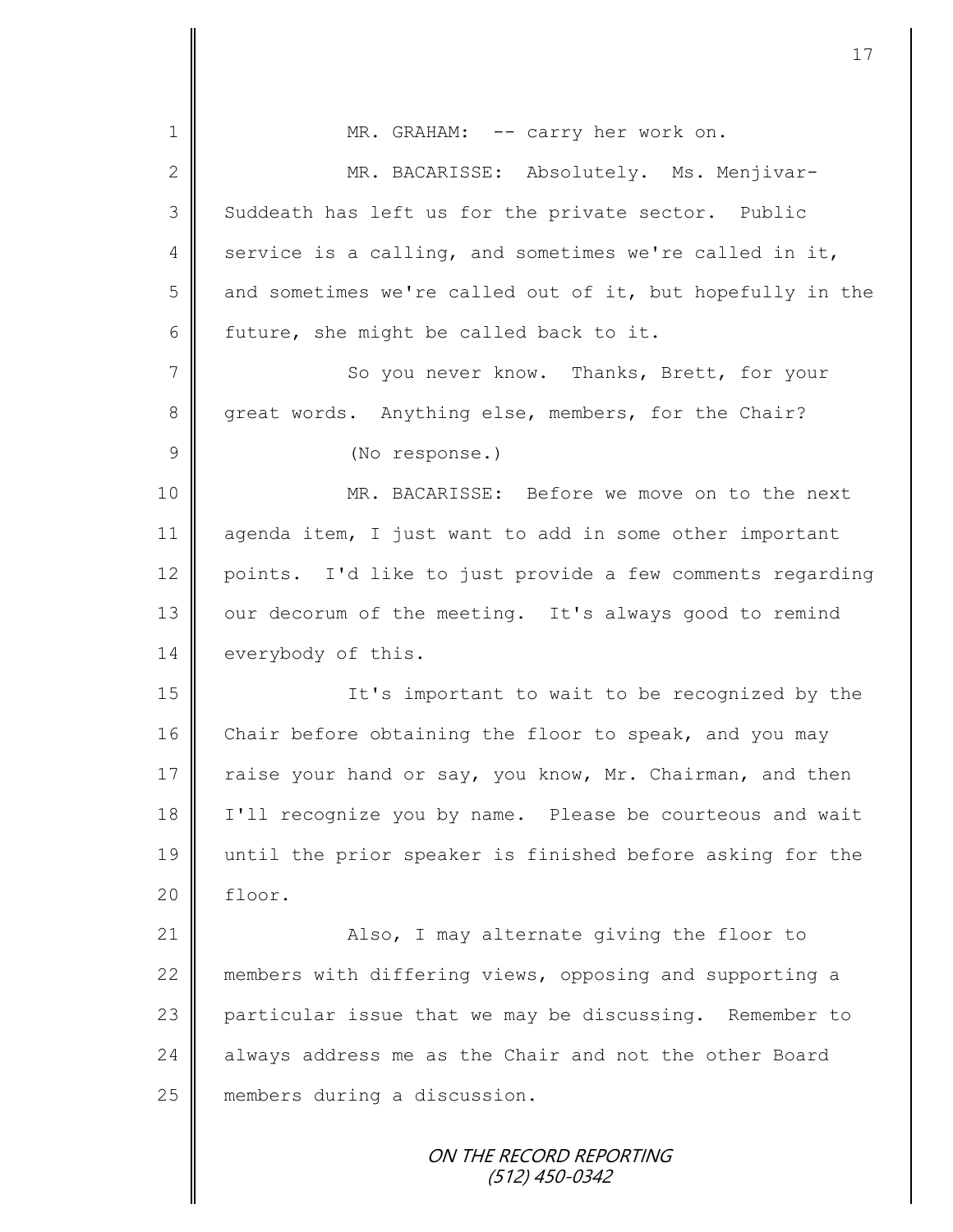MR. GRAHAM: -- carry her work on.

MR. BACARISSE: Absolutely. Ms. Menjivar-Suddeath has left us for the private sector. Public service is a calling, and sometimes we're called in it, and sometimes we're called out of it, but hopefully in the future, she might be called back to it.

So you never know. Thanks, Brett, for your great words. Anything else, members, for the Chair?

(No response.)

MR. BACARISSE: Before we move on to the next agenda item, I just want to add in some other important points. I'd like to just provide a few comments regarding our decorum of the meeting. It's always good to remind everybody of this.

It's important to wait to be recognized by the Chair before obtaining the floor to speak, and you may raise your hand or say, you know, Mr. Chairman, and then I'll recognize you by name. Please be courteous and wait until the prior speaker is finished before asking for the floor.

Also, I may alternate giving the floor to members with differing views, opposing and supporting a particular issue that we may be discussing. Remember to always address me as the Chair and not the other Board members during a discussion.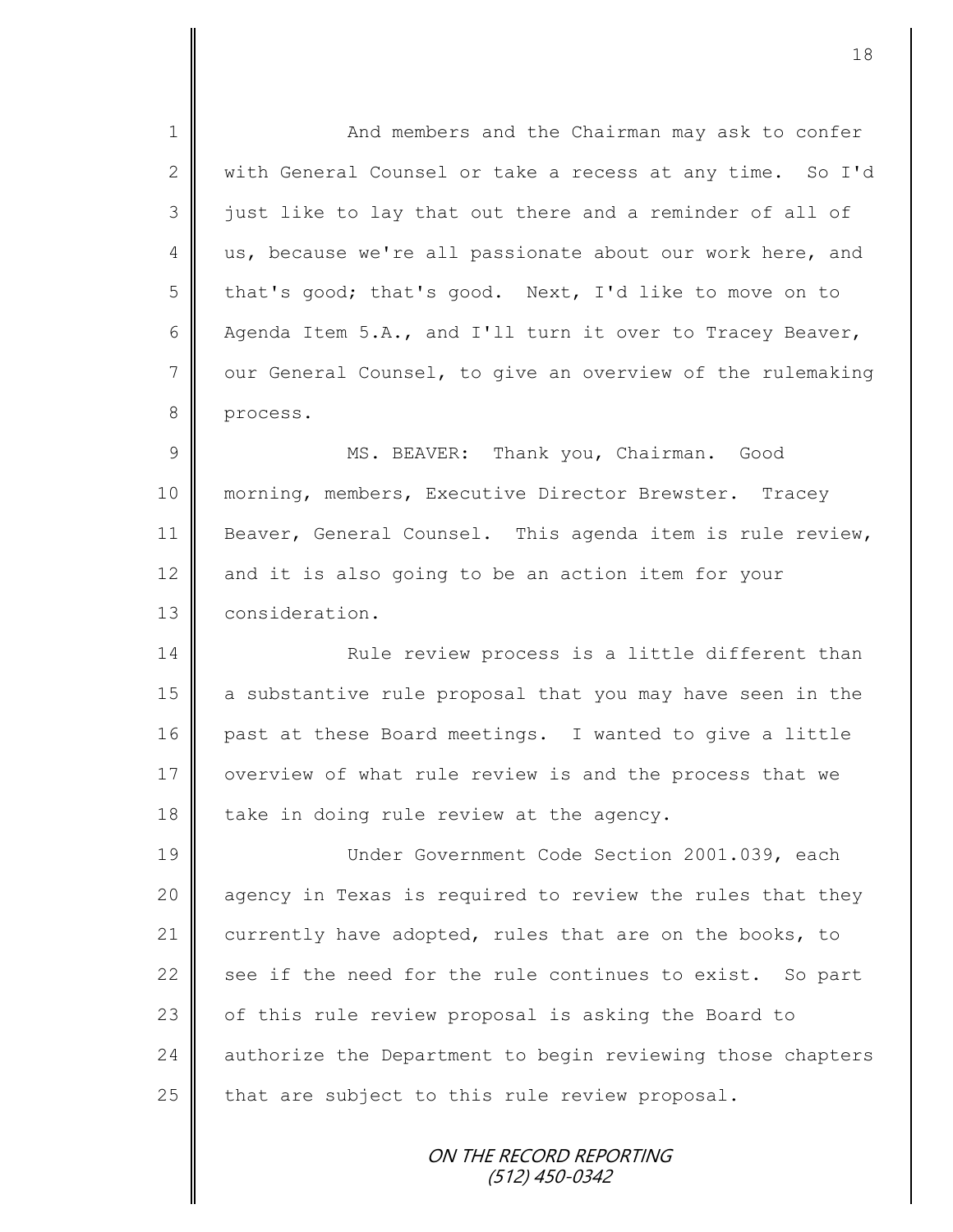And members and the Chairman may ask to confer with General Counsel or take a recess at any time. So I'd just like to lay that out there and a reminder of all of us, because we're all passionate about our work here, and that's good; that's good. Next, I'd like to move on to Agenda Item 5.A., and I'll turn it over to Tracey Beaver, our General Counsel, to give an overview of the rulemaking process.

MS. BEAVER: Thank you, Chairman. Good morning, members, Executive Director Brewster. Tracey Beaver, General Counsel. This agenda item is rule review, and it is also going to be an action item for your consideration.

Rule review process is a little different than a substantive rule proposal that you may have seen in the past at these Board meetings. I wanted to give a little overview of what rule review is and the process that we take in doing rule review at the agency.

Under Government Code Section 2001.039, each agency in Texas is required to review the rules that they currently have adopted, rules that are on the books, to see if the need for the rule continues to exist. So part of this rule review proposal is asking the Board to authorize the Department to begin reviewing those chapters that are subject to this rule review proposal.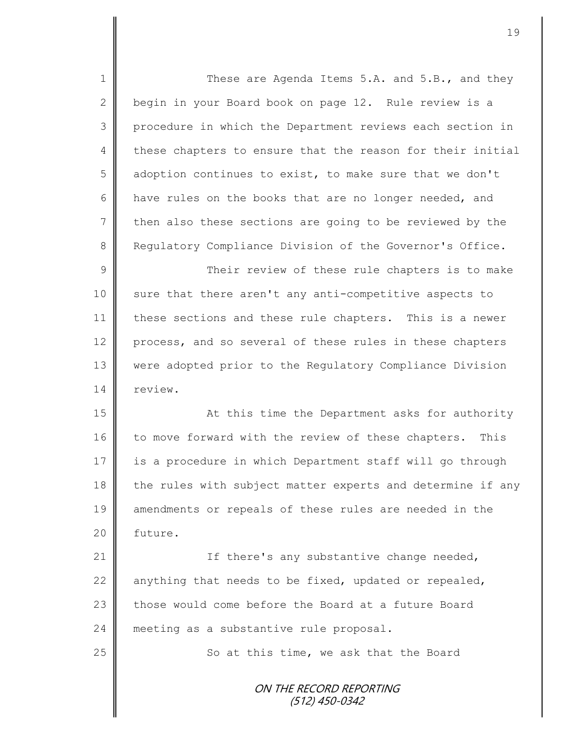These are Agenda Items 5.A. and 5.B., and they begin in your Board book on page 12. Rule review is a procedure in which the Department reviews each section in these chapters to ensure that the reason for their initial adoption continues to exist, to make sure that we don't have rules on the books that are no longer needed, and then also these sections are going to be reviewed by the Regulatory Compliance Division of the Governor's Office.

Their review of these rule chapters is to make sure that there aren't any anti-competitive aspects to these sections and these rule chapters. This is a newer process, and so several of these rules in these chapters were adopted prior to the Regulatory Compliance Division review.

At this time the Department asks for authority to move forward with the review of these chapters. This is a procedure in which Department staff will go through the rules with subject matter experts and determine if any amendments or repeals of these rules are needed in the future.

If there's any substantive change needed, anything that needs to be fixed, updated or repealed, those would come before the Board at a future Board meeting as a substantive rule proposal.

So at this time, we ask that the Board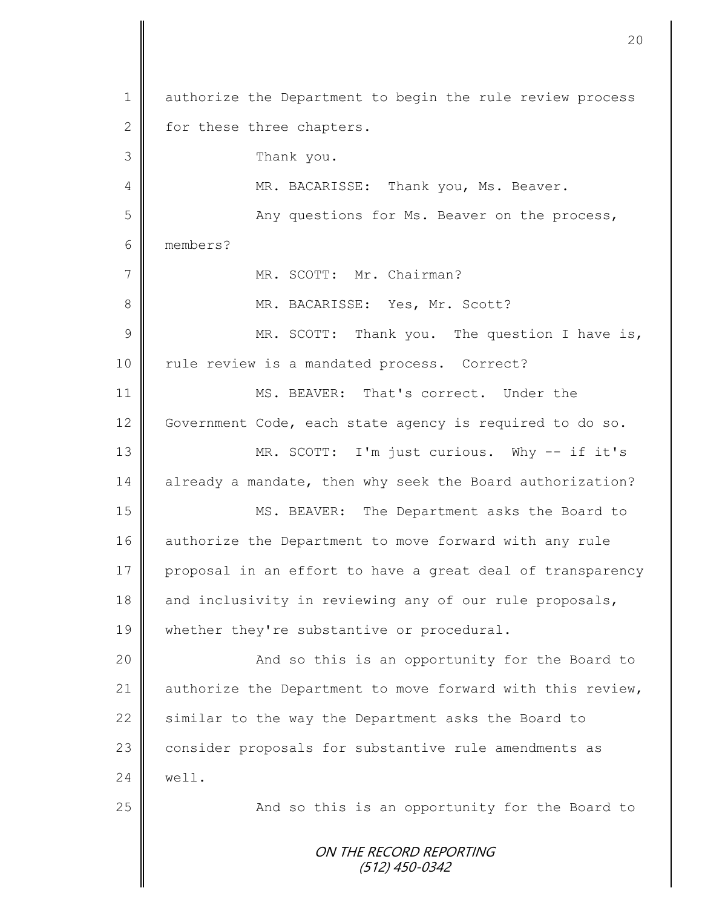authorize the Department to begin the rule review process for these three chapters.

Thank you.

MR. BACARISSE: Thank you, Ms. Beaver.

Any questions for Ms. Beaver on the process, members?

MR. SCOTT: Mr. Chairman?

MR. BACARISSE: Yes, Mr. Scott?

MR. SCOTT: Thank you. The question I have is, rule review is a mandated process. Correct?

MS. BEAVER: That's correct. Under the Government Code, each state agency is required to do so.

MR. SCOTT: I'm just curious. Why -- if it's already a mandate, then why seek the Board authorization?

MS. BEAVER: The Department asks the Board to authorize the Department to move forward with any rule proposal in an effort to have a great deal of transparency and inclusivity in reviewing any of our rule proposals, whether they're substantive or procedural.

And so this is an opportunity for the Board to authorize the Department to move forward with this review, similar to the way the Department asks the Board to consider proposals for substantive rule amendments as well.

And so this is an opportunity for the Board to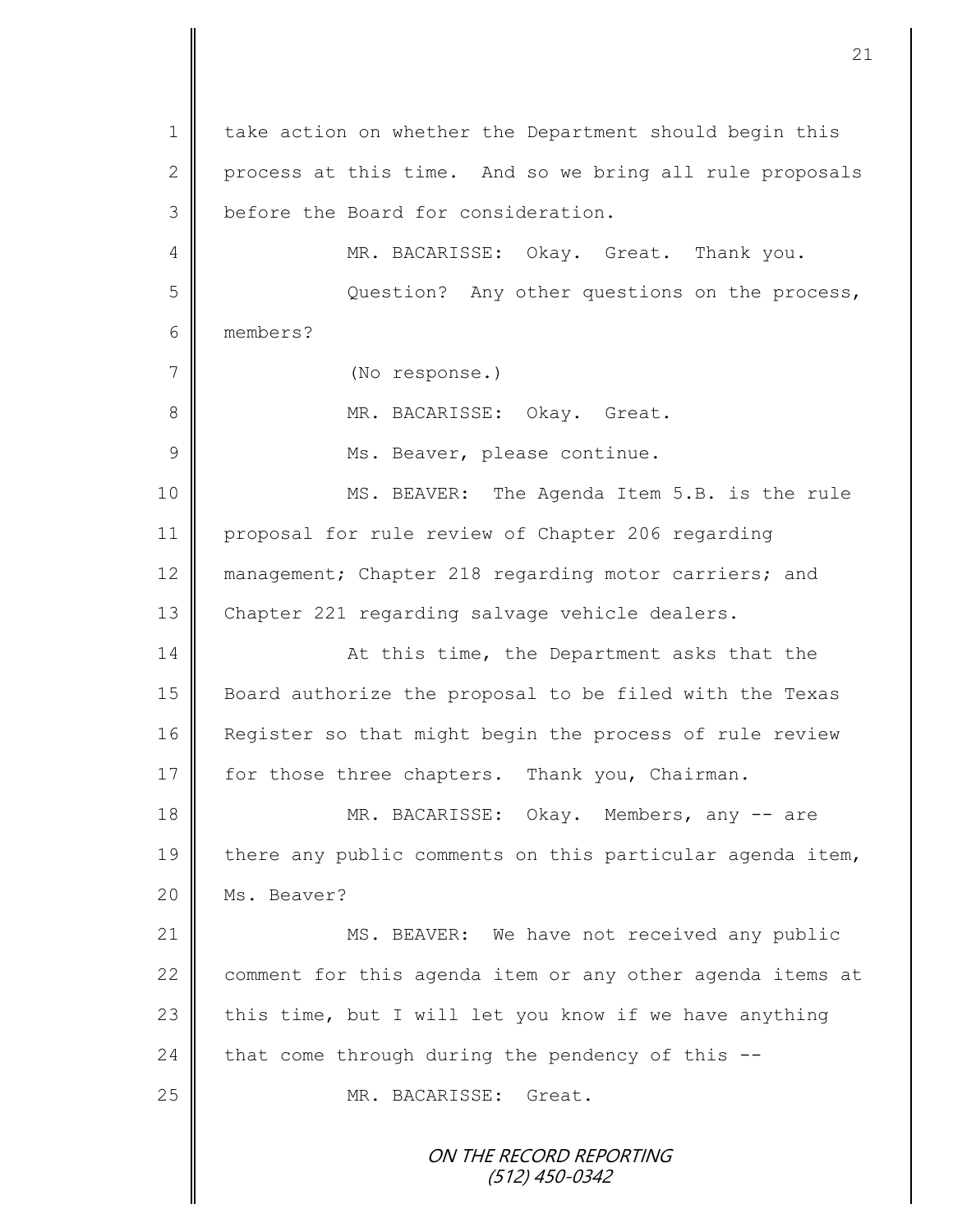take action on whether the Department should begin this process at this time. And so we bring all rule proposals before the Board for consideration.

MR. BACARISSE: Okay. Great. Thank you.

Question? Any other questions on the process, members?

(No response.)

MR. BACARISSE: Okay. Great.

Ms. Beaver, please continue.

MS. BEAVER: The Agenda Item 5.B. is the rule proposal for rule review of Chapter 206 regarding management; Chapter 218 regarding motor carriers; and Chapter 221 regarding salvage vehicle dealers.

At this time, the Department asks that the Board authorize the proposal to be filed with the Texas Register so that might begin the process of rule review for those three chapters. Thank you, Chairman.

MR. BACARISSE: Okay. Members, any -- are there any public comments on this particular agenda item, Ms. Beaver?

MS. BEAVER: We have not received any public comment for this agenda item or any other agenda items at this time, but I will let you know if we have anything that come through during the pendency of this --

MR. BACARISSE: Great.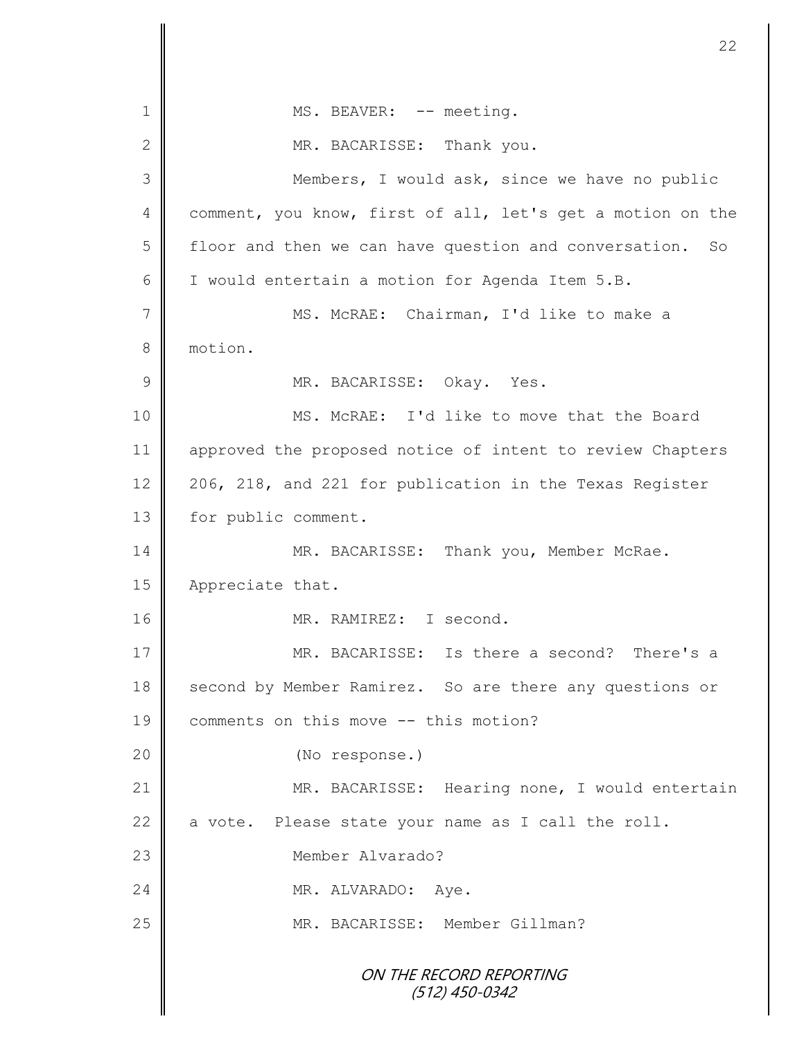MS. BEAVER: -- meeting.

MR. BACARISSE: Thank you.

Members, I would ask, since we have no public comment, you know, first of all, let's get a motion on the floor and then we can have question and conversation. So I would entertain a motion for Agenda Item 5.B.

MS. McRAE: Chairman, I'd like to make a motion.

MR. BACARISSE: Okay. Yes.

MS. McRAE: I'd like to move that the Board approved the proposed notice of intent to review Chapters 206, 218, and 221 for publication in the Texas Register for public comment.

MR. BACARISSE: Thank you, Member McRae. Appreciate that.

MR. RAMIREZ: I second.

MR. BACARISSE: Is there a second? There's a second by Member Ramirez. So are there any questions or comments on this move -- this motion?

(No response.)

MR. BACARISSE: Hearing none, I would entertain a vote. Please state your name as I call the roll.

Member Alvarado?

MR. ALVARADO: Aye.

MR. BACARISSE: Member Gillman?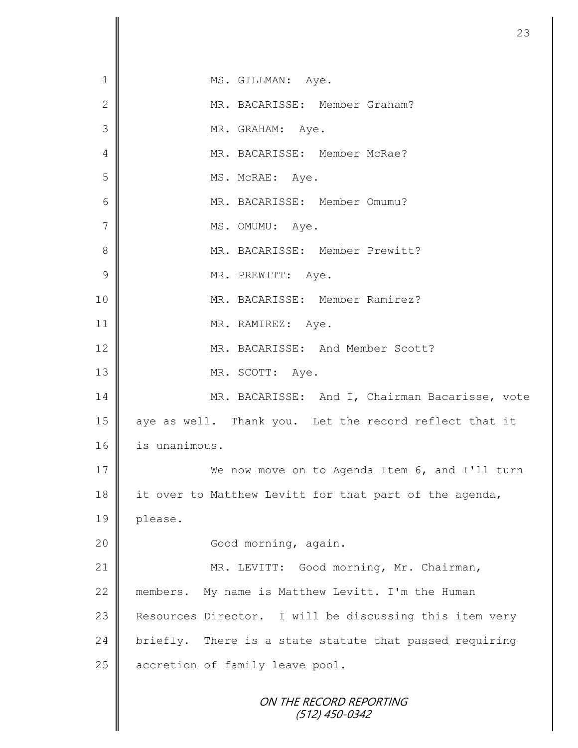MS. GILLMAN: Aye.

MR. BACARISSE: Member Graham?

MR. GRAHAM: Aye.

MR. BACARISSE: Member McRae?

MS. McRAE: Aye.

MR. BACARISSE: Member Omumu?

MS. OMUMU: Aye.

MR. BACARISSE: Member Prewitt?

MR. PREWITT: Aye.

MR. BACARISSE: Member Ramirez?

MR. RAMIREZ: Aye.

MR. BACARISSE: And Member Scott?

MR. SCOTT: Aye.

MR. BACARISSE: And I, Chairman Bacarisse, vote aye as well. Thank you. Let the record reflect that it is unanimous.

We now move on to Agenda Item 6, and I'll turn it over to Matthew Levitt for that part of the agenda, please.

Good morning, again.

MR. LEVITT: Good morning, Mr. Chairman, members. My name is Matthew Levitt. I'm the Human Resources Director. I will be discussing this item very briefly. There is a state statute that passed requiring accretion of family leave pool.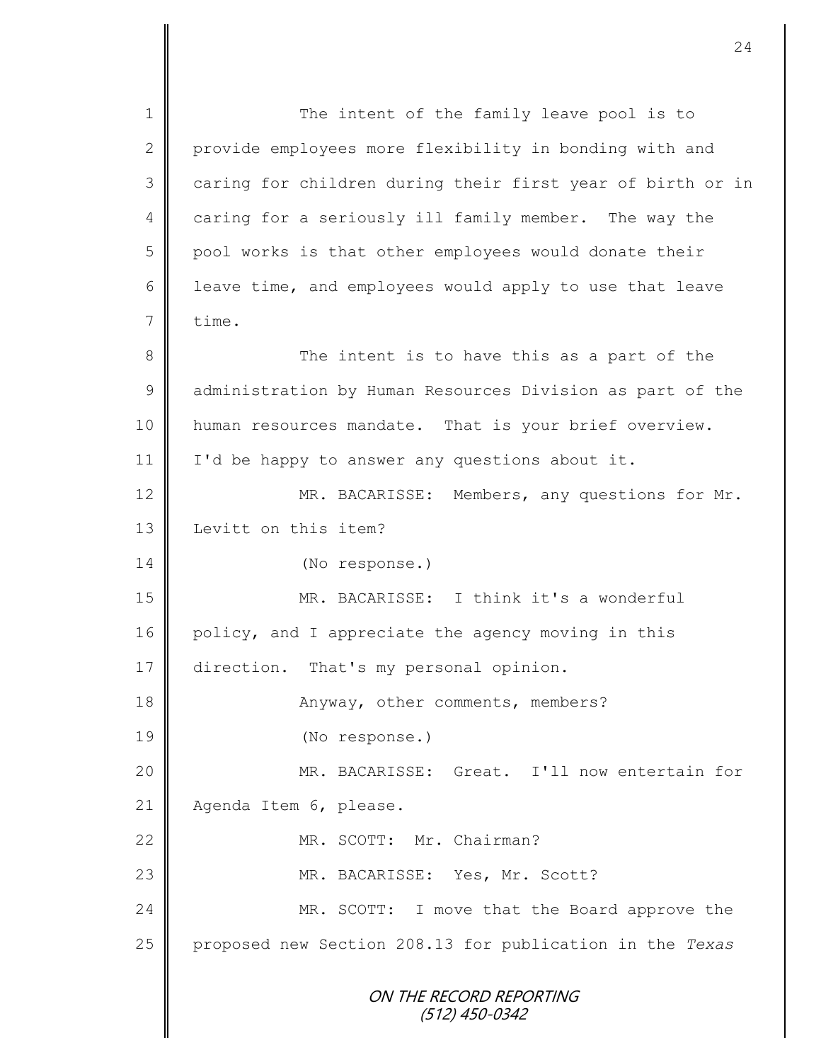The intent of the family leave pool is to provide employees more flexibility in bonding with and caring for children during their first year of birth or in caring for a seriously ill family member. The way the pool works is that other employees would donate their leave time, and employees would apply to use that leave time.

The intent is to have this as a part of the administration by Human Resources Division as part of the human resources mandate. That is your brief overview. I'd be happy to answer any questions about it.

MR. BACARISSE: Members, any questions for Mr. Levitt on this item?

(No response.)

MR. BACARISSE: I think it's a wonderful policy, and I appreciate the agency moving in this direction. That's my personal opinion.

Anyway, other comments, members?

(No response.)

MR. BACARISSE: Great. I'll now entertain for Agenda Item 6, please.

MR. SCOTT: Mr. Chairman?

MR. BACARISSE: Yes, Mr. Scott?

MR. SCOTT: I move that the Board approve the proposed new Section 208.13 for publication in the *Texas*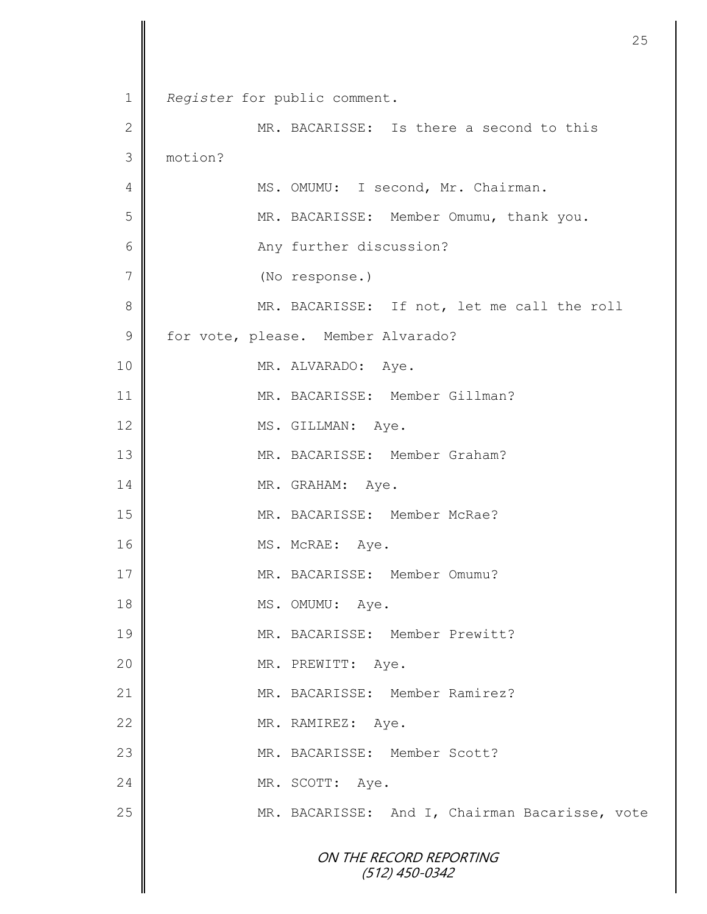*Register* for public comment.

MR. BACARISSE: Is there a second to this motion?

MS. OMUMU: I second, Mr. Chairman.

MR. BACARISSE: Member Omumu, thank you.

Any further discussion?

(No response.)

MR. BACARISSE: If not, let me call the roll for vote, please. Member Alvarado?

MR. ALVARADO: Aye.

MR. BACARISSE: Member Gillman?

MS. GILLMAN: Aye.

MR. BACARISSE: Member Graham?

MR. GRAHAM: Aye.

MR. BACARISSE: Member McRae?

MS. McRAE: Aye.

MR. BACARISSE: Member Omumu?

MS. OMUMU: Aye.

MR. BACARISSE: Member Prewitt?

MR. PREWITT: Aye.

MR. BACARISSE: Member Ramirez?

MR. RAMIREZ: Aye.

MR. BACARISSE: Member Scott?

MR. SCOTT: Aye.

MR. BACARISSE: And I, Chairman Bacarisse, vote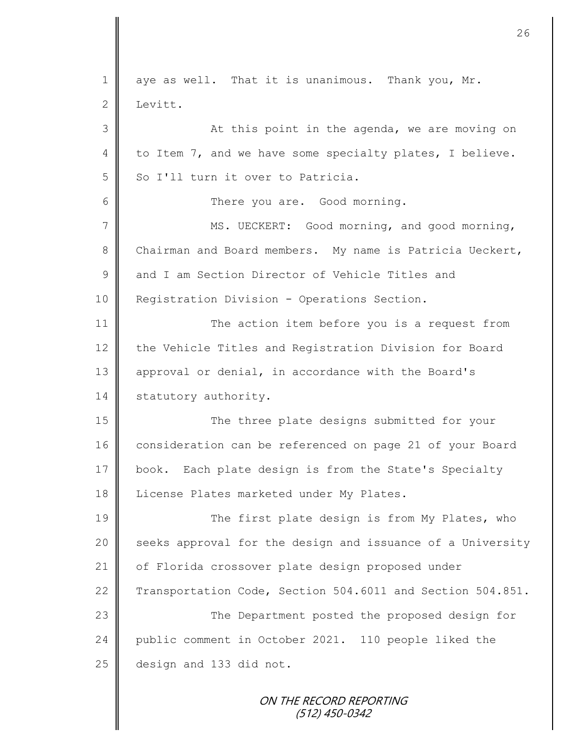aye as well. That it is unanimous. Thank you, Mr. Levitt.

At this point in the agenda, we are moving on to Item 7, and we have some specialty plates, I believe. So I'll turn it over to Patricia.

There you are. Good morning.

MS. UECKERT: Good morning, and good morning, Chairman and Board members. My name is Patricia Ueckert, and I am Section Director of Vehicle Titles and Registration Division - Operations Section.

The action item before you is a request from the Vehicle Titles and Registration Division for Board approval or denial, in accordance with the Board's statutory authority.

The three plate designs submitted for your consideration can be referenced on page 21 of your Board book. Each plate design is from the State's Specialty License Plates marketed under My Plates.

The first plate design is from My Plates, who seeks approval for the design and issuance of a University of Florida crossover plate design proposed under Transportation Code, Section 504.6011 and Section 504.851.

The Department posted the proposed design for public comment in October 2021. 110 people liked the design and 133 did not.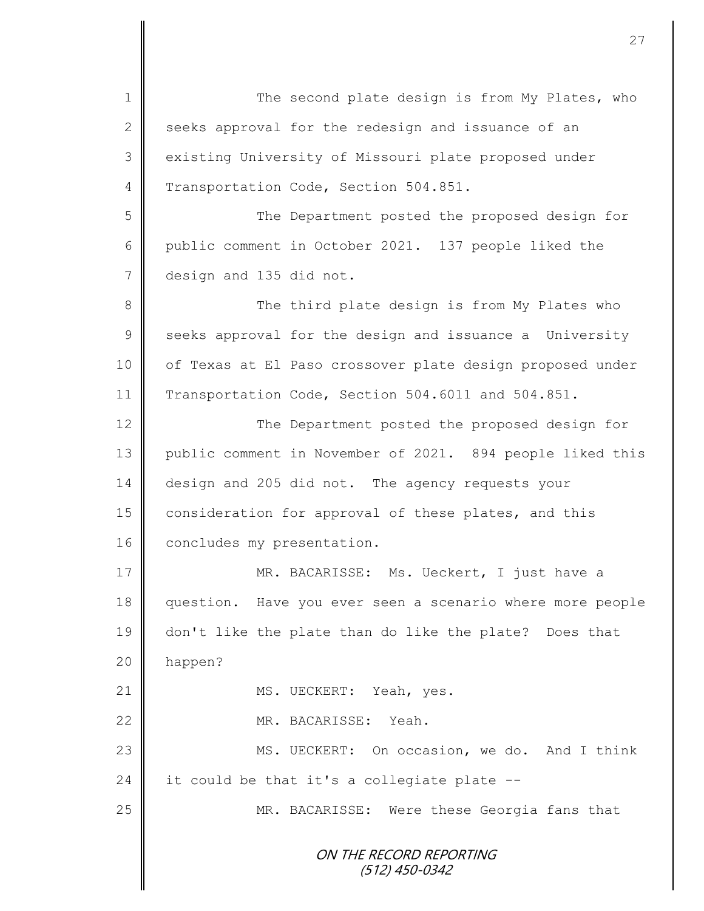The second plate design is from My Plates, who seeks approval for the redesign and issuance of an existing University of Missouri plate proposed under Transportation Code, Section 504.851.

The Department posted the proposed design for public comment in October 2021. 137 people liked the design and 135 did not.

The third plate design is from My Plates who seeks approval for the design and issuance a University of Texas at El Paso crossover plate design proposed under Transportation Code, Section 504.6011 and 504.851.

The Department posted the proposed design for public comment in November of 2021. 894 people liked this design and 205 did not. The agency requests your consideration for approval of these plates, and this concludes my presentation.

MR. BACARISSE: Ms. Ueckert, I just have a question. Have you ever seen a scenario where more people don't like the plate than do like the plate? Does that happen?

MS. UECKERT: Yeah, yes.

MR. BACARISSE: Yeah.

MS. UECKERT: On occasion, we do. And I think it could be that it's a collegiate plate --

MR. BACARISSE: Were these Georgia fans that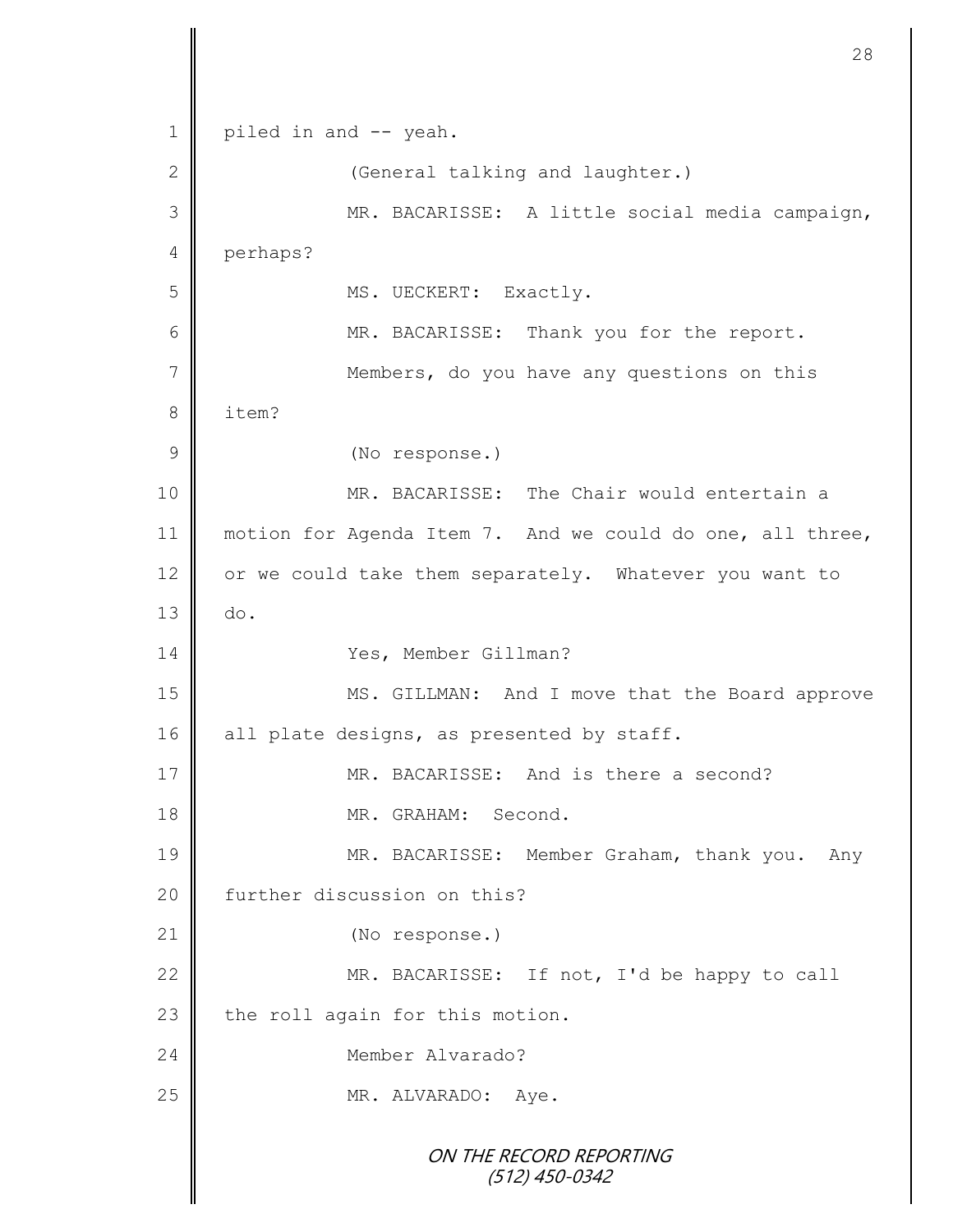1 piled in and -- yeah.

2 (General talking and laughter.)

3 MR. BACARISSE: A little social media campaign,

4 perhaps?

5 MS. UECKERT: Exactly.

6 MR. BACARISSE: Thank you for the report.

7 Members, do you have any questions on this

8 item?

9 (No response.)

10 MR. BACARISSE: The Chair would entertain a

11 motion for Agenda Item 7. And we could do one, all three,

12 or we could take them separately. Whatever you want to

13 do.

14 Yes, Member Gillman?

15 MS. GILLMAN: And I move that the Board approve

16 all plate designs, as presented by staff.

17 MR. BACARISSE: And is there a second?

18 MR. GRAHAM: Second.

19 MR. BACARISSE: Member Graham, thank you. Any

20 further discussion on this?

21 (No response.)

22 MR. BACARISSE: If not, I'd be happy to call

23 the roll again for this motion.

24 Member Alvarado?

25 MR. ALVARADO: Aye.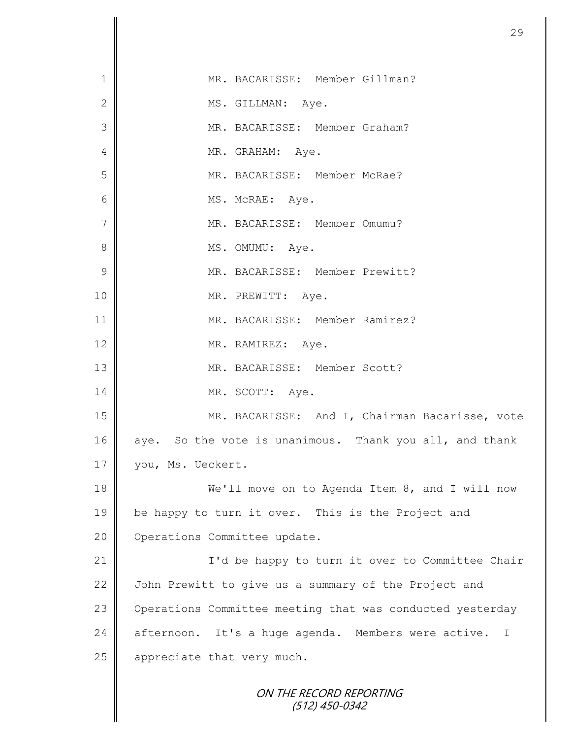MR. BACARISSE: Member Gillman?

MS. GILLMAN: Aye.

MR. BACARISSE: Member Graham?

MR. GRAHAM: Aye.

MR. BACARISSE: Member McRae?

MS. McRAE: Aye.

MR. BACARISSE: Member Omumu?

MS. OMUMU: Aye.

MR. BACARISSE: Member Prewitt?

MR. PREWITT: Aye.

MR. BACARISSE: Member Ramirez?

MR. RAMIREZ: Aye.

MR. BACARISSE: Member Scott?

MR. SCOTT: Aye.

MR. BACARISSE: And I, Chairman Bacarisse, vote aye. So the vote is unanimous. Thank you all, and thank you, Ms. Ueckert.

We'll move on to Agenda Item 8, and I will now be happy to turn it over. This is the Project and Operations Committee update.

I'd be happy to turn it over to Committee Chair John Prewitt to give us a summary of the Project and Operations Committee meeting that was conducted yesterday afternoon. It's a huge agenda. Members were active. I appreciate that very much.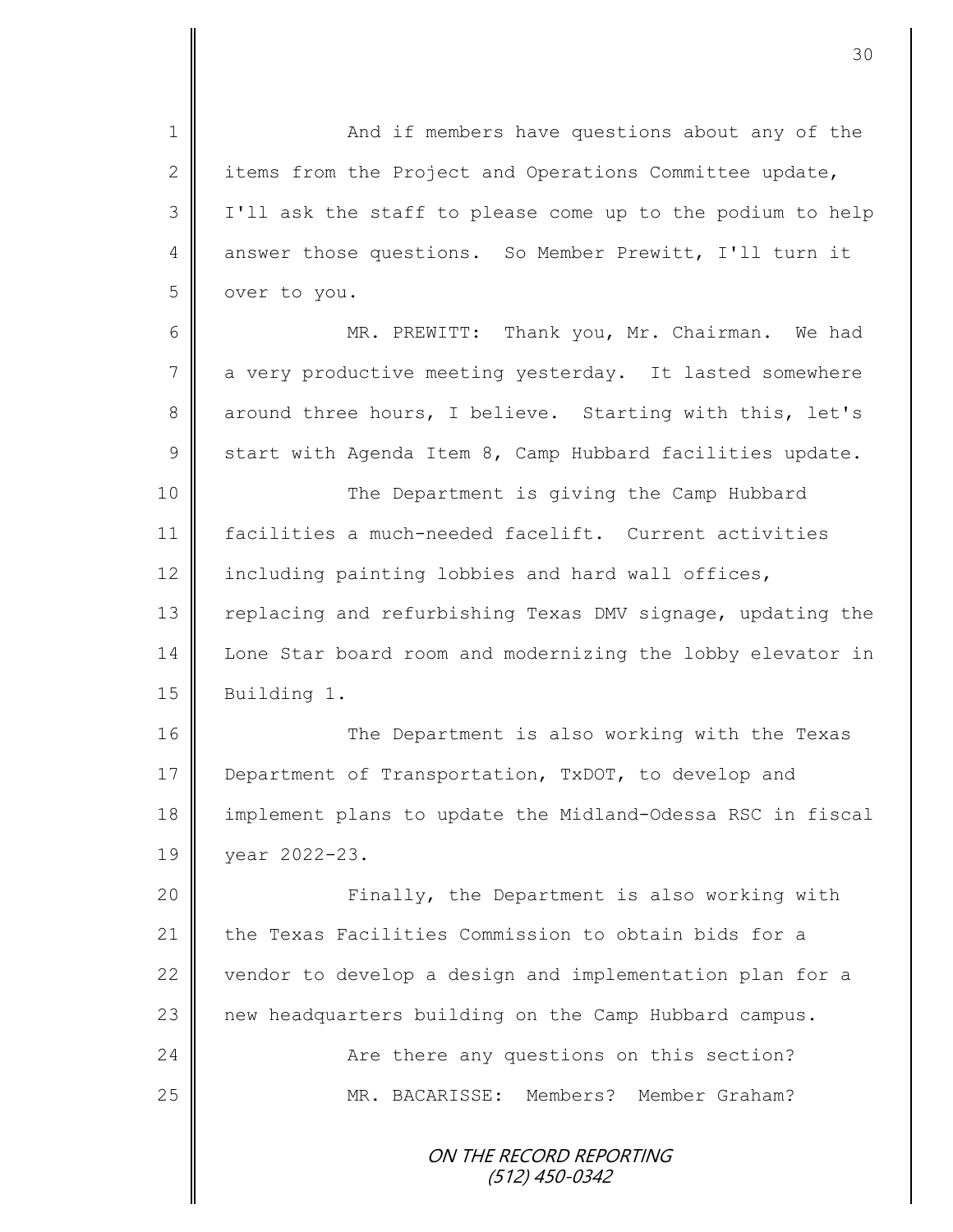And if members have questions about any of the items from the Project and Operations Committee update, I'll ask the staff to please come up to the podium to help answer those questions. So Member Prewitt, I'll turn it over to you.

MR. PREWITT: Thank you, Mr. Chairman. We had a very productive meeting yesterday. It lasted somewhere around three hours, I believe. Starting with this, let's start with Agenda Item 8, Camp Hubbard facilities update.

The Department is giving the Camp Hubbard facilities a much-needed facelift. Current activities including painting lobbies and hard wall offices, replacing and refurbishing Texas DMV signage, updating the Lone Star board room and modernizing the lobby elevator in Building 1.

The Department is also working with the Texas Department of Transportation, TxDOT, to develop and implement plans to update the Midland-Odessa RSC in fiscal year 2022-23.

Finally, the Department is also working with the Texas Facilities Commission to obtain bids for a vendor to develop a design and implementation plan for a new headquarters building on the Camp Hubbard campus.

Are there any questions on this section?

MR. BACARISSE: Members? Member Graham?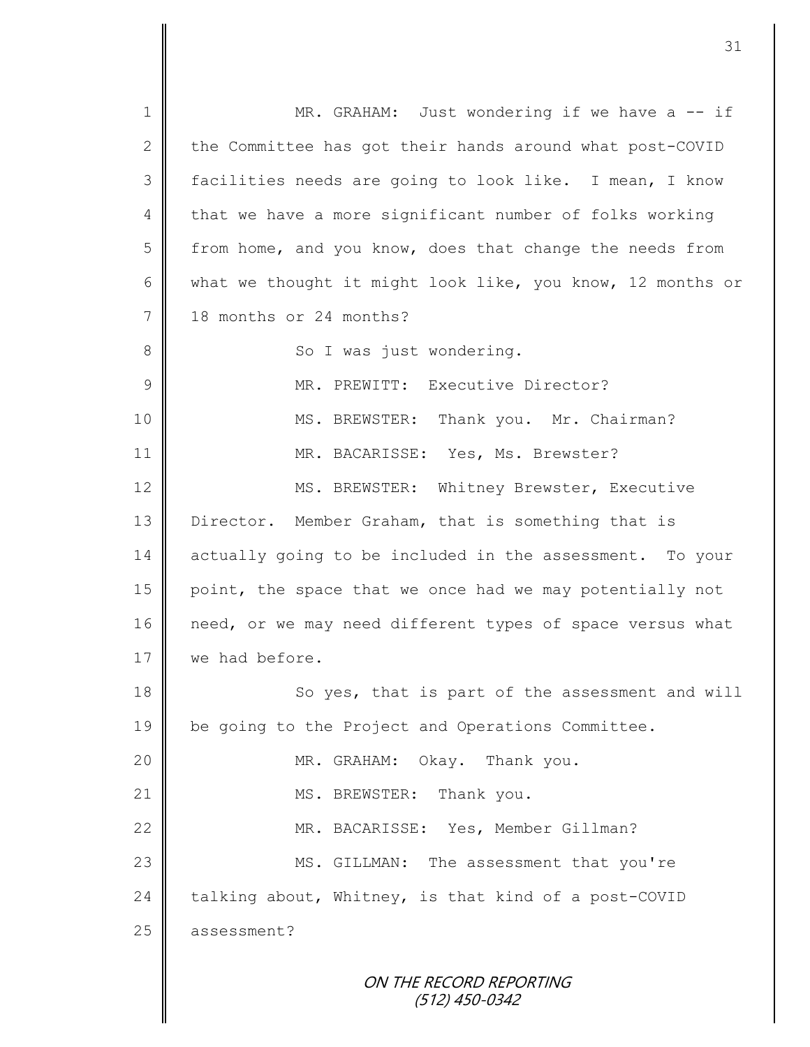MR. GRAHAM: Just wondering if we have a -- if the Committee has got their hands around what post-COVID facilities needs are going to look like. I mean, I know that we have a more significant number of folks working from home, and you know, does that change the needs from what we thought it might look like, you know, 12 months or 18 months or 24 months?

So I was just wondering.

MR. PREWITT: Executive Director?

MS. BREWSTER: Thank you. Mr. Chairman?

MR. BACARISSE: Yes, Ms. Brewster?

MS. BREWSTER: Whitney Brewster, Executive Director. Member Graham, that is something that is actually going to be included in the assessment. To your point, the space that we once had we may potentially not need, or we may need different types of space versus what we had before.

So yes, that is part of the assessment and will be going to the Project and Operations Committee.

MR. GRAHAM: Okay. Thank you.

MS. BREWSTER: Thank you.

MR. BACARISSE: Yes, Member Gillman?

MS. GILLMAN: The assessment that you're talking about, Whitney, is that kind of a post-COVID assessment?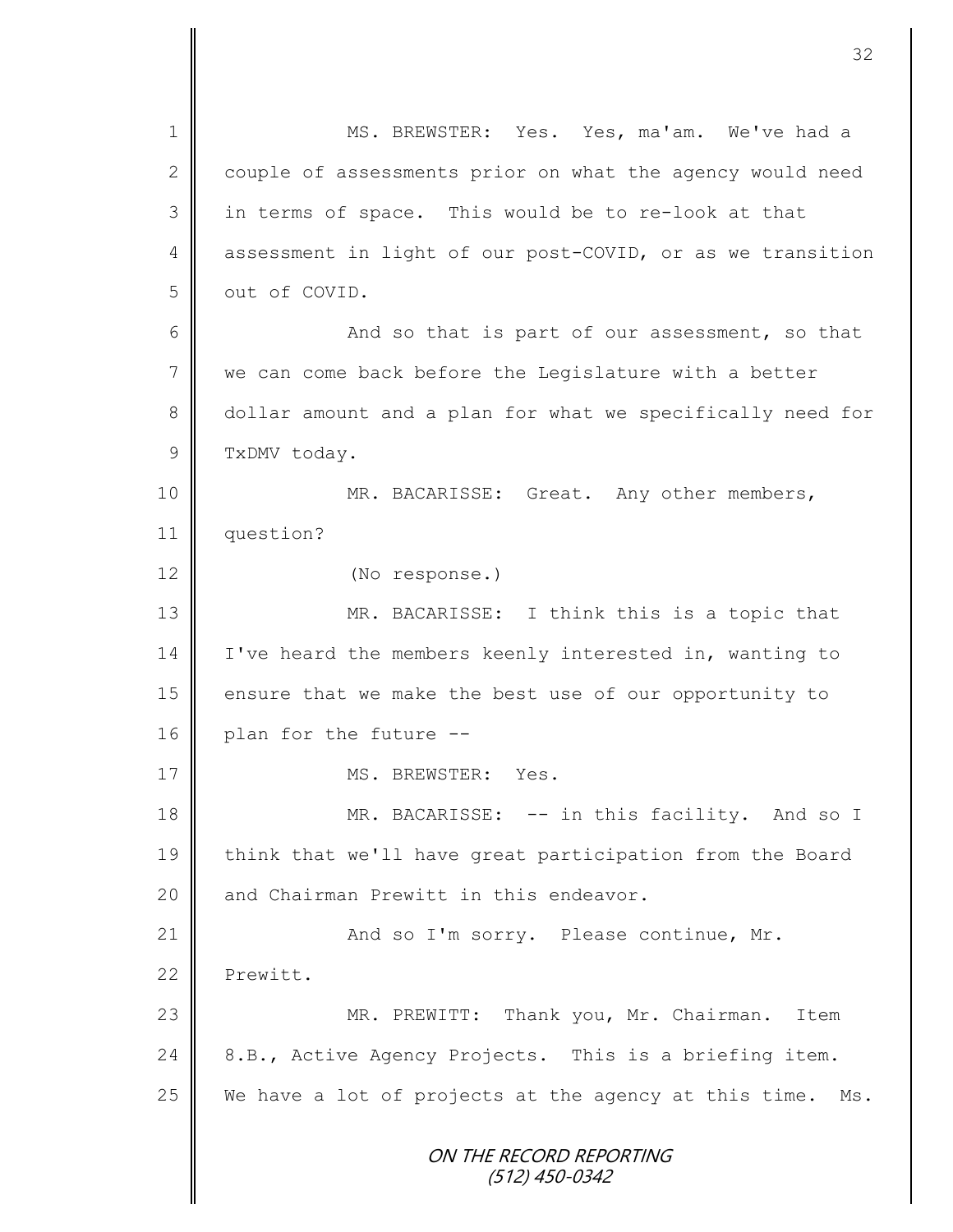MS. BREWSTER: Yes. Yes, ma'am. We've had a couple of assessments prior on what the agency would need in terms of space. This would be to re-look at that assessment in light of our post-COVID, or as we transition out of COVID.

And so that is part of our assessment, so that we can come back before the Legislature with a better dollar amount and a plan for what we specifically need for TxDMV today.

MR. BACARISSE: Great. Any other members, question?

(No response.)

MR. BACARISSE: I think this is a topic that I've heard the members keenly interested in, wanting to ensure that we make the best use of our opportunity to plan for the future --

MS. BREWSTER: Yes.

MR. BACARISSE: -- in this facility. And so I think that we'll have great participation from the Board and Chairman Prewitt in this endeavor.

And so I'm sorry. Please continue, Mr. Prewitt.

MR. PREWITT: Thank you, Mr. Chairman. Item 8.B., Active Agency Projects. This is a briefing item. We have a lot of projects at the agency at this time. Ms.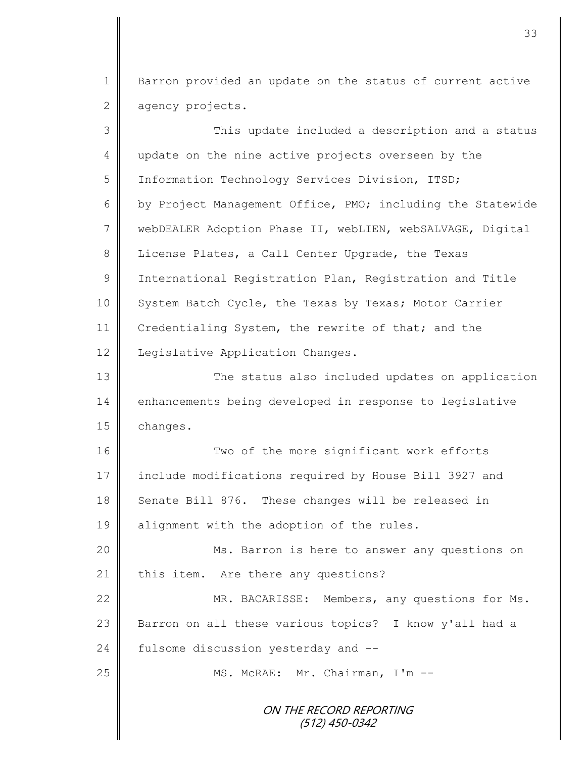Barron provided an update on the status of current active agency projects.

This update included a description and a status update on the nine active projects overseen by the Information Technology Services Division, ITSD; by Project Management Office, PMO; including the Statewide webDEALER Adoption Phase II, webLIEN, webSALVAGE, Digital License Plates, a Call Center Upgrade, the Texas International Registration Plan, Registration and Title System Batch Cycle, the Texas by Texas; Motor Carrier Credentialing System, the rewrite of that; and the Legislative Application Changes.

The status also included updates on application enhancements being developed in response to legislative changes.

Two of the more significant work efforts include modifications required by House Bill 3927 and Senate Bill 876. These changes will be released in alignment with the adoption of the rules.

Ms. Barron is here to answer any questions on this item. Are there any questions?

MR. BACARISSE: Members, any questions for Ms. Barron on all these various topics? I know y'all had a fulsome discussion yesterday and --

MS. McRAE: Mr. Chairman, I'm --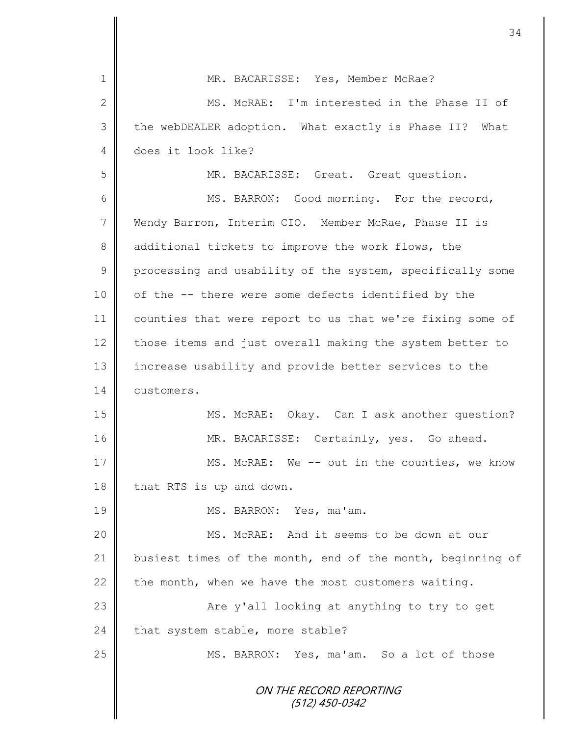MR. BACARISSE: Yes, Member McRae?

MS. McRAE: I'm interested in the Phase II of the webDEALER adoption. What exactly is Phase II? What does it look like?

MR. BACARISSE: Great. Great question.

MS. BARRON: Good morning. For the record, Wendy Barron, Interim CIO. Member McRae, Phase II is additional tickets to improve the work flows, the processing and usability of the system, specifically some of the -- there were some defects identified by the counties that were report to us that we're fixing some of those items and just overall making the system better to increase usability and provide better services to the customers.

MS. McRAE: Okay. Can I ask another question?

MR. BACARISSE: Certainly, yes. Go ahead.

MS. McRAE: We -- out in the counties, we know that RTS is up and down.

MS. BARRON: Yes, ma'am.

MS. McRAE: And it seems to be down at our busiest times of the month, end of the month, beginning of the month, when we have the most customers waiting.

Are y'all looking at anything to try to get that system stable, more stable?

MS. BARRON: Yes, ma'am. So a lot of those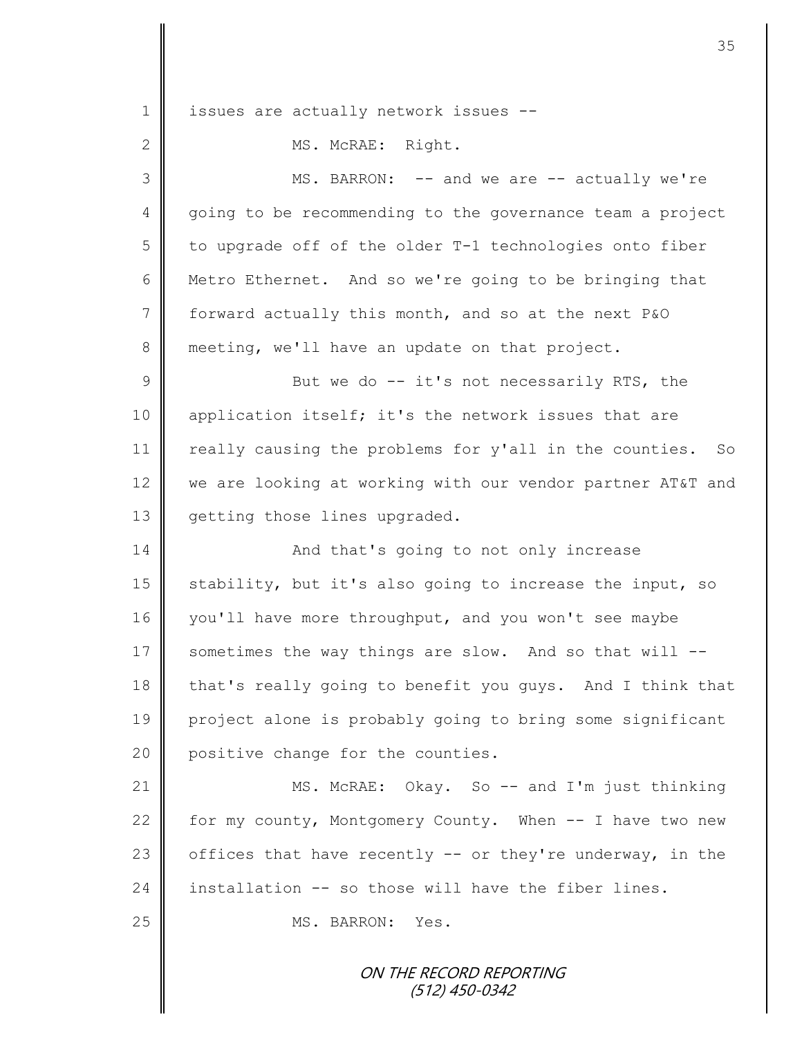issues are actually network issues --

MS. McRAE: Right.

MS. BARRON: -- and we are -- actually we're going to be recommending to the governance team a project to upgrade off of the older T-1 technologies onto fiber Metro Ethernet. And so we're going to be bringing that forward actually this month, and so at the next P&O meeting, we'll have an update on that project.

But we do -- it's not necessarily RTS, the application itself; it's the network issues that are really causing the problems for y'all in the counties. So we are looking at working with our vendor partner AT&T and getting those lines upgraded.

And that's going to not only increase stability, but it's also going to increase the input, so you'll have more throughput, and you won't see maybe sometimes the way things are slow. And so that will -- that's really going to benefit you guys. And I think that project alone is probably going to bring some significant positive change for the counties.

MS. McRAE: Okay. So -- and I'm just thinking for my county, Montgomery County. When -- I have two new offices that have recently -- or they're underway, in the installation -- so those will have the fiber lines.

MS. BARRON: Yes.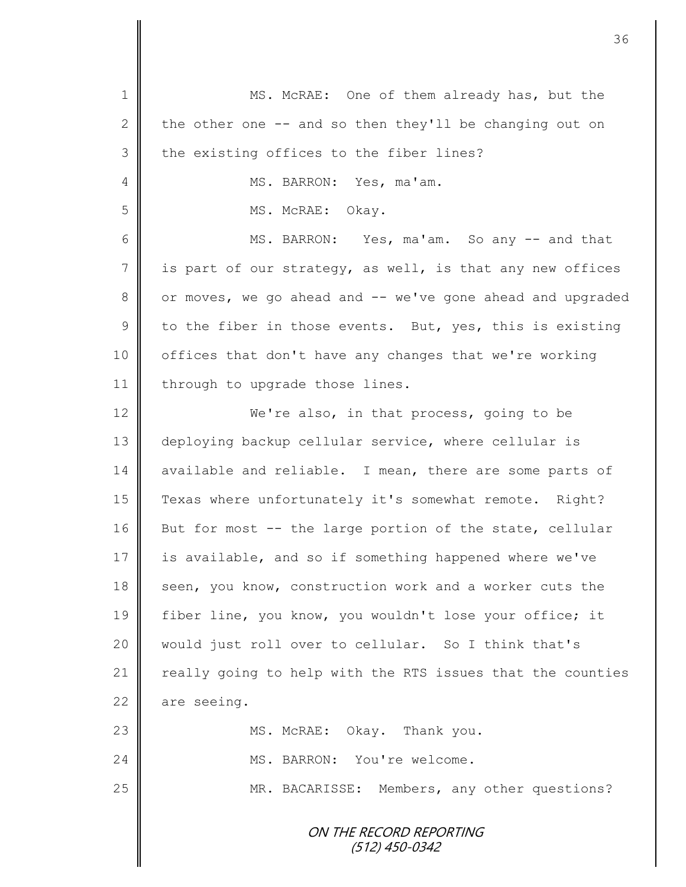MS. McRAE: One of them already has, but the the other one -- and so then they'll be changing out on the existing offices to the fiber lines?

MS. BARRON: Yes, ma'am.

MS. McRAE: Okay.

MS. BARRON: Yes, ma'am. So any -- and that is part of our strategy, as well, is that any new offices or moves, we go ahead and -- we've gone ahead and upgraded to the fiber in those events. But, yes, this is existing offices that don't have any changes that we're working through to upgrade those lines.

We're also, in that process, going to be deploying backup cellular service, where cellular is available and reliable. I mean, there are some parts of Texas where unfortunately it's somewhat remote. Right? But for most -- the large portion of the state, cellular is available, and so if something happened where we've seen, you know, construction work and a worker cuts the fiber line, you know, you wouldn't lose your office; it would just roll over to cellular. So I think that's really going to help with the RTS issues that the counties are seeing.

MS. McRAE: Okay. Thank you.

MS. BARRON: You're welcome.

MR. BACARISSE: Members, any other questions?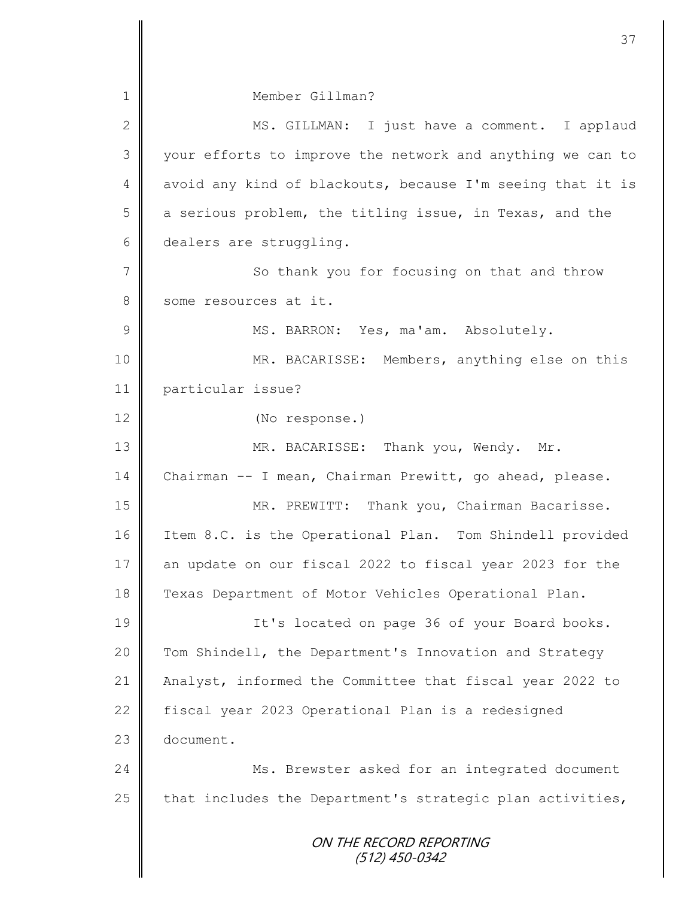Member Gillman?

MS. GILLMAN: I just have a comment. I applaud your efforts to improve the network and anything we can to avoid any kind of blackouts, because I'm seeing that it is a serious problem, the titling issue, in Texas, and the dealers are struggling.

So thank you for focusing on that and throw some resources at it.

MS. BARRON: Yes, ma'am. Absolutely.

MR. BACARISSE: Members, anything else on this particular issue?

(No response.)

MR. BACARISSE: Thank you, Wendy. Mr. Chairman -- I mean, Chairman Prewitt, go ahead, please.

MR. PREWITT: Thank you, Chairman Bacarisse. Item 8.C. is the Operational Plan. Tom Shindell provided an update on our fiscal 2022 to fiscal year 2023 for the Texas Department of Motor Vehicles Operational Plan.

It's located on page 36 of your Board books. Tom Shindell, the Department's Innovation and Strategy Analyst, informed the Committee that fiscal year 2022 to fiscal year 2023 Operational Plan is a redesigned document.

Ms. Brewster asked for an integrated document that includes the Department's strategic plan activities,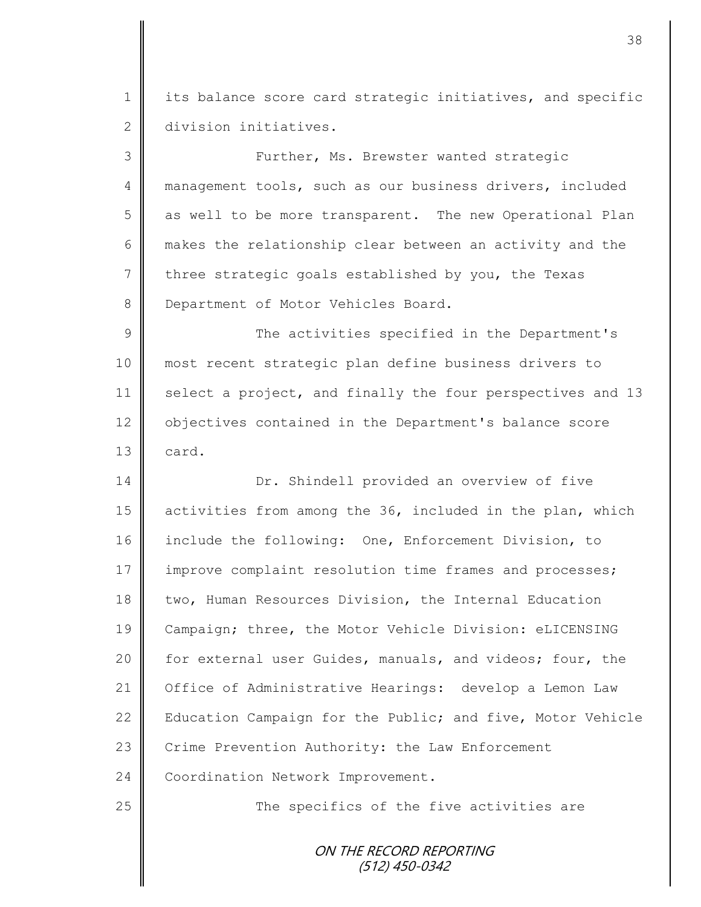its balance score card strategic initiatives, and specific division initiatives.

Further, Ms. Brewster wanted strategic management tools, such as our business drivers, included as well to be more transparent. The new Operational Plan makes the relationship clear between an activity and the three strategic goals established by you, the Texas Department of Motor Vehicles Board.

The activities specified in the Department's most recent strategic plan define business drivers to select a project, and finally the four perspectives and 13 objectives contained in the Department's balance score card.

Dr. Shindell provided an overview of five activities from among the 36, included in the plan, which include the following: One, Enforcement Division, to improve complaint resolution time frames and processes; two, Human Resources Division, the Internal Education Campaign; three, the Motor Vehicle Division: eLICENSING for external user Guides, manuals, and videos; four, the Office of Administrative Hearings: develop a Lemon Law Education Campaign for the Public; and five, Motor Vehicle Crime Prevention Authority: the Law Enforcement Coordination Network Improvement.

The specifics of the five activities are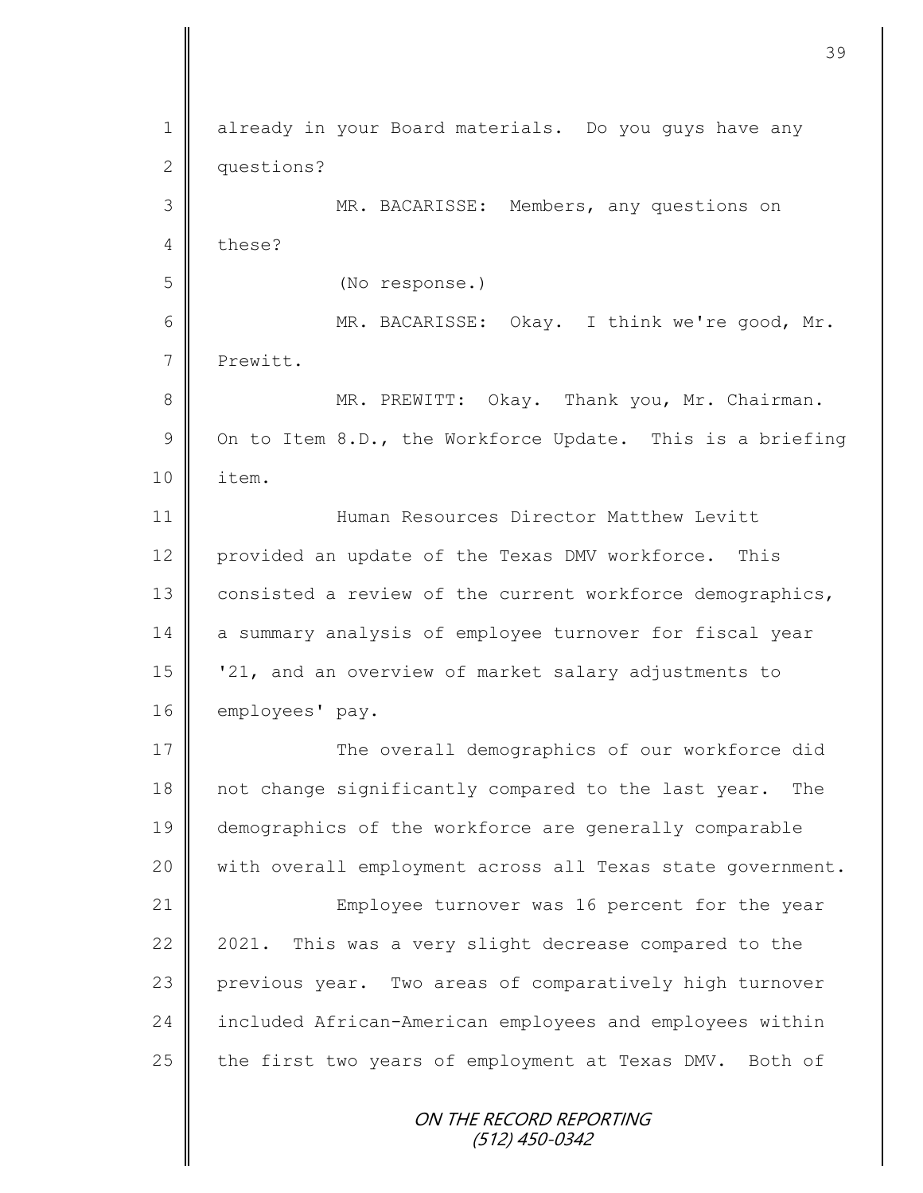already in your Board materials. Do you guys have any questions?

MR. BACARISSE: Members, any questions on these?

(No response.)

MR. BACARISSE: Okay. I think we're good, Mr. Prewitt.

MR. PREWITT: Okay. Thank you, Mr. Chairman. On to Item 8.D., the Workforce Update. This is a briefing item.

Human Resources Director Matthew Levitt provided an update of the Texas DMV workforce. This consisted a review of the current workforce demographics, a summary analysis of employee turnover for fiscal year '21, and an overview of market salary adjustments to employees' pay.

The overall demographics of our workforce did not change significantly compared to the last year. The demographics of the workforce are generally comparable with overall employment across all Texas state government.

Employee turnover was 16 percent for the year 2021. This was a very slight decrease compared to the previous year. Two areas of comparatively high turnover included African-American employees and employees within the first two years of employment at Texas DMV. Both of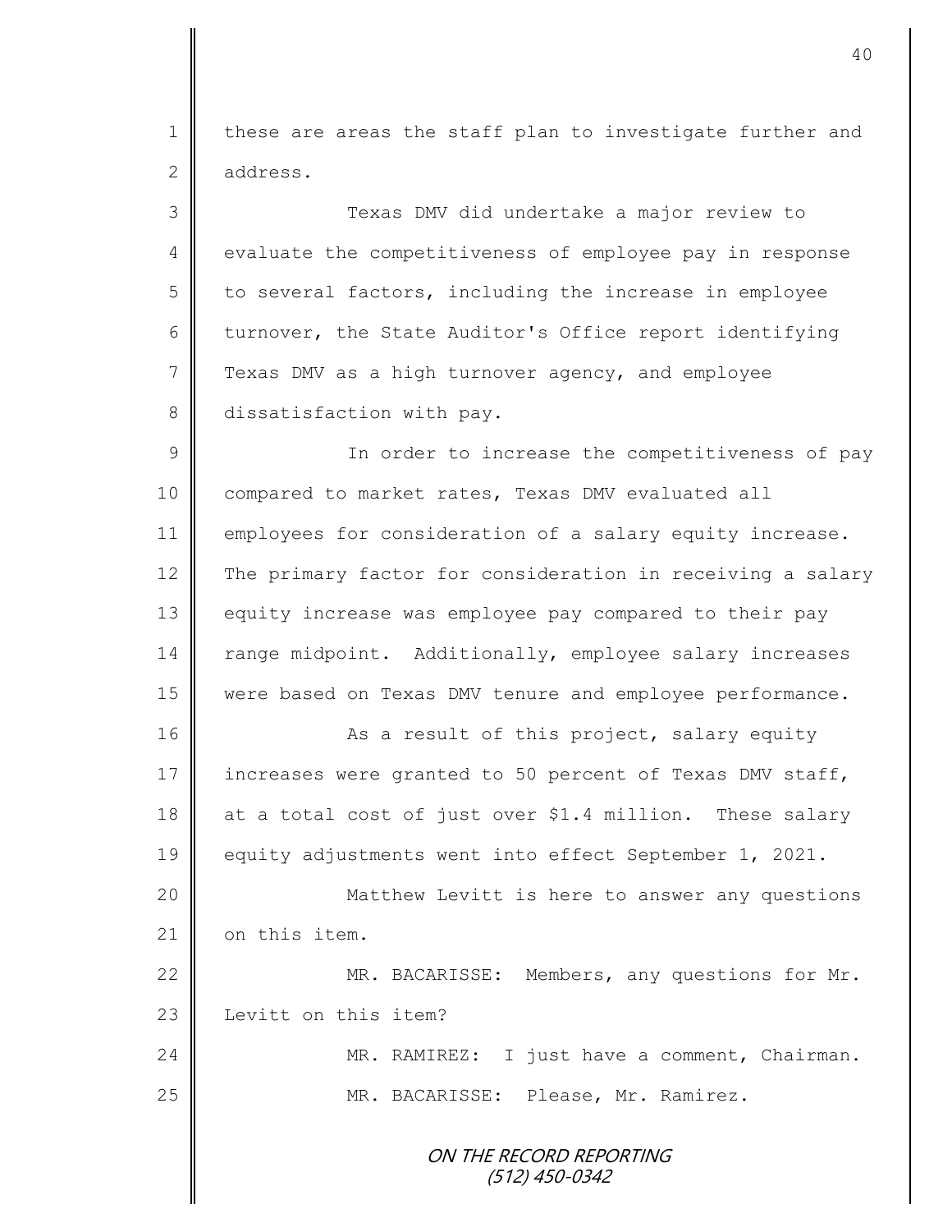these are areas the staff plan to investigate further and address.

Texas DMV did undertake a major review to evaluate the competitiveness of employee pay in response to several factors, including the increase in employee turnover, the State Auditor's Office report identifying Texas DMV as a high turnover agency, and employee dissatisfaction with pay.

In order to increase the competitiveness of pay compared to market rates, Texas DMV evaluated all employees for consideration of a salary equity increase. The primary factor for consideration in receiving a salary equity increase was employee pay compared to their pay range midpoint. Additionally, employee salary increases were based on Texas DMV tenure and employee performance.

As a result of this project, salary equity increases were granted to 50 percent of Texas DMV staff, at a total cost of just over $1.4 million. These salary equity adjustments went into effect September 1, 2021.

Matthew Levitt is here to answer any questions on this item.

MR. BACARISSE: Members, any questions for Mr. Levitt on this item?

MR. RAMIREZ: I just have a comment, Chairman.

MR. BACARISSE: Please, Mr. Ramirez.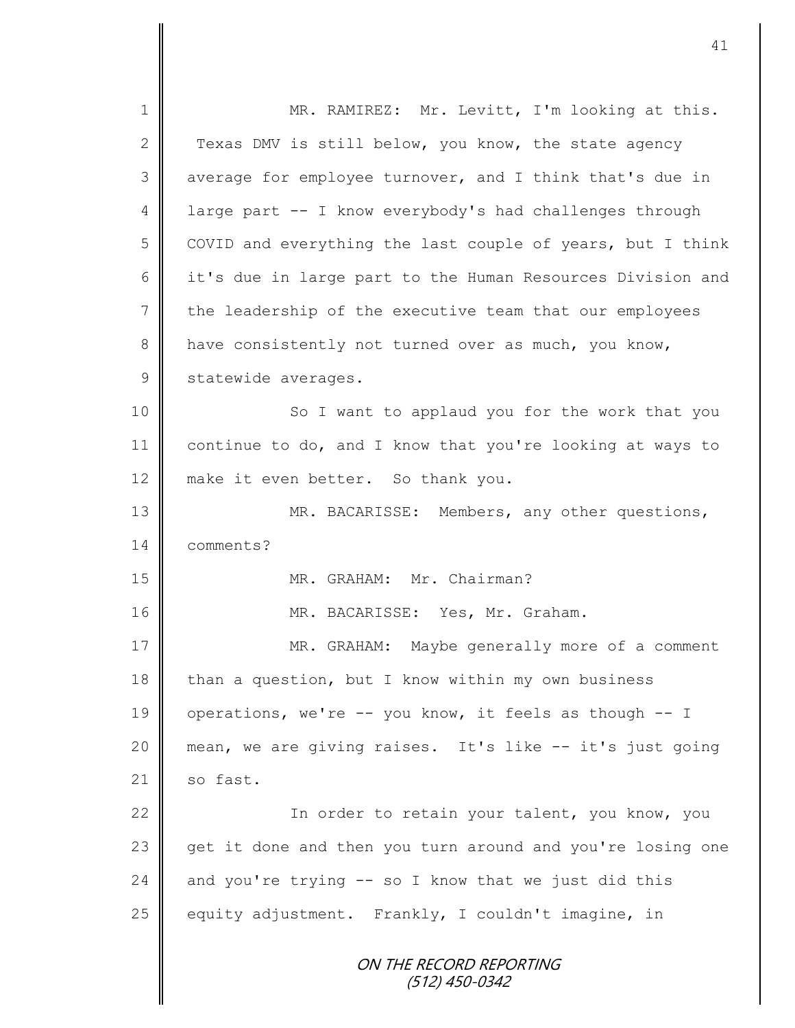MR. RAMIREZ: Mr. Levitt, I'm looking at this. Texas DMV is still below, you know, the state agency average for employee turnover, and I think that's due in large part -- I know everybody's had challenges through COVID and everything the last couple of years, but I think it's due in large part to the Human Resources Division and the leadership of the executive team that our employees have consistently not turned over as much, you know, statewide averages.

So I want to applaud you for the work that you continue to do, and I know that you're looking at ways to make it even better. So thank you.

MR. BACARISSE: Members, any other questions, comments?

MR. GRAHAM: Mr. Chairman?

MR. BACARISSE: Yes, Mr. Graham.

MR. GRAHAM: Maybe generally more of a comment than a question, but I know within my own business operations, we're -- you know, it feels as though -- I mean, we are giving raises. It's like -- it's just going so fast.

In order to retain your talent, you know, you get it done and then you turn around and you're losing one and you're trying -- so I know that we just did this equity adjustment. Frankly, I couldn't imagine, in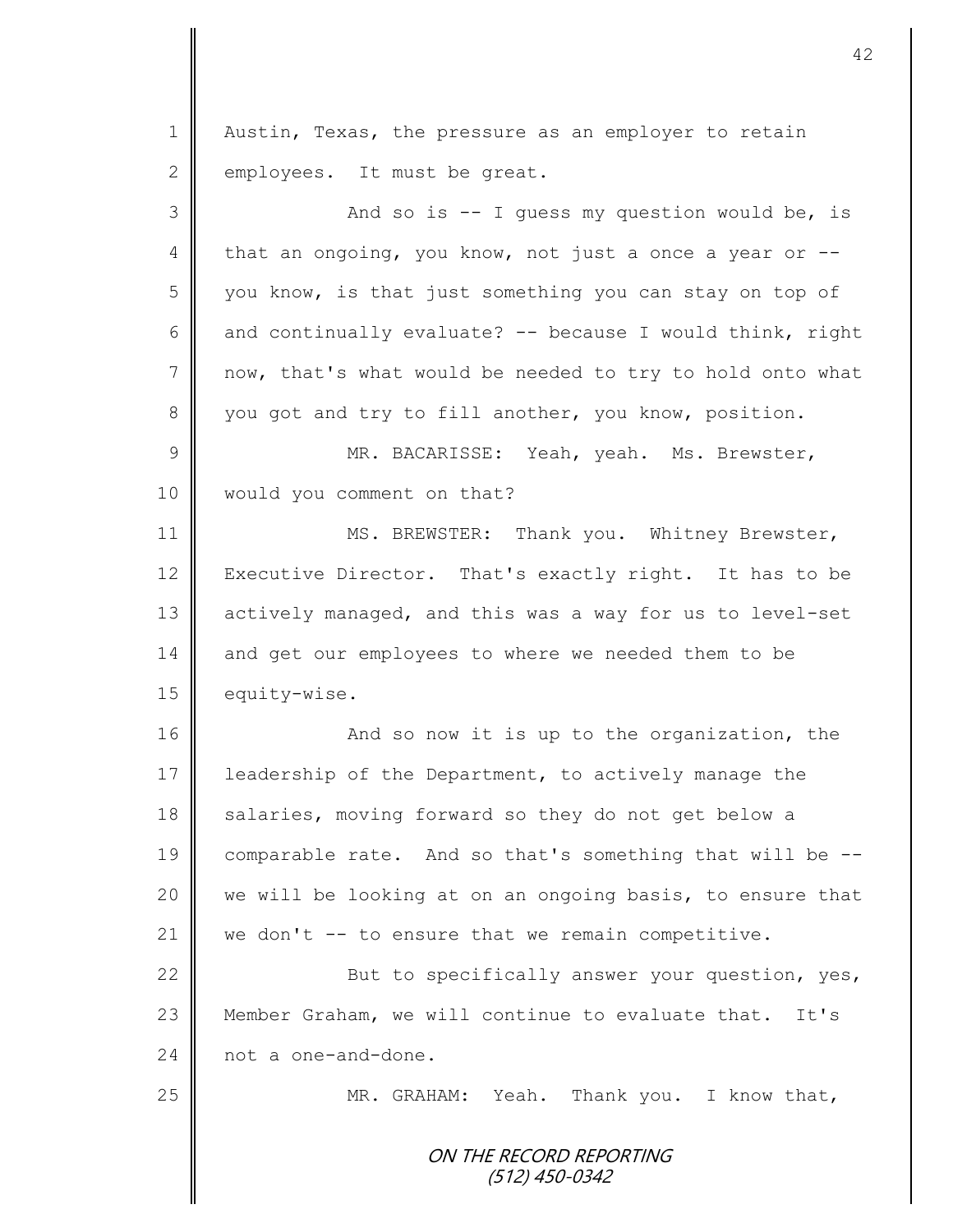Austin, Texas, the pressure as an employer to retain employees. It must be great.

And so is -- I guess my question would be, is that an ongoing, you know, not just a once a year or -- you know, is that just something you can stay on top of and continually evaluate? -- because I would think, right now, that's what would be needed to try to hold onto what you got and try to fill another, you know, position.

MR. BACARISSE: Yeah, yeah. Ms. Brewster, would you comment on that?

MS. BREWSTER: Thank you. Whitney Brewster, Executive Director. That's exactly right. It has to be actively managed, and this was a way for us to level-set and get our employees to where we needed them to be equity-wise.

And so now it is up to the organization, the leadership of the Department, to actively manage the salaries, moving forward so they do not get below a comparable rate. And so that's something that will be -- we will be looking at on an ongoing basis, to ensure that we don't -- to ensure that we remain competitive.

But to specifically answer your question, yes, Member Graham, we will continue to evaluate that. It's not a one-and-done.

MR. GRAHAM: Yeah. Thank you. I know that,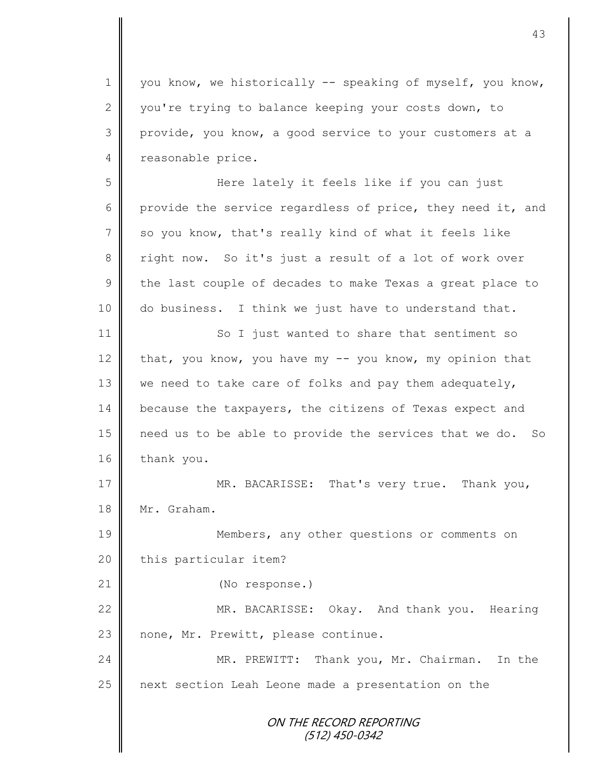you know, we historically -- speaking of myself, you know, you're trying to balance keeping your costs down, to provide, you know, a good service to your customers at a reasonable price.

Here lately it feels like if you can just provide the service regardless of price, they need it, and so you know, that's really kind of what it feels like right now. So it's just a result of a lot of work over the last couple of decades to make Texas a great place to do business. I think we just have to understand that.

So I just wanted to share that sentiment so that, you know, you have my -- you know, my opinion that we need to take care of folks and pay them adequately, because the taxpayers, the citizens of Texas expect and need us to be able to provide the services that we do. So thank you.

MR. BACARISSE: That's very true. Thank you, Mr. Graham.

Members, any other questions or comments on this particular item?

(No response.)

MR. BACARISSE: Okay. And thank you. Hearing none, Mr. Prewitt, please continue.

MR. PREWITT: Thank you, Mr. Chairman. In the next section Leah Leone made a presentation on the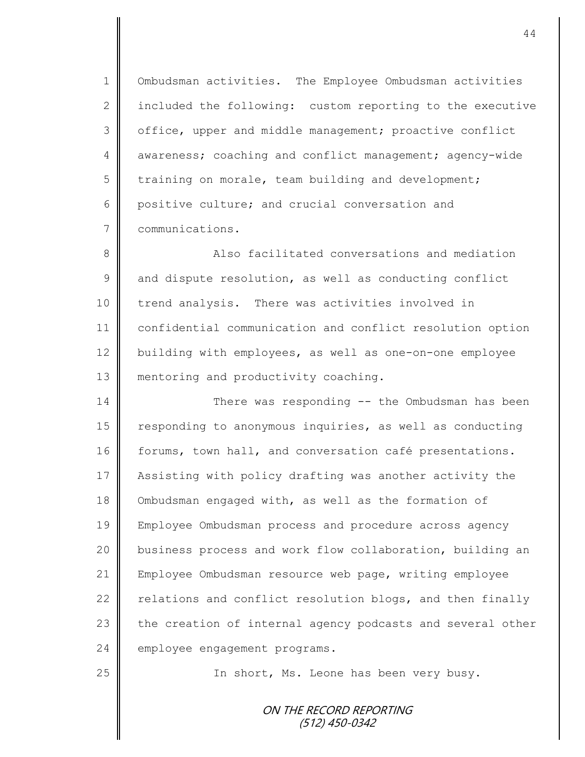Ombudsman activities. The Employee Ombudsman activities included the following: custom reporting to the executive office, upper and middle management; proactive conflict awareness; coaching and conflict management; agency-wide training on morale, team building and development; positive culture; and crucial conversation and communications.

Also facilitated conversations and mediation and dispute resolution, as well as conducting conflict trend analysis. There was activities involved in confidential communication and conflict resolution option building with employees, as well as one-on-one employee mentoring and productivity coaching.

There was responding -- the Ombudsman has been responding to anonymous inquiries, as well as conducting forums, town hall, and conversation café presentations. Assisting with policy drafting was another activity the Ombudsman engaged with, as well as the formation of Employee Ombudsman process and procedure across agency business process and work flow collaboration, building an Employee Ombudsman resource web page, writing employee relations and conflict resolution blogs, and then finally the creation of internal agency podcasts and several other employee engagement programs.

In short, Ms. Leone has been very busy.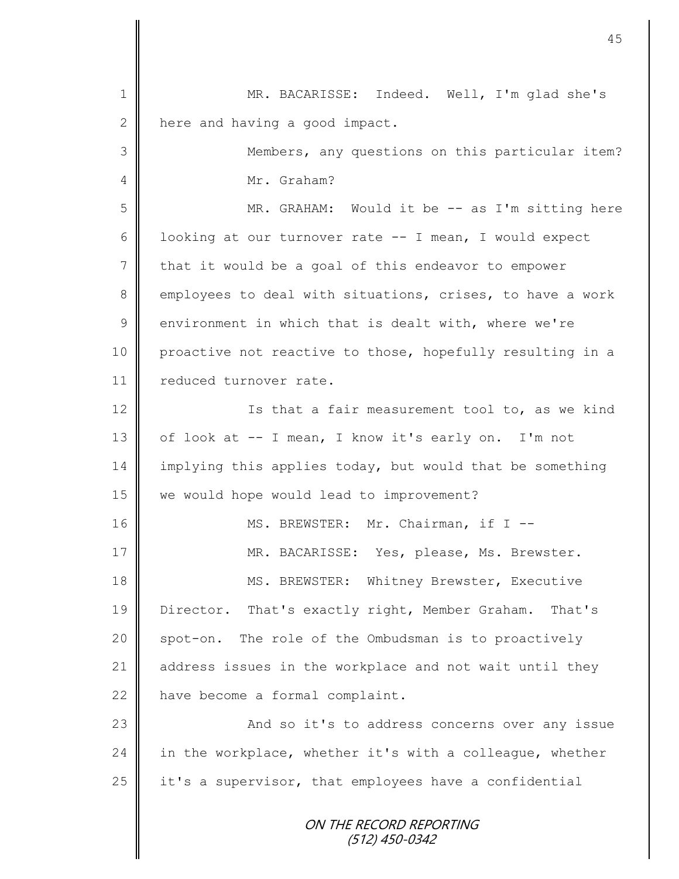MR. BACARISSE: Indeed. Well, I'm glad she's here and having a good impact.

Members, any questions on this particular item?

Mr. Graham?

MR. GRAHAM: Would it be -- as I'm sitting here looking at our turnover rate -- I mean, I would expect that it would be a goal of this endeavor to empower employees to deal with situations, crises, to have a work environment in which that is dealt with, where we're proactive not reactive to those, hopefully resulting in a reduced turnover rate.

Is that a fair measurement tool to, as we kind of look at -- I mean, I know it's early on. I'm not implying this applies today, but would that be something we would hope would lead to improvement?

MS. BREWSTER: Mr. Chairman, if I --

MR. BACARISSE: Yes, please, Ms. Brewster.

MS. BREWSTER: Whitney Brewster, Executive Director. That's exactly right, Member Graham. That's spot-on. The role of the Ombudsman is to proactively address issues in the workplace and not wait until they have become a formal complaint.

And so it's to address concerns over any issue in the workplace, whether it's with a colleague, whether it's a supervisor, that employees have a confidential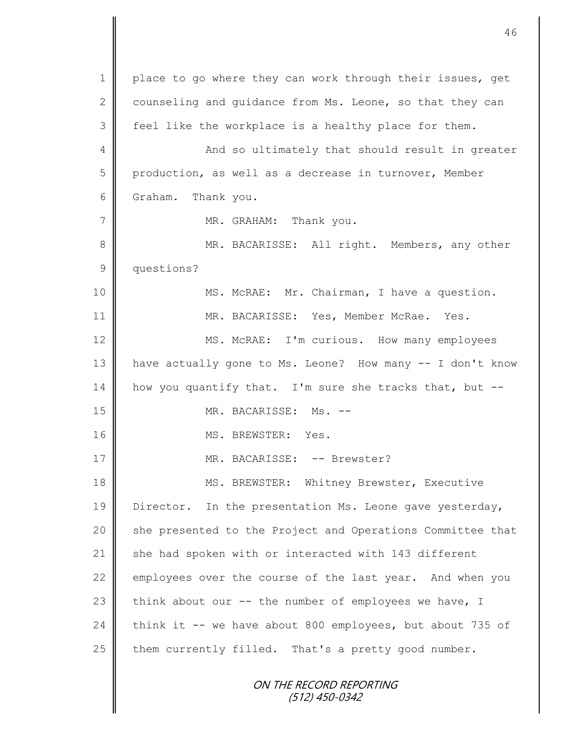place to go where they can work through their issues, get counseling and guidance from Ms. Leone, so that they can feel like the workplace is a healthy place for them.

And so ultimately that should result in greater production, as well as a decrease in turnover, Member Graham. Thank you.

MR. GRAHAM: Thank you.

MR. BACARISSE: All right. Members, any other questions?

MS. McRAE: Mr. Chairman, I have a question.

MR. BACARISSE: Yes, Member McRae. Yes.

MS. McRAE: I'm curious. How many employees have actually gone to Ms. Leone? How many -- I don't know how you quantify that. I'm sure she tracks that, but --

MR. BACARISSE: Ms. --

MS. BREWSTER: Yes.

MR. BACARISSE: -- Brewster?

MS. BREWSTER: Whitney Brewster, Executive Director. In the presentation Ms. Leone gave yesterday, she presented to the Project and Operations Committee that she had spoken with or interacted with 143 different employees over the course of the last year. And when you think about our -- the number of employees we have, I think it -- we have about 800 employees, but about 735 of them currently filled. That's a pretty good number.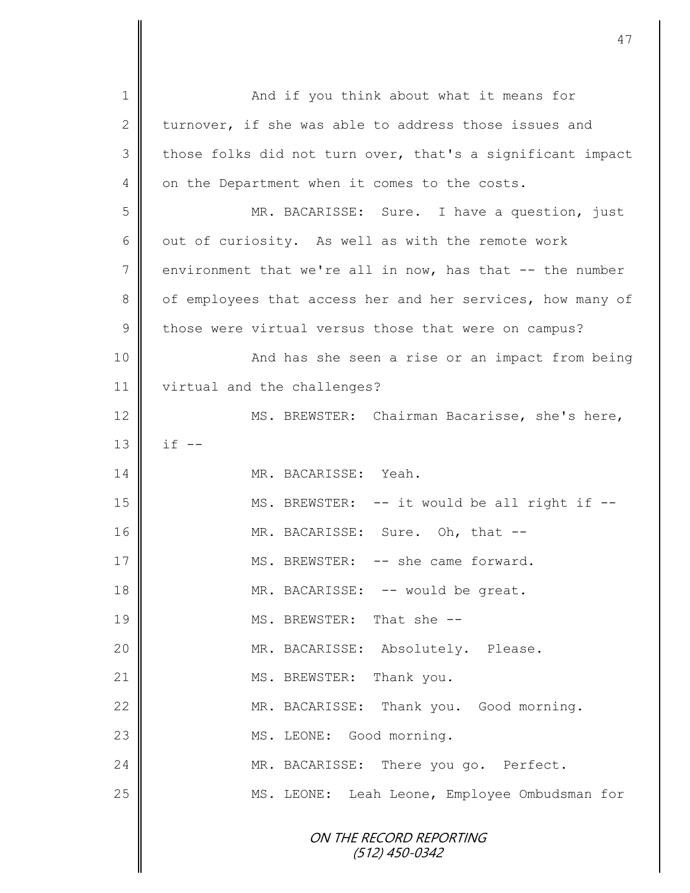And if you think about what it means for turnover, if she was able to address those issues and those folks did not turn over, that's a significant impact on the Department when it comes to the costs.

MR. BACARISSE: Sure. I have a question, just out of curiosity. As well as with the remote work environment that we're all in now, has that -- the number of employees that access her and her services, how many of those were virtual versus those that were on campus?

And has she seen a rise or an impact from being virtual and the challenges?

MS. BREWSTER: Chairman Bacarisse, she's here, if --

MR. BACARISSE: Yeah.

MS. BREWSTER: -- it would be all right if --

MR. BACARISSE: Sure. Oh, that --

MS. BREWSTER: -- she came forward.

MR. BACARISSE: -- would be great.

MS. BREWSTER: That she --

MR. BACARISSE: Absolutely. Please.

MS. BREWSTER: Thank you.

MR. BACARISSE: Thank you. Good morning.

MS. LEONE: Good morning.

MR. BACARISSE: There you go. Perfect.

MS. LEONE: Leah Leone, Employee Ombudsman for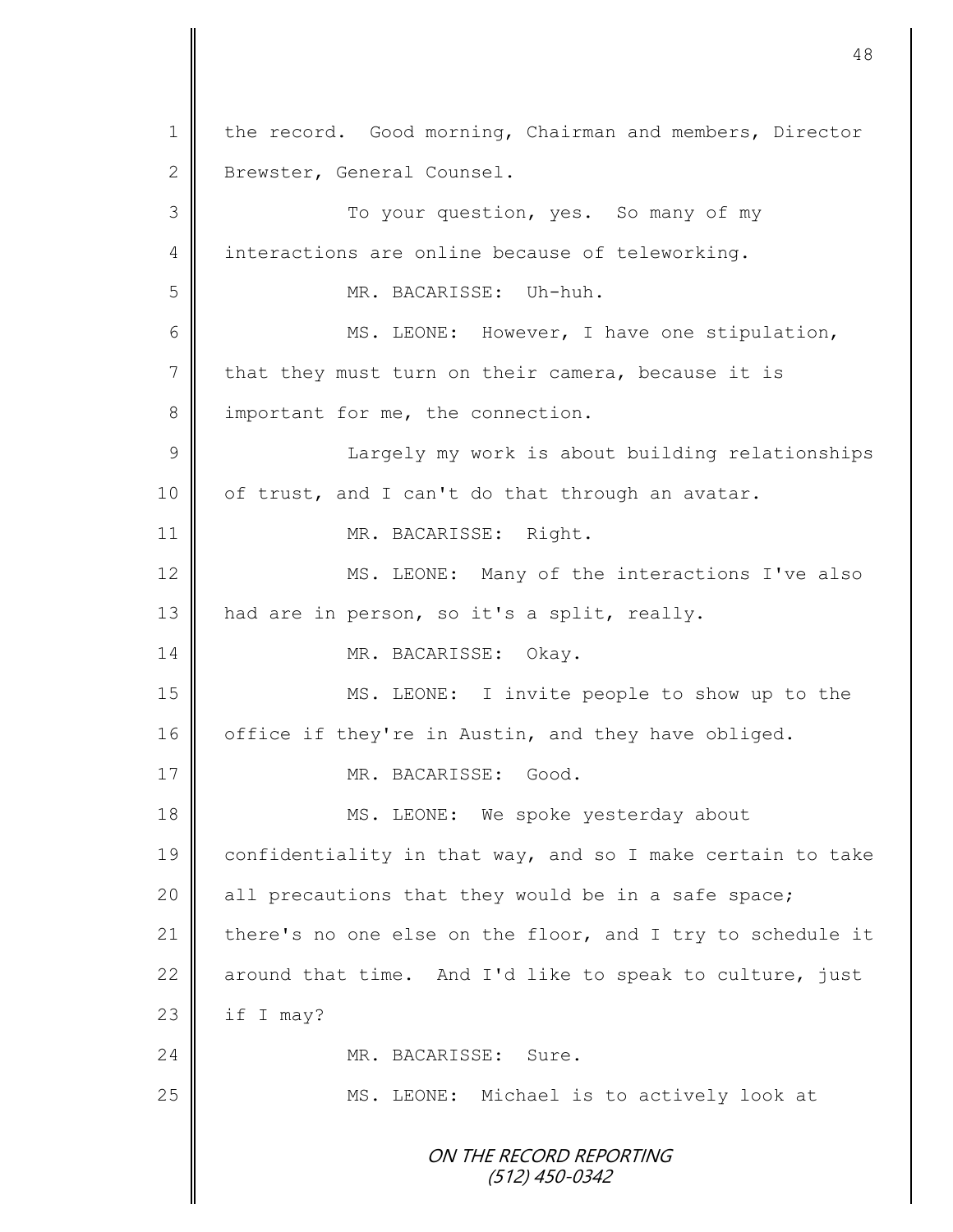the record. Good morning, Chairman and members, Director Brewster, General Counsel.

To your question, yes. So many of my interactions are online because of teleworking.

MR. BACARISSE: Uh-huh.

MS. LEONE: However, I have one stipulation, that they must turn on their camera, because it is important for me, the connection.

Largely my work is about building relationships of trust, and I can't do that through an avatar.

MR. BACARISSE: Right.

MS. LEONE: Many of the interactions I've also had are in person, so it's a split, really.

MR. BACARISSE: Okay.

MS. LEONE: I invite people to show up to the office if they're in Austin, and they have obliged.

MR. BACARISSE: Good.

MS. LEONE: We spoke yesterday about confidentiality in that way, and so I make certain to take all precautions that they would be in a safe space; there's no one else on the floor, and I try to schedule it around that time. And I'd like to speak to culture, just if I may?

MR. BACARISSE: Sure.

MS. LEONE: Michael is to actively look at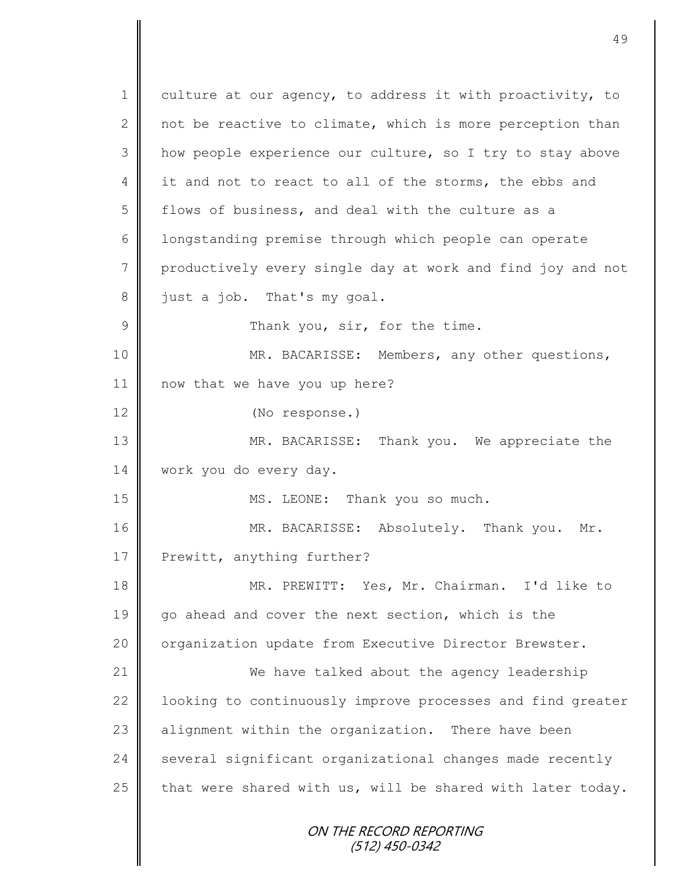culture at our agency, to address it with proactivity, to not be reactive to climate, which is more perception than how people experience our culture, so I try to stay above it and not to react to all of the storms, the ebbs and flows of business, and deal with the culture as a longstanding premise through which people can operate productively every single day at work and find joy and not just a job. That's my goal.

Thank you, sir, for the time.

MR. BACARISSE: Members, any other questions, now that we have you up here?

(No response.)

MR. BACARISSE: Thank you. We appreciate the work you do every day.

MS. LEONE: Thank you so much.

MR. BACARISSE: Absolutely. Thank you. Mr. Prewitt, anything further?

MR. PREWITT: Yes, Mr. Chairman. I'd like to go ahead and cover the next section, which is the organization update from Executive Director Brewster.

We have talked about the agency leadership looking to continuously improve processes and find greater alignment within the organization. There have been several significant organizational changes made recently that were shared with us, will be shared with later today.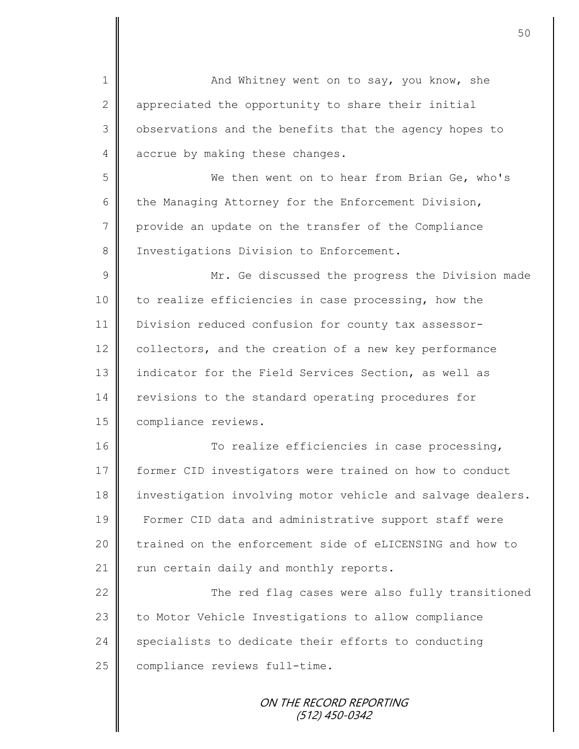And Whitney went on to say, you know, she appreciated the opportunity to share their initial observations and the benefits that the agency hopes to accrue by making these changes.

We then went on to hear from Brian Ge, who's the Managing Attorney for the Enforcement Division, provide an update on the transfer of the Compliance Investigations Division to Enforcement.

Mr. Ge discussed the progress the Division made to realize efficiencies in case processing, how the Division reduced confusion for county tax assessor-collectors, and the creation of a new key performance indicator for the Field Services Section, as well as revisions to the standard operating procedures for compliance reviews.

To realize efficiencies in case processing, former CID investigators were trained on how to conduct investigation involving motor vehicle and salvage dealers. Former CID data and administrative support staff were trained on the enforcement side of eLICENSING and how to run certain daily and monthly reports.

The red flag cases were also fully transitioned to Motor Vehicle Investigations to allow compliance specialists to dedicate their efforts to conducting compliance reviews full-time.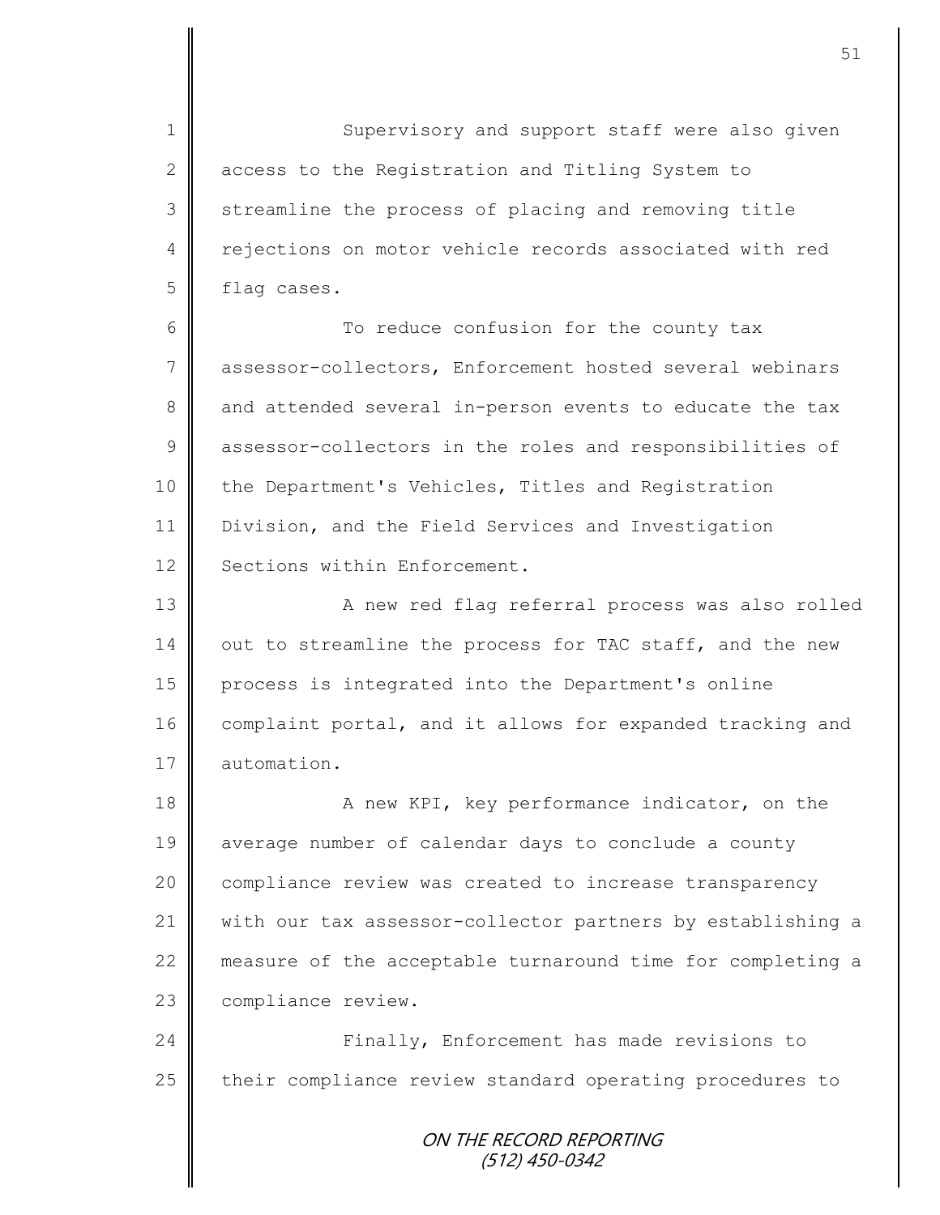Supervisory and support staff were also given access to the Registration and Titling System to streamline the process of placing and removing title rejections on motor vehicle records associated with red flag cases.

To reduce confusion for the county tax assessor-collectors, Enforcement hosted several webinars and attended several in-person events to educate the tax assessor-collectors in the roles and responsibilities of the Department's Vehicles, Titles and Registration Division, and the Field Services and Investigation Sections within Enforcement.

A new red flag referral process was also rolled out to streamline the process for TAC staff, and the new process is integrated into the Department's online complaint portal, and it allows for expanded tracking and automation.

A new KPI, key performance indicator, on the average number of calendar days to conclude a county compliance review was created to increase transparency with our tax assessor-collector partners by establishing a measure of the acceptable turnaround time for completing a compliance review.

Finally, Enforcement has made revisions to their compliance review standard operating procedures to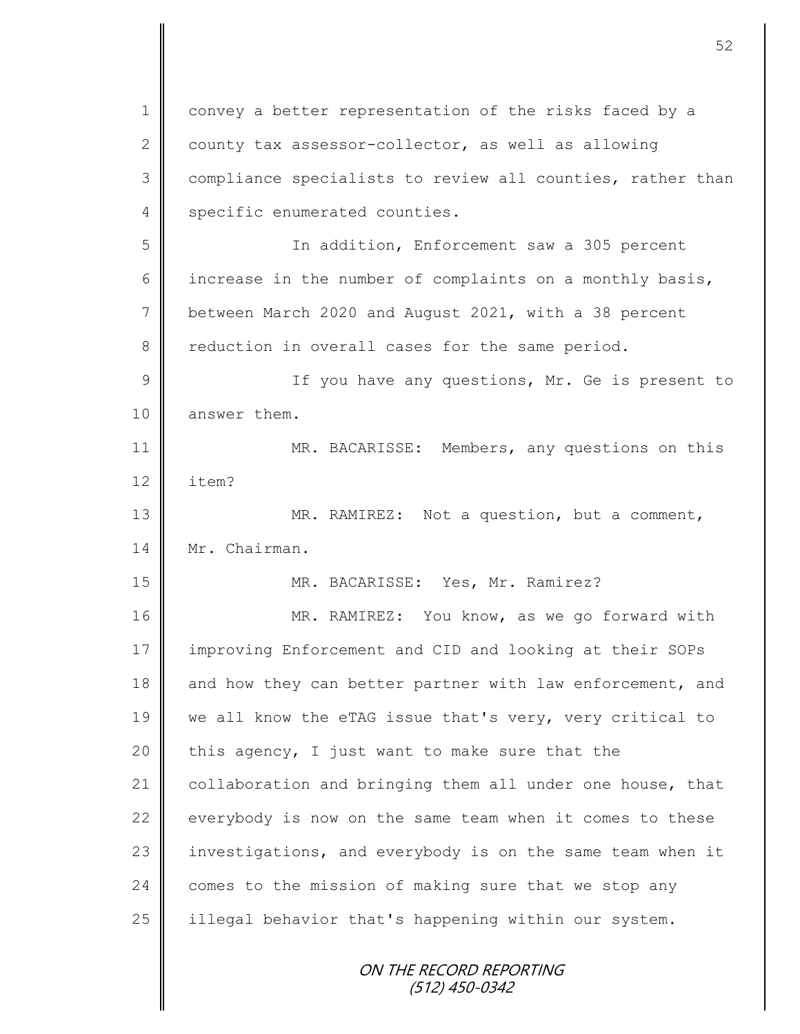convey a better representation of the risks faced by a county tax assessor-collector, as well as allowing compliance specialists to review all counties, rather than specific enumerated counties.

In addition, Enforcement saw a 305 percent increase in the number of complaints on a monthly basis, between March 2020 and August 2021, with a 38 percent reduction in overall cases for the same period.

If you have any questions, Mr. Ge is present to answer them.

MR. BACARISSE: Members, any questions on this item?

MR. RAMIREZ: Not a question, but a comment, Mr. Chairman.

MR. BACARISSE: Yes, Mr. Ramirez?

MR. RAMIREZ: You know, as we go forward with improving Enforcement and CID and looking at their SOPs and how they can better partner with law enforcement, and we all know the eTAG issue that's very, very critical to this agency, I just want to make sure that the collaboration and bringing them all under one house, that everybody is now on the same team when it comes to these investigations, and everybody is on the same team when it comes to the mission of making sure that we stop any illegal behavior that's happening within our system.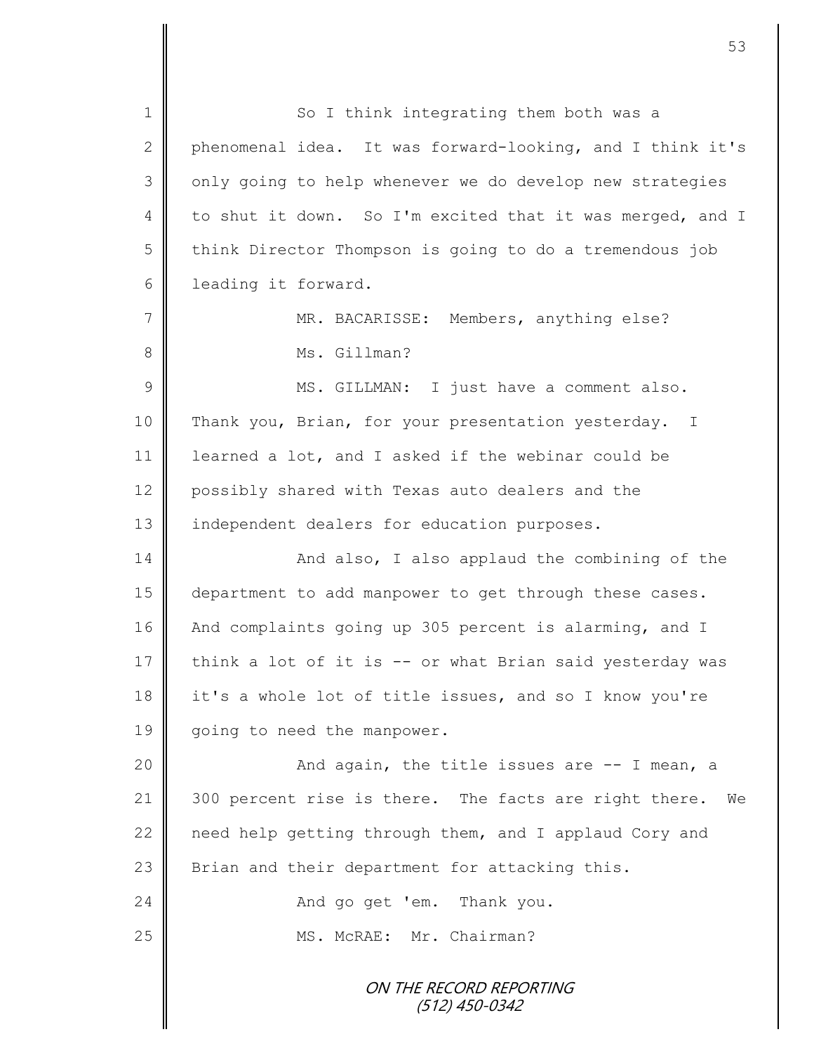So I think integrating them both was a phenomenal idea. It was forward-looking, and I think it's only going to help whenever we do develop new strategies to shut it down. So I'm excited that it was merged, and I think Director Thompson is going to do a tremendous job leading it forward.

MR. BACARISSE: Members, anything else?

Ms. Gillman?

MS. GILLMAN: I just have a comment also. Thank you, Brian, for your presentation yesterday. I learned a lot, and I asked if the webinar could be possibly shared with Texas auto dealers and the independent dealers for education purposes.

And also, I also applaud the combining of the department to add manpower to get through these cases. And complaints going up 305 percent is alarming, and I think a lot of it is -- or what Brian said yesterday was it's a whole lot of title issues, and so I know you're going to need the manpower.

And again, the title issues are -- I mean, a 300 percent rise is there. The facts are right there. We need help getting through them, and I applaud Cory and Brian and their department for attacking this.

And go get 'em. Thank you.

MS. McRAE: Mr. Chairman?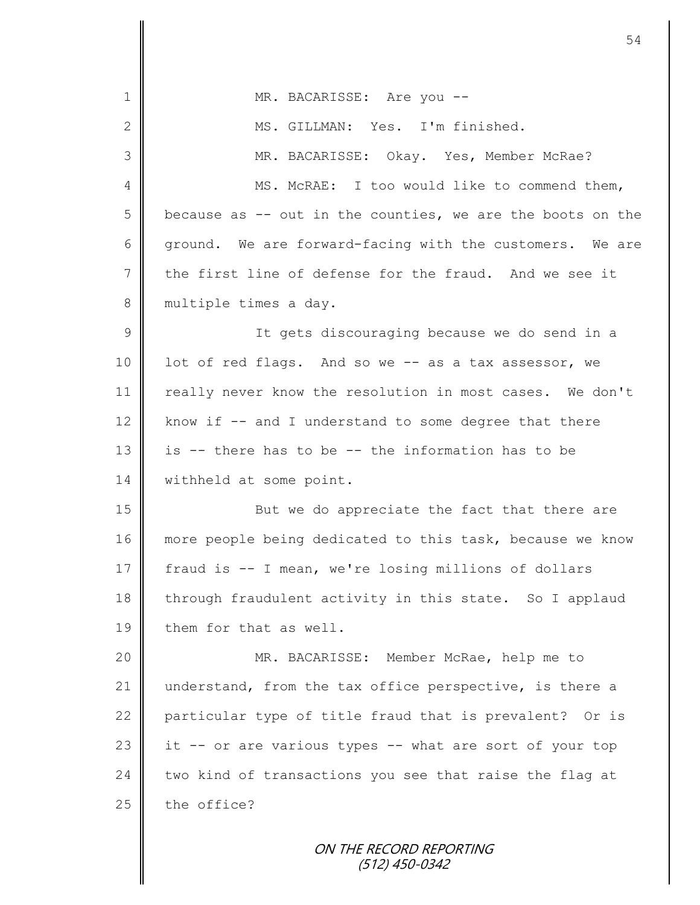MR. BACARISSE: Are you --

MS. GILLMAN: Yes. I'm finished.

MR. BACARISSE: Okay. Yes, Member McRae?

MS. McRAE: I too would like to commend them, because as -- out in the counties, we are the boots on the ground. We are forward-facing with the customers. We are the first line of defense for the fraud. And we see it multiple times a day.

It gets discouraging because we do send in a lot of red flags. And so we -- as a tax assessor, we really never know the resolution in most cases. We don't know if -- and I understand to some degree that there is -- there has to be -- the information has to be withheld at some point.

But we do appreciate the fact that there are more people being dedicated to this task, because we know fraud is -- I mean, we're losing millions of dollars through fraudulent activity in this state. So I applaud them for that as well.

MR. BACARISSE: Member McRae, help me to understand, from the tax office perspective, is there a particular type of title fraud that is prevalent? Or is it -- or are various types -- what are sort of your top two kind of transactions you see that raise the flag at the office?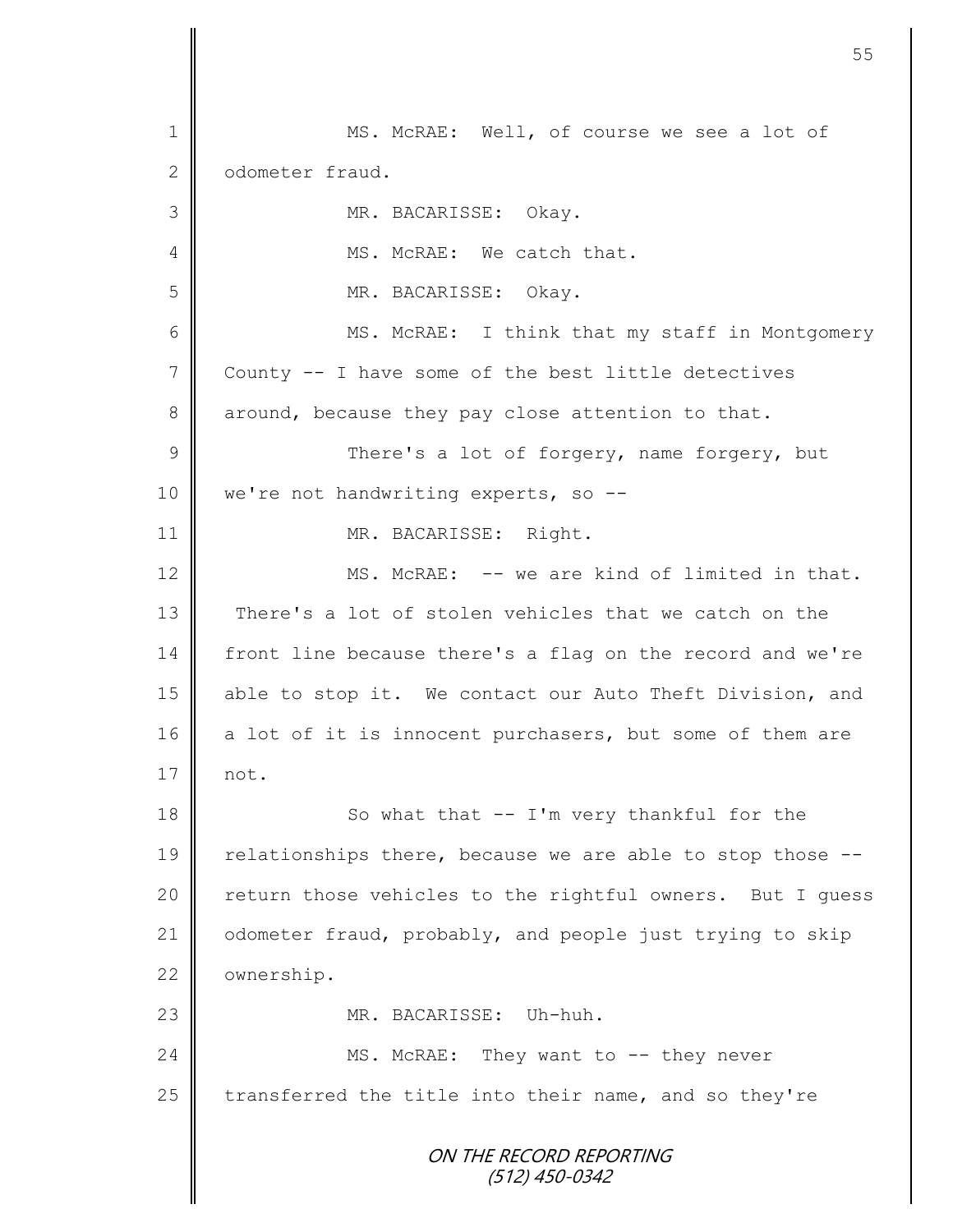MS. McRAE: Well, of course we see a lot of odometer fraud.

MR. BACARISSE: Okay.

MS. McRAE: We catch that.

MR. BACARISSE: Okay.

MS. McRAE: I think that my staff in Montgomery County -- I have some of the best little detectives around, because they pay close attention to that.

There's a lot of forgery, name forgery, but we're not handwriting experts, so --

MR. BACARISSE: Right.

MS. McRAE: -- we are kind of limited in that. There's a lot of stolen vehicles that we catch on the front line because there's a flag on the record and we're able to stop it. We contact our Auto Theft Division, and a lot of it is innocent purchasers, but some of them are not.

So what that -- I'm very thankful for the relationships there, because we are able to stop those -- return those vehicles to the rightful owners. But I guess odometer fraud, probably, and people just trying to skip ownership.

MR. BACARISSE: Uh-huh.

MS. McRAE: They want to -- they never transferred the title into their name, and so they're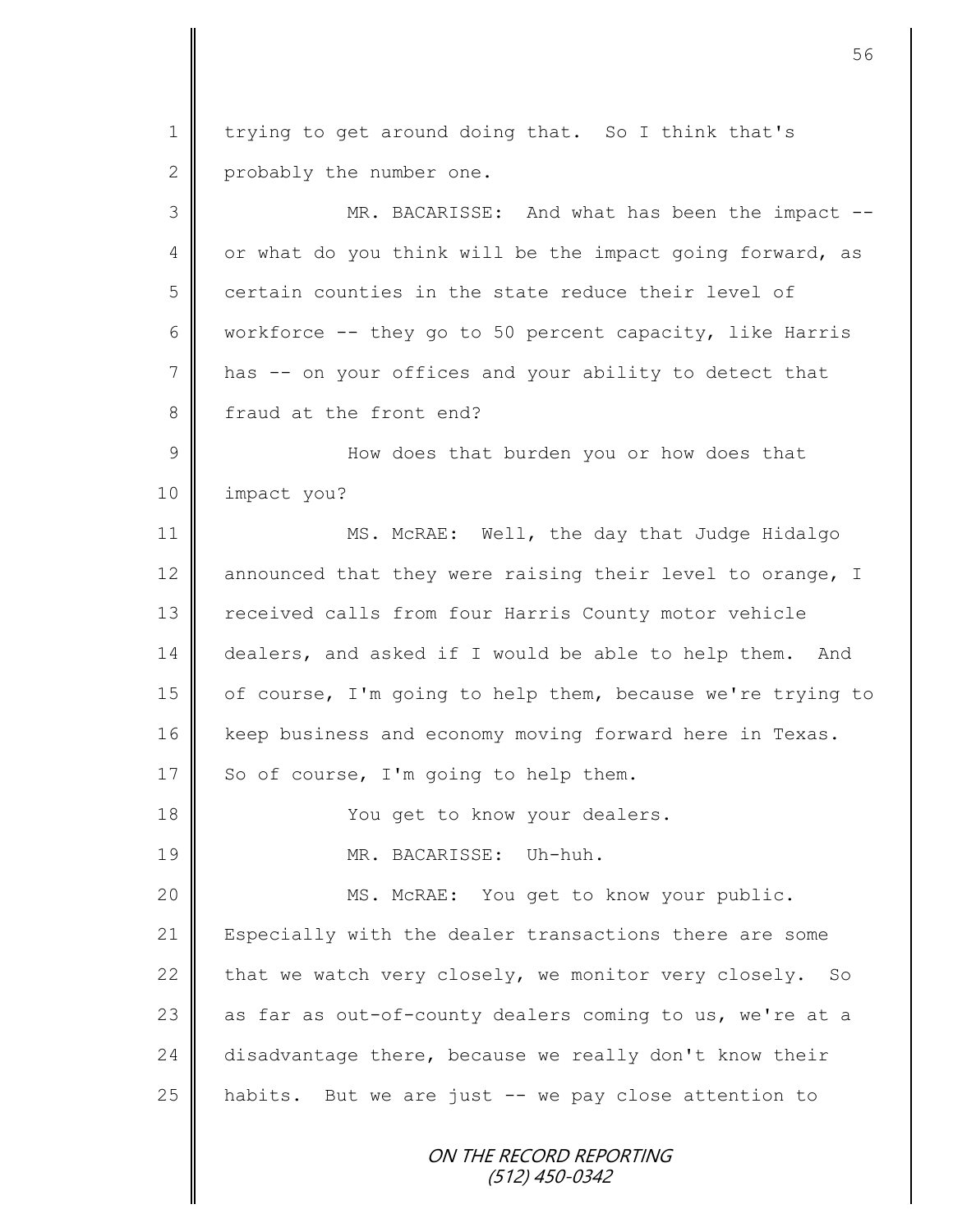trying to get around doing that. So I think that's probably the number one.

MR. BACARISSE: And what has been the impact -- or what do you think will be the impact going forward, as certain counties in the state reduce their level of workforce -- they go to 50 percent capacity, like Harris has -- on your offices and your ability to detect that fraud at the front end?

How does that burden you or how does that impact you?

MS. McRAE: Well, the day that Judge Hidalgo announced that they were raising their level to orange, I received calls from four Harris County motor vehicle dealers, and asked if I would be able to help them. And of course, I'm going to help them, because we're trying to keep business and economy moving forward here in Texas. So of course, I'm going to help them.

You get to know your dealers.

MR. BACARISSE: Uh-huh.

MS. McRAE: You get to know your public. Especially with the dealer transactions there are some that we watch very closely, we monitor very closely. So as far as out-of-county dealers coming to us, we're at a disadvantage there, because we really don't know their habits. But we are just -- we pay close attention to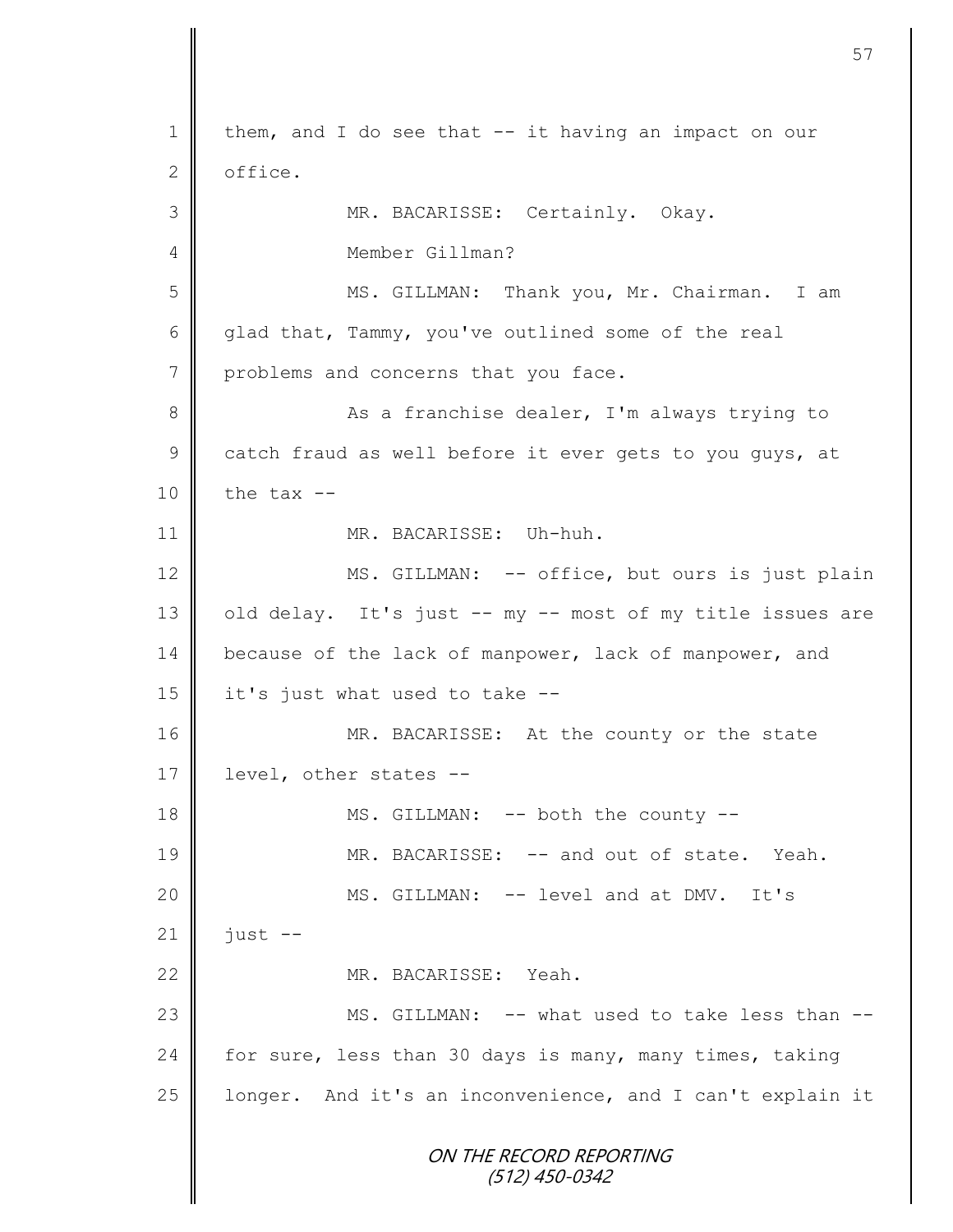1 them, and I do see that -- it having an impact on our
2 office.
3 MR. BACARISSE: Certainly. Okay.
4 Member Gillman?
5 MS. GILLMAN: Thank you, Mr. Chairman. I am
6 glad that, Tammy, you've outlined some of the real
7 problems and concerns that you face.
8 As a franchise dealer, I'm always trying to
9 catch fraud as well before it ever gets to you guys, at
10 the tax --
11 MR. BACARISSE: Uh-huh.
12 MS. GILLMAN: -- office, but ours is just plain
13 old delay. It's just -- my -- most of my title issues are
14 because of the lack of manpower, lack of manpower, and
15 it's just what used to take --
16 MR. BACARISSE: At the county or the state
17 level, other states --
18 MS. GILLMAN: -- both the county --
19 MR. BACARISSE: -- and out of state. Yeah.
20 MS. GILLMAN: -- level and at DMV. It's
21 just --
22 MR. BACARISSE: Yeah.
23 MS. GILLMAN: -- what used to take less than --
24 for sure, less than 30 days is many, many times, taking
25 longer. And it's an inconvenience, and I can't explain it

ON THE RECORD REPORTING
(512) 450-0342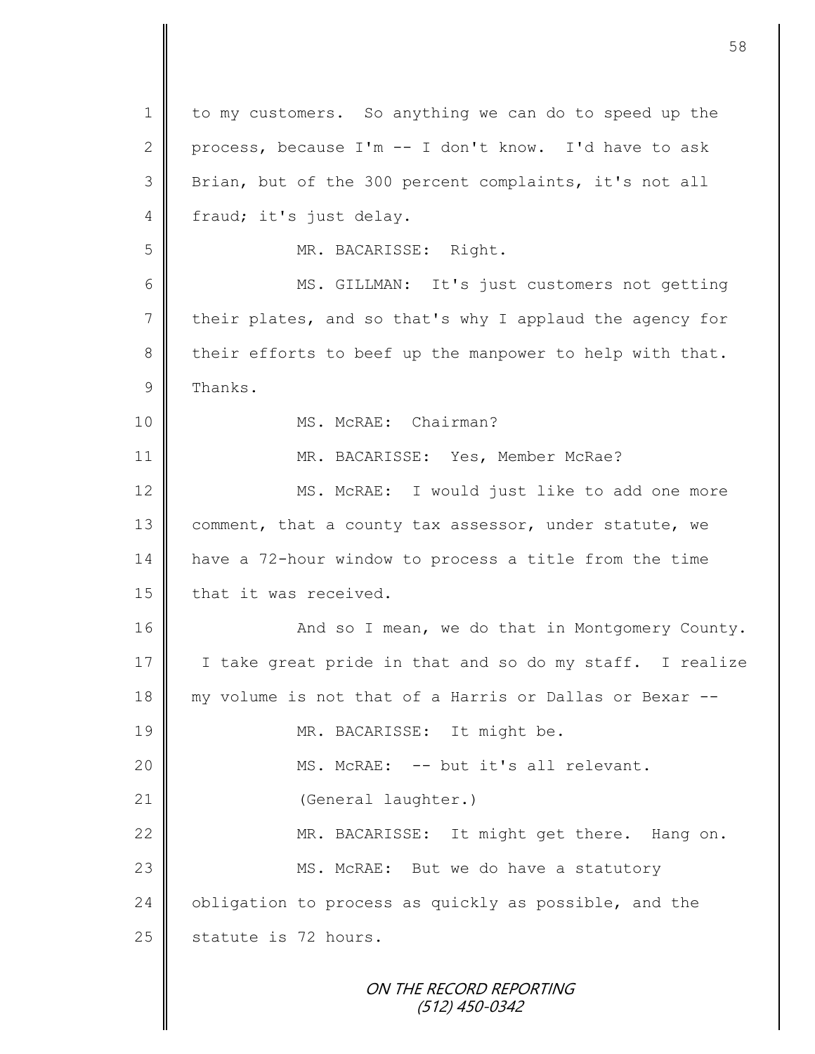1 to my customers. So anything we can do to speed up the
2 process, because I'm -- I don't know. I'd have to ask
3 Brian, but of the 300 percent complaints, it's not all
4 fraud; it's just delay.

5 MR. BACARISSE: Right.

6 MS. GILLMAN: It's just customers not getting
7 their plates, and so that's why I applaud the agency for
8 their efforts to beef up the manpower to help with that.
9 Thanks.

10 MS. McRAE: Chairman?

11 MR. BACARISSE: Yes, Member McRae?

12 MS. McRAE: I would just like to add one more
13 comment, that a county tax assessor, under statute, we
14 have a 72-hour window to process a title from the time
15 that it was received.

16 And so I mean, we do that in Montgomery County.
17 I take great pride in that and so do my staff. I realize
18 my volume is not that of a Harris or Dallas or Bexar --

19 MR. BACARISSE: It might be.

20 MS. McRAE: -- but it's all relevant.

21 (General laughter.)

22 MR. BACARISSE: It might get there. Hang on.

23 MS. McRAE: But we do have a statutory
24 obligation to process as quickly as possible, and the
25 statute is 72 hours.

ON THE RECORD REPORTING
(512) 450-0342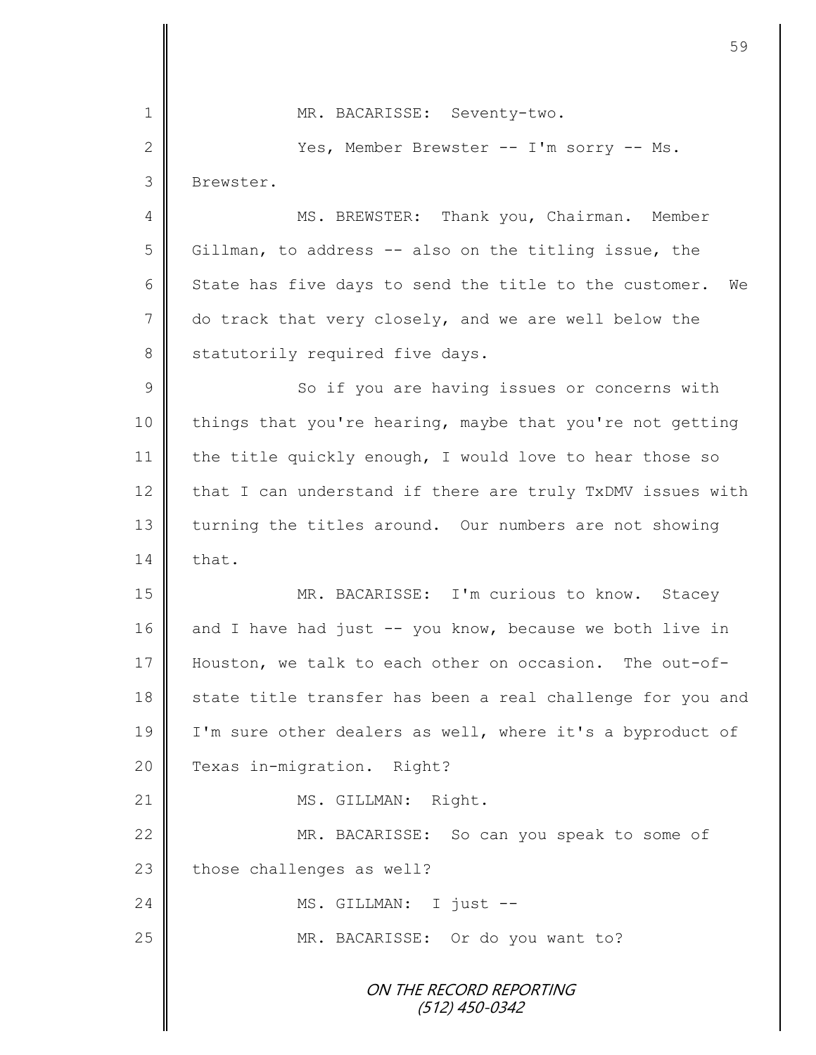MR. BACARISSE: Seventy-two.

Yes, Member Brewster -- I'm sorry -- Ms. Brewster.

MS. BREWSTER: Thank you, Chairman. Member Gillman, to address -- also on the titling issue, the State has five days to send the title to the customer. We do track that very closely, and we are well below the statutorily required five days.

So if you are having issues or concerns with things that you're hearing, maybe that you're not getting the title quickly enough, I would love to hear those so that I can understand if there are truly TxDMV issues with turning the titles around. Our numbers are not showing that.

MR. BACARISSE: I'm curious to know. Stacey and I have had just -- you know, because we both live in Houston, we talk to each other on occasion. The out-of-state title transfer has been a real challenge for you and I'm sure other dealers as well, where it's a byproduct of Texas in-migration. Right?

MS. GILLMAN: Right.

MR. BACARISSE: So can you speak to some of those challenges as well?

MS. GILLMAN: I just --

MR. BACARISSE: Or do you want to?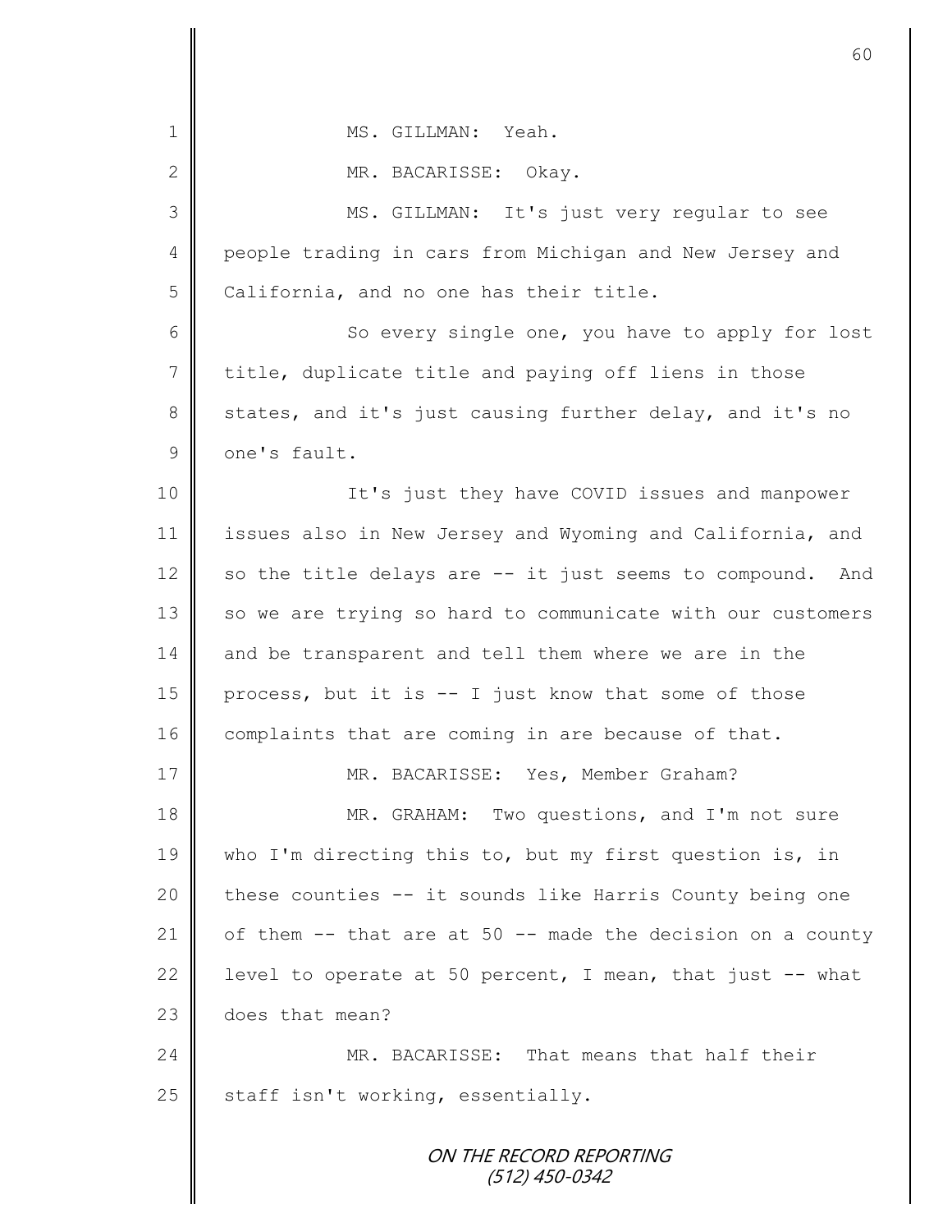MS. GILLMAN: Yeah.

MR. BACARISSE: Okay.

MS. GILLMAN: It's just very regular to see people trading in cars from Michigan and New Jersey and California, and no one has their title.

So every single one, you have to apply for lost title, duplicate title and paying off liens in those states, and it's just causing further delay, and it's no one's fault.

It's just they have COVID issues and manpower issues also in New Jersey and Wyoming and California, and so the title delays are -- it just seems to compound. And so we are trying so hard to communicate with our customers and be transparent and tell them where we are in the process, but it is -- I just know that some of those complaints that are coming in are because of that.

MR. BACARISSE: Yes, Member Graham?

MR. GRAHAM: Two questions, and I'm not sure who I'm directing this to, but my first question is, in these counties -- it sounds like Harris County being one of them -- that are at 50 -- made the decision on a county level to operate at 50 percent, I mean, that just -- what does that mean?

MR. BACARISSE: That means that half their staff isn't working, essentially.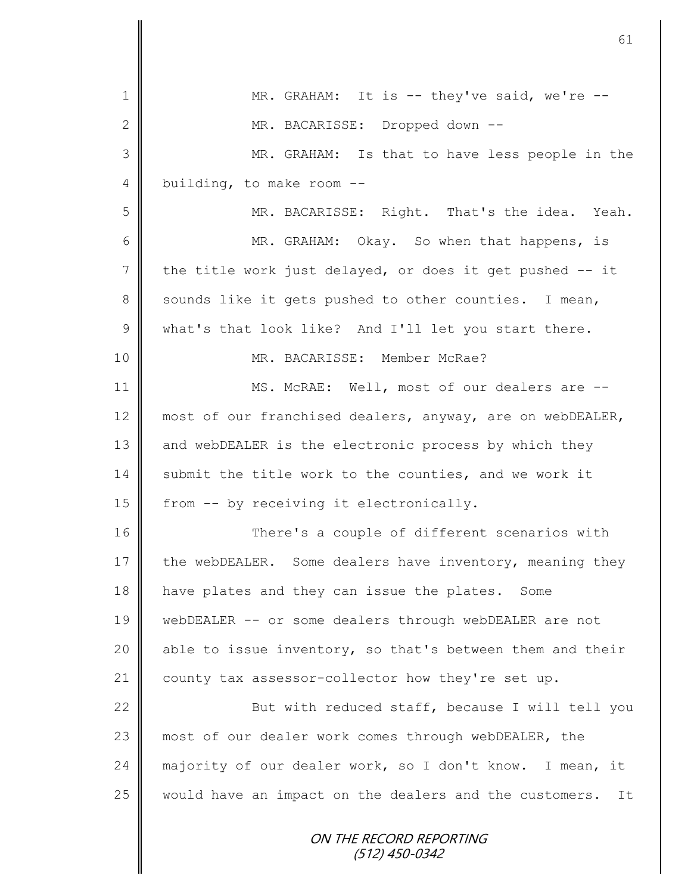MR. GRAHAM: It is -- they've said, we're --

MR. BACARISSE: Dropped down --

MR. GRAHAM: Is that to have less people in the building, to make room --

MR. BACARISSE: Right. That's the idea. Yeah.

MR. GRAHAM: Okay. So when that happens, is the title work just delayed, or does it get pushed -- it sounds like it gets pushed to other counties. I mean, what's that look like? And I'll let you start there.

MR. BACARISSE: Member McRae?

MS. McRAE: Well, most of our dealers are -- most of our franchised dealers, anyway, are on webDEALER, and webDEALER is the electronic process by which they submit the title work to the counties, and we work it from -- by receiving it electronically.

There's a couple of different scenarios with the webDEALER. Some dealers have inventory, meaning they have plates and they can issue the plates. Some webDEALER -- or some dealers through webDEALER are not able to issue inventory, so that's between them and their county tax assessor-collector how they're set up.

But with reduced staff, because I will tell you most of our dealer work comes through webDEALER, the majority of our dealer work, so I don't know. I mean, it would have an impact on the dealers and the customers. It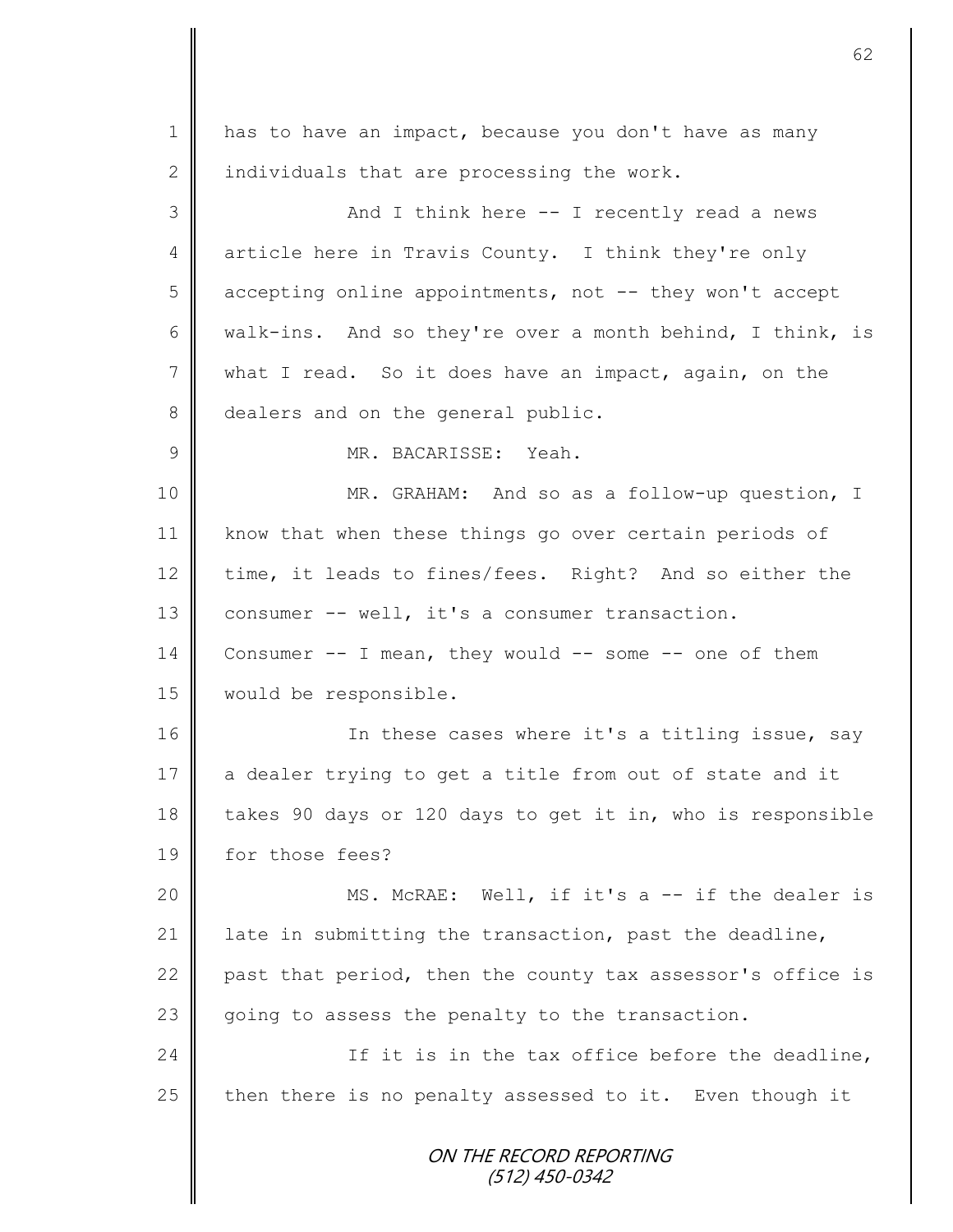has to have an impact, because you don't have as many individuals that are processing the work.

And I think here -- I recently read a news article here in Travis County. I think they're only accepting online appointments, not -- they won't accept walk-ins. And so they're over a month behind, I think, is what I read. So it does have an impact, again, on the dealers and on the general public.

MR. BACARISSE: Yeah.

MR. GRAHAM: And so as a follow-up question, I know that when these things go over certain periods of time, it leads to fines/fees. Right? And so either the consumer -- well, it's a consumer transaction. Consumer -- I mean, they would -- some -- one of them would be responsible.

In these cases where it's a titling issue, say a dealer trying to get a title from out of state and it takes 90 days or 120 days to get it in, who is responsible for those fees?

MS. McRAE: Well, if it's a -- if the dealer is late in submitting the transaction, past the deadline, past that period, then the county tax assessor's office is going to assess the penalty to the transaction.

If it is in the tax office before the deadline, then there is no penalty assessed to it. Even though it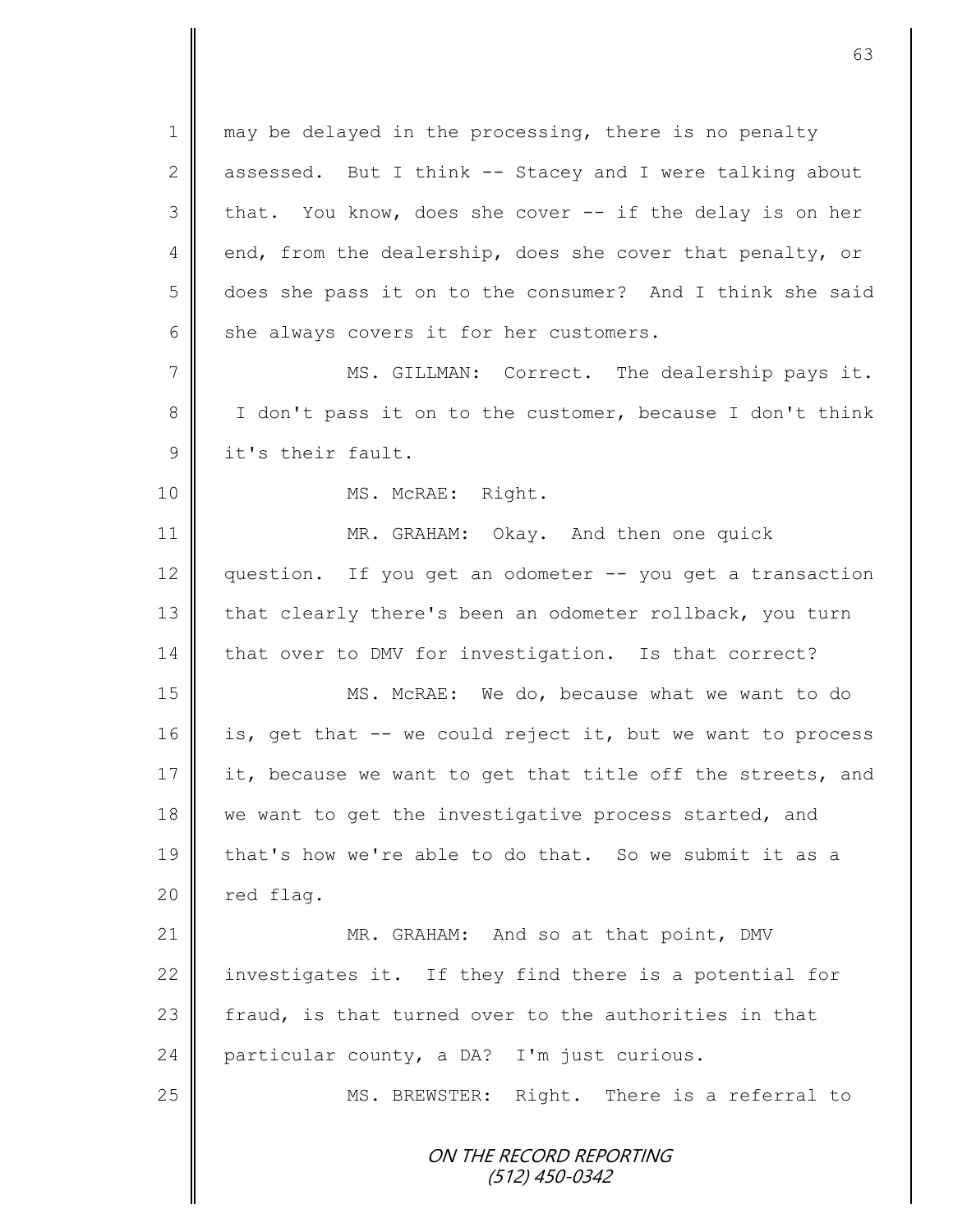may be delayed in the processing, there is no penalty assessed. But I think -- Stacey and I were talking about that. You know, does she cover -- if the delay is on her end, from the dealership, does she cover that penalty, or does she pass it on to the consumer? And I think she said she always covers it for her customers.

MS. GILLMAN: Correct. The dealership pays it. I don't pass it on to the customer, because I don't think it's their fault.

MS. McRAE: Right.

MR. GRAHAM: Okay. And then one quick question. If you get an odometer -- you get a transaction that clearly there's been an odometer rollback, you turn that over to DMV for investigation. Is that correct?

MS. McRAE: We do, because what we want to do is, get that -- we could reject it, but we want to process it, because we want to get that title off the streets, and we want to get the investigative process started, and that's how we're able to do that. So we submit it as a red flag.

MR. GRAHAM: And so at that point, DMV investigates it. If they find there is a potential for fraud, is that turned over to the authorities in that particular county, a DA? I'm just curious.

MS. BREWSTER: Right. There is a referral to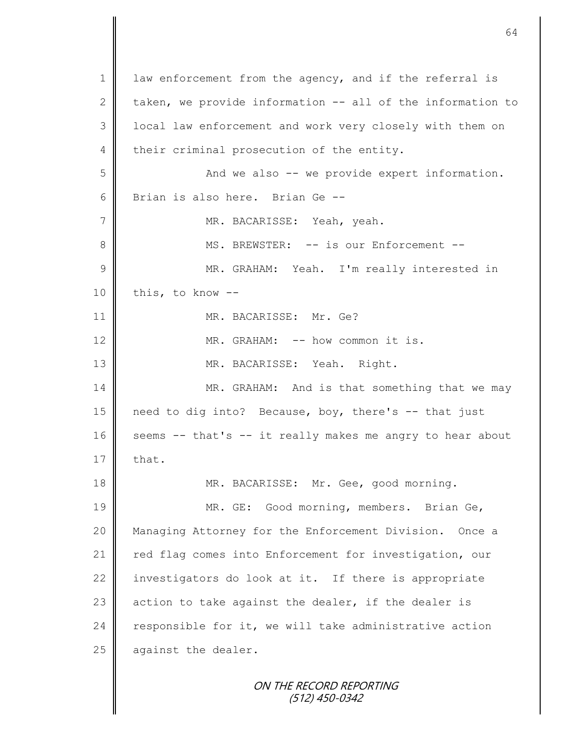law enforcement from the agency, and if the referral is taken, we provide information -- all of the information to local law enforcement and work very closely with them on their criminal prosecution of the entity.

And we also -- we provide expert information. Brian is also here. Brian Ge --

MR. BACARISSE: Yeah, yeah.

MS. BREWSTER: -- is our Enforcement --

MR. GRAHAM: Yeah. I'm really interested in this, to know --

MR. BACARISSE: Mr. Ge?

MR. GRAHAM: -- how common it is.

MR. BACARISSE: Yeah. Right.

MR. GRAHAM: And is that something that we may need to dig into? Because, boy, there's -- that just seems -- that's -- it really makes me angry to hear about that.

MR. BACARISSE: Mr. Gee, good morning.

MR. GE: Good morning, members. Brian Ge, Managing Attorney for the Enforcement Division. Once a red flag comes into Enforcement for investigation, our investigators do look at it. If there is appropriate action to take against the dealer, if the dealer is responsible for it, we will take administrative action against the dealer.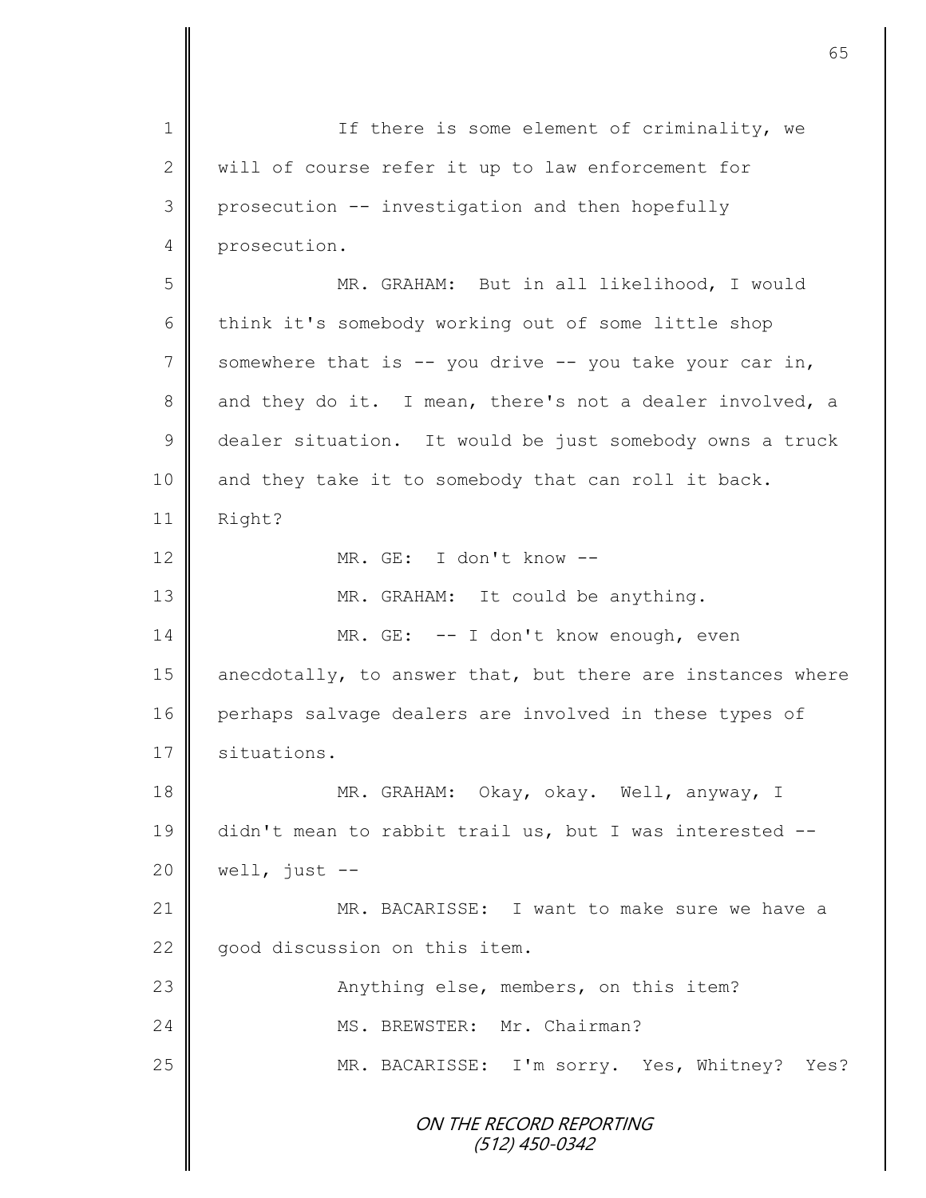If there is some element of criminality, we will of course refer it up to law enforcement for prosecution -- investigation and then hopefully prosecution.

MR. GRAHAM: But in all likelihood, I would think it's somebody working out of some little shop somewhere that is -- you drive -- you take your car in, and they do it. I mean, there's not a dealer involved, a dealer situation. It would be just somebody owns a truck and they take it to somebody that can roll it back. Right?

MR. GE: I don't know --

MR. GRAHAM: It could be anything.

MR. GE: -- I don't know enough, even anecdotally, to answer that, but there are instances where perhaps salvage dealers are involved in these types of situations.

MR. GRAHAM: Okay, okay. Well, anyway, I didn't mean to rabbit trail us, but I was interested -- well, just --

MR. BACARISSE: I want to make sure we have a good discussion on this item.

Anything else, members, on this item?

MS. BREWSTER: Mr. Chairman?

MR. BACARISSE: I'm sorry. Yes, Whitney? Yes?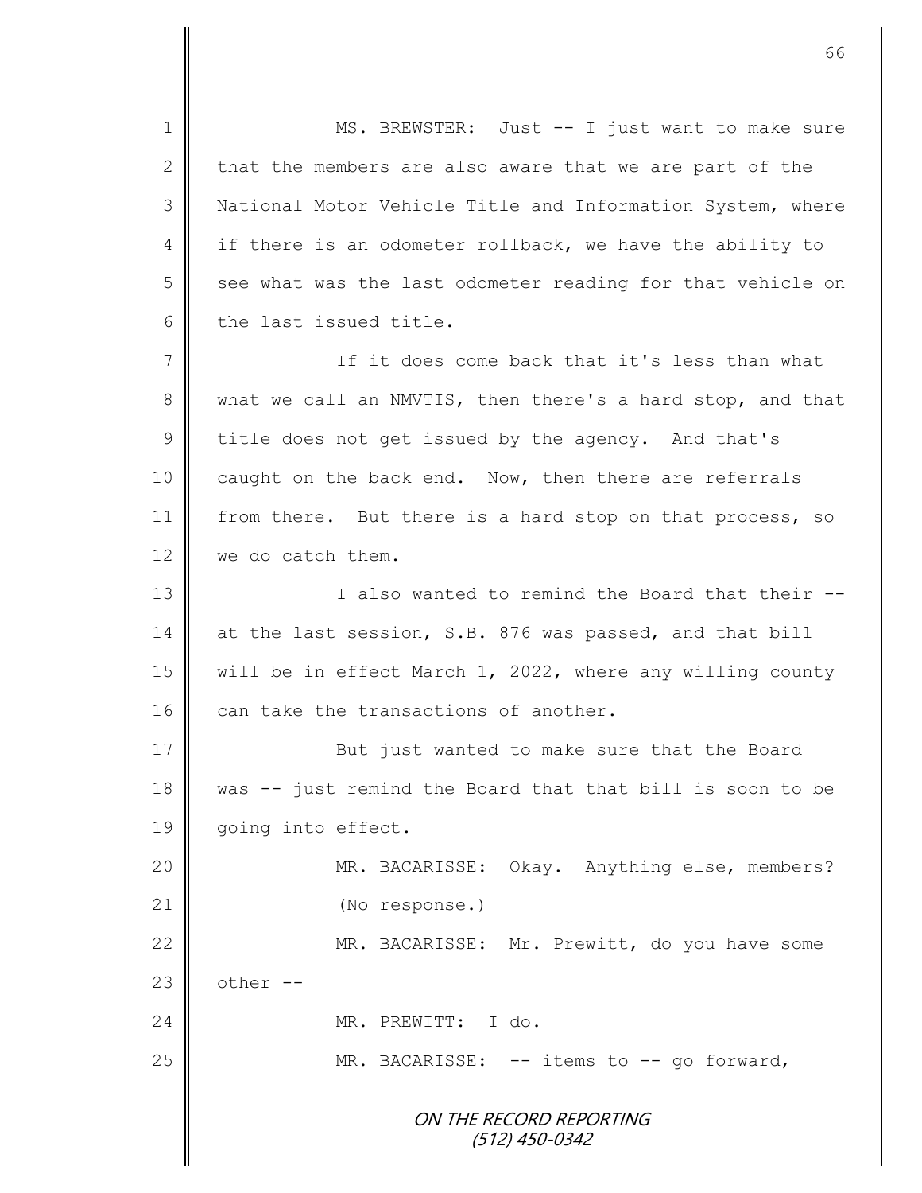MS. BREWSTER: Just -- I just want to make sure that the members are also aware that we are part of the National Motor Vehicle Title and Information System, where if there is an odometer rollback, we have the ability to see what was the last odometer reading for that vehicle on the last issued title.

If it does come back that it's less than what what we call an NMVTIS, then there's a hard stop, and that title does not get issued by the agency. And that's caught on the back end. Now, then there are referrals from there. But there is a hard stop on that process, so we do catch them.

I also wanted to remind the Board that their -- at the last session, S.B. 876 was passed, and that bill will be in effect March 1, 2022, where any willing county can take the transactions of another.

But just wanted to make sure that the Board was -- just remind the Board that that bill is soon to be going into effect.

MR. BACARISSE: Okay. Anything else, members?

(No response.)

MR. BACARISSE: Mr. Prewitt, do you have some other --

MR. PREWITT: I do.

MR. BACARISSE: -- items to -- go forward,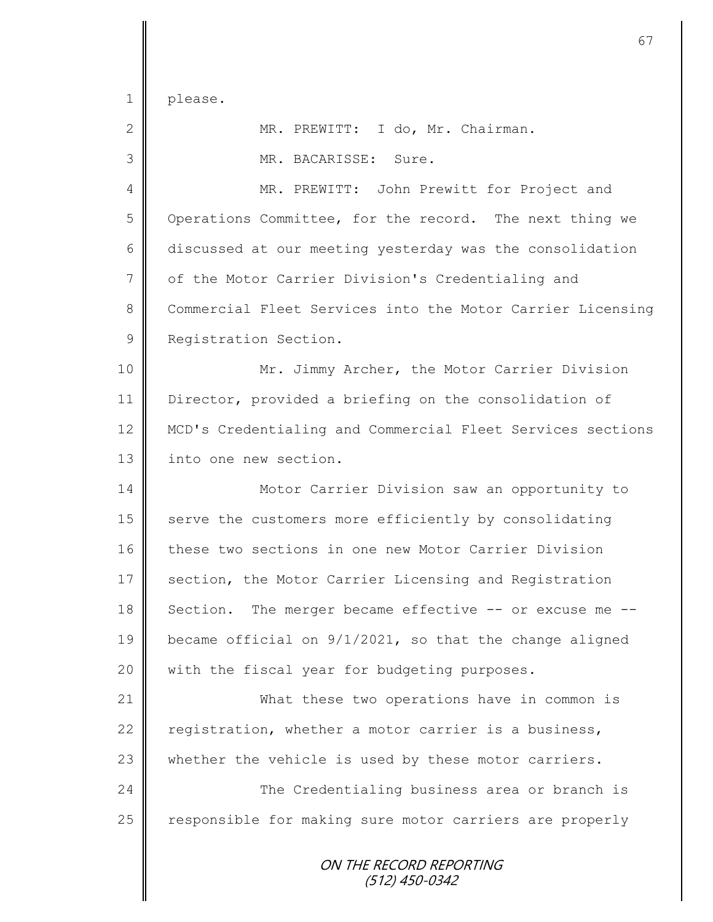please.

MR. PREWITT: I do, Mr. Chairman.

MR. BACARISSE: Sure.

MR. PREWITT: John Prewitt for Project and Operations Committee, for the record. The next thing we discussed at our meeting yesterday was the consolidation of the Motor Carrier Division's Credentialing and Commercial Fleet Services into the Motor Carrier Licensing Registration Section.

Mr. Jimmy Archer, the Motor Carrier Division Director, provided a briefing on the consolidation of MCD's Credentialing and Commercial Fleet Services sections into one new section.

Motor Carrier Division saw an opportunity to serve the customers more efficiently by consolidating these two sections in one new Motor Carrier Division section, the Motor Carrier Licensing and Registration Section. The merger became effective -- or excuse me -- became official on 9/1/2021, so that the change aligned with the fiscal year for budgeting purposes.

What these two operations have in common is registration, whether a motor carrier is a business, whether the vehicle is used by these motor carriers.

The Credentialing business area or branch is responsible for making sure motor carriers are properly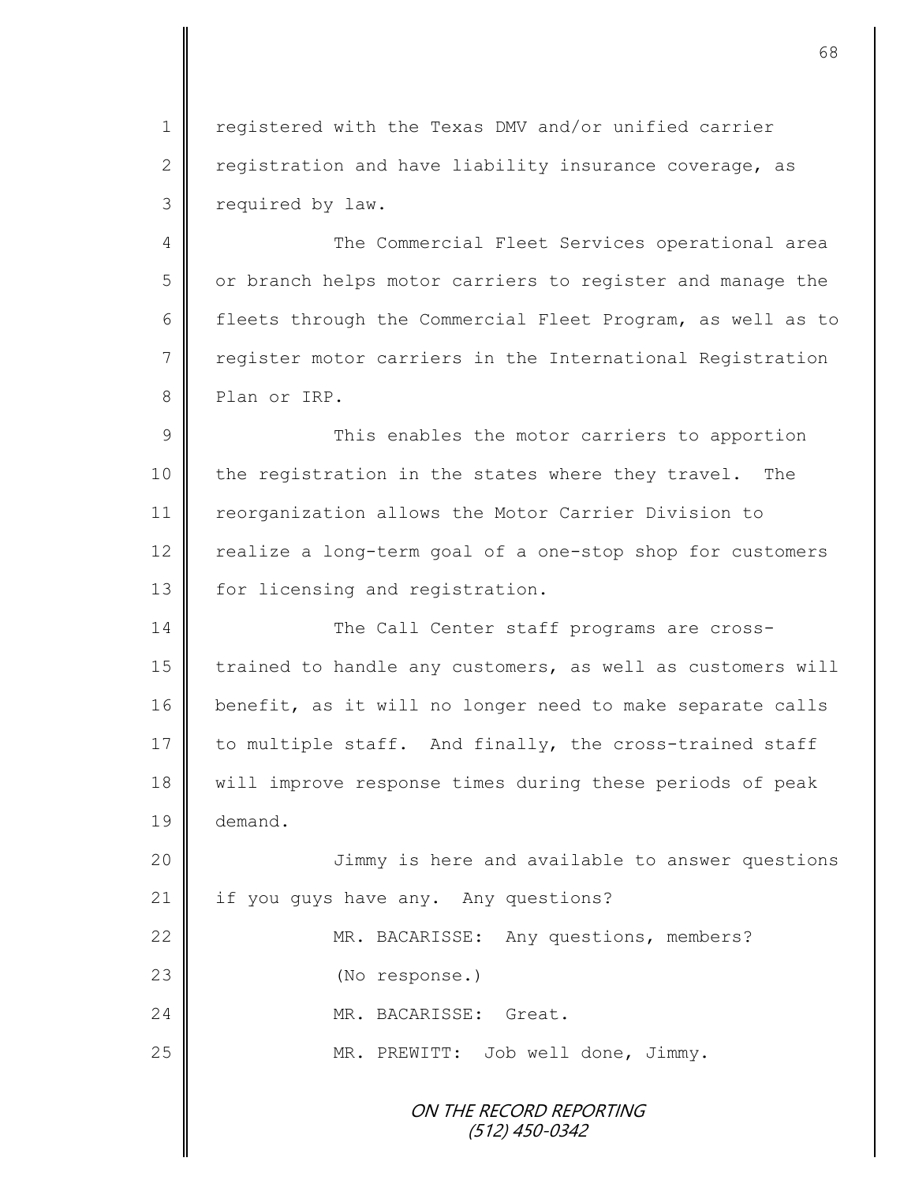registered with the Texas DMV and/or unified carrier registration and have liability insurance coverage, as required by law.

The Commercial Fleet Services operational area or branch helps motor carriers to register and manage the fleets through the Commercial Fleet Program, as well as to register motor carriers in the International Registration Plan or IRP.

This enables the motor carriers to apportion the registration in the states where they travel. The reorganization allows the Motor Carrier Division to realize a long-term goal of a one-stop shop for customers for licensing and registration.

The Call Center staff programs are cross-trained to handle any customers, as well as customers will benefit, as it will no longer need to make separate calls to multiple staff. And finally, the cross-trained staff will improve response times during these periods of peak demand.

Jimmy is here and available to answer questions if you guys have any. Any questions?

MR. BACARISSE: Any questions, members?

(No response.)

MR. BACARISSE: Great.

MR. PREWITT: Job well done, Jimmy.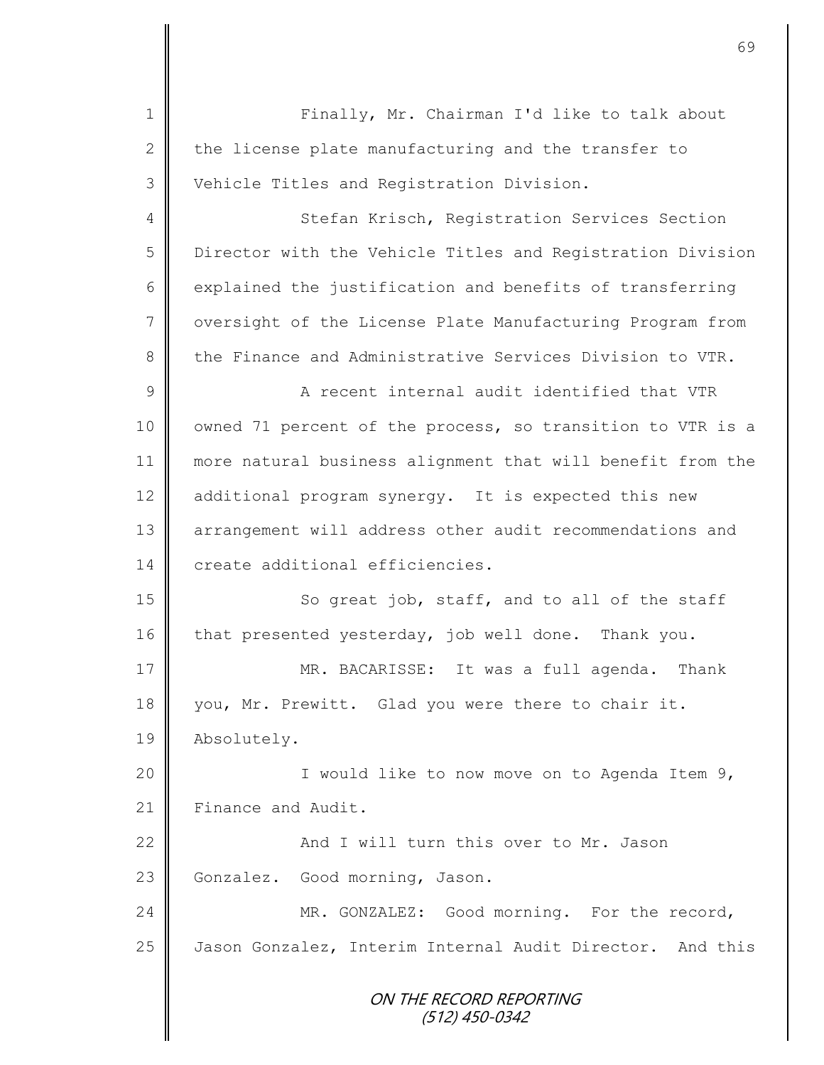Finally, Mr. Chairman I'd like to talk about the license plate manufacturing and the transfer to Vehicle Titles and Registration Division.

Stefan Krisch, Registration Services Section Director with the Vehicle Titles and Registration Division explained the justification and benefits of transferring oversight of the License Plate Manufacturing Program from the Finance and Administrative Services Division to VTR.

A recent internal audit identified that VTR owned 71 percent of the process, so transition to VTR is a more natural business alignment that will benefit from the additional program synergy. It is expected this new arrangement will address other audit recommendations and create additional efficiencies.

So great job, staff, and to all of the staff that presented yesterday, job well done. Thank you.

MR. BACARISSE: It was a full agenda. Thank you, Mr. Prewitt. Glad you were there to chair it. Absolutely.

I would like to now move on to Agenda Item 9, Finance and Audit.

And I will turn this over to Mr. Jason Gonzalez. Good morning, Jason.

MR. GONZALEZ: Good morning. For the record, Jason Gonzalez, Interim Internal Audit Director. And this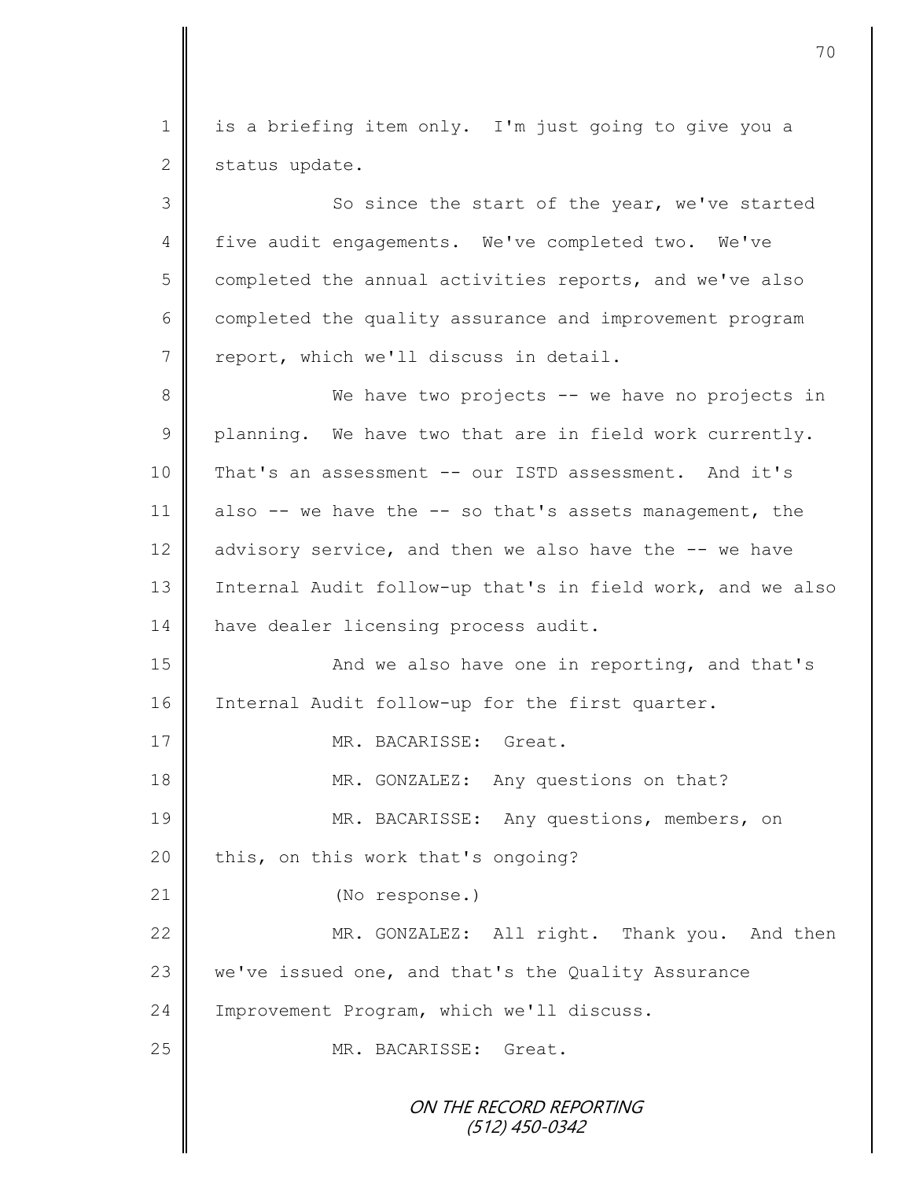1 is a briefing item only. I'm just going to give you a
2 status update.

3 So since the start of the year, we've started
4 five audit engagements. We've completed two. We've
5 completed the annual activities reports, and we've also
6 completed the quality assurance and improvement program
7 report, which we'll discuss in detail.

8 We have two projects -- we have no projects in
9 planning. We have two that are in field work currently.
10 That's an assessment -- our ISTD assessment. And it's
11 also -- we have the -- so that's assets management, the
12 advisory service, and then we also have the -- we have
13 Internal Audit follow-up that's in field work, and we also
14 have dealer licensing process audit.

15 And we also have one in reporting, and that's
16 Internal Audit follow-up for the first quarter.

17 MR. BACARISSE: Great.

18 MR. GONZALEZ: Any questions on that?

19 MR. BACARISSE: Any questions, members, on
20 this, on this work that's ongoing?

21 (No response.)

22 MR. GONZALEZ: All right. Thank you. And then
23 we've issued one, and that's the Quality Assurance
24 Improvement Program, which we'll discuss.

25 MR. BACARISSE: Great.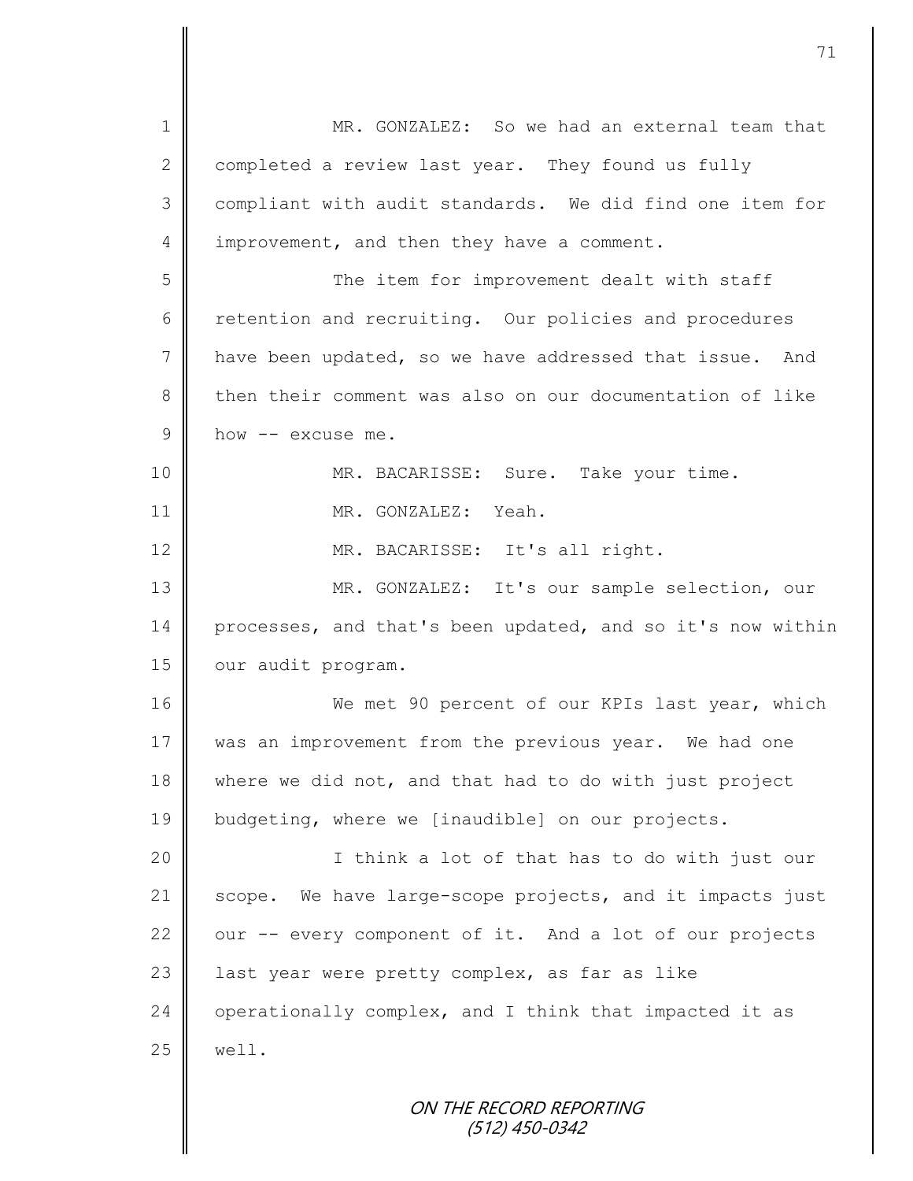MR. GONZALEZ: So we had an external team that completed a review last year. They found us fully compliant with audit standards. We did find one item for improvement, and then they have a comment.

The item for improvement dealt with staff retention and recruiting. Our policies and procedures have been updated, so we have addressed that issue. And then their comment was also on our documentation of like how -- excuse me.

MR. BACARISSE: Sure. Take your time.

MR. GONZALEZ: Yeah.

MR. BACARISSE: It's all right.

MR. GONZALEZ: It's our sample selection, our processes, and that's been updated, and so it's now within our audit program.

We met 90 percent of our KPIs last year, which was an improvement from the previous year. We had one where we did not, and that had to do with just project budgeting, where we [inaudible] on our projects.

I think a lot of that has to do with just our scope. We have large-scope projects, and it impacts just our -- every component of it. And a lot of our projects last year were pretty complex, as far as like operationally complex, and I think that impacted it as well.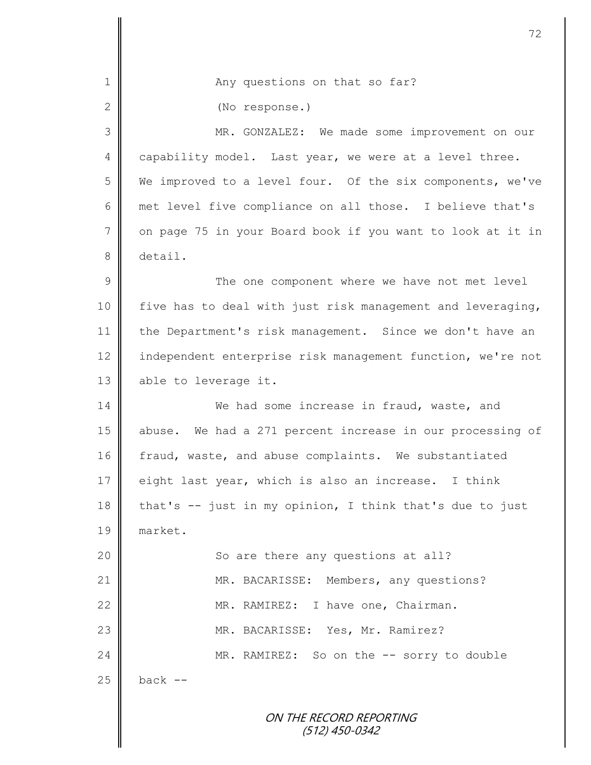Any questions on that so far?

(No response.)

MR. GONZALEZ: We made some improvement on our capability model. Last year, we were at a level three. We improved to a level four. Of the six components, we've met level five compliance on all those. I believe that's on page 75 in your Board book if you want to look at it in detail.

The one component where we have not met level five has to deal with just risk management and leveraging, the Department's risk management. Since we don't have an independent enterprise risk management function, we're not able to leverage it.

We had some increase in fraud, waste, and abuse. We had a 271 percent increase in our processing of fraud, waste, and abuse complaints. We substantiated eight last year, which is also an increase. I think that's -- just in my opinion, I think that's due to just market.

So are there any questions at all?

MR. BACARISSE: Members, any questions?

MR. RAMIREZ: I have one, Chairman.

MR. BACARISSE: Yes, Mr. Ramirez?

MR. RAMIREZ: So on the -- sorry to double back --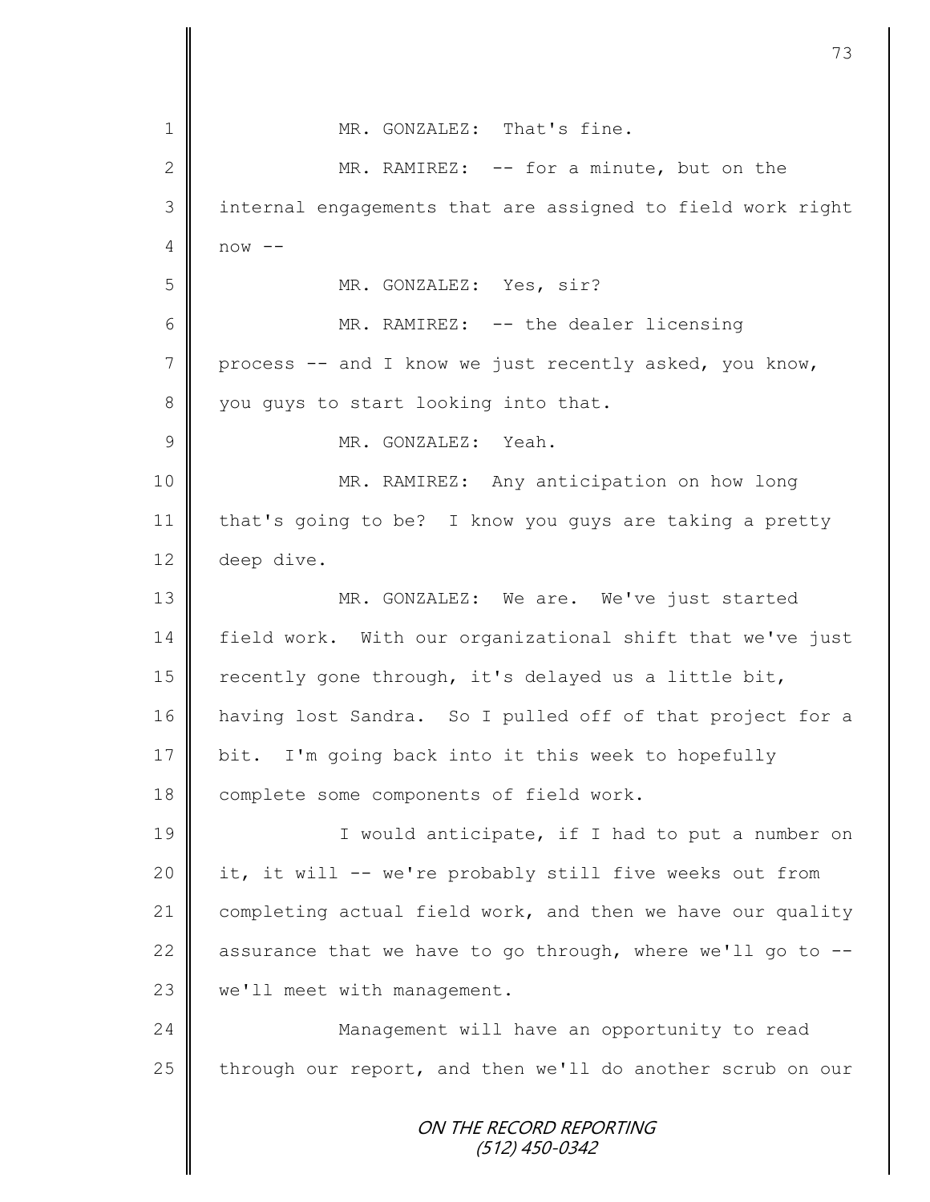MR. GONZALEZ: That's fine.

MR. RAMIREZ: -- for a minute, but on the internal engagements that are assigned to field work right now --

MR. GONZALEZ: Yes, sir?

MR. RAMIREZ: -- the dealer licensing process -- and I know we just recently asked, you know, you guys to start looking into that.

MR. GONZALEZ: Yeah.

MR. RAMIREZ: Any anticipation on how long that's going to be? I know you guys are taking a pretty deep dive.

MR. GONZALEZ: We are. We've just started field work. With our organizational shift that we've just recently gone through, it's delayed us a little bit, having lost Sandra. So I pulled off of that project for a bit. I'm going back into it this week to hopefully complete some components of field work.

I would anticipate, if I had to put a number on it, it will -- we're probably still five weeks out from completing actual field work, and then we have our quality assurance that we have to go through, where we'll go to -- we'll meet with management.

Management will have an opportunity to read through our report, and then we'll do another scrub on our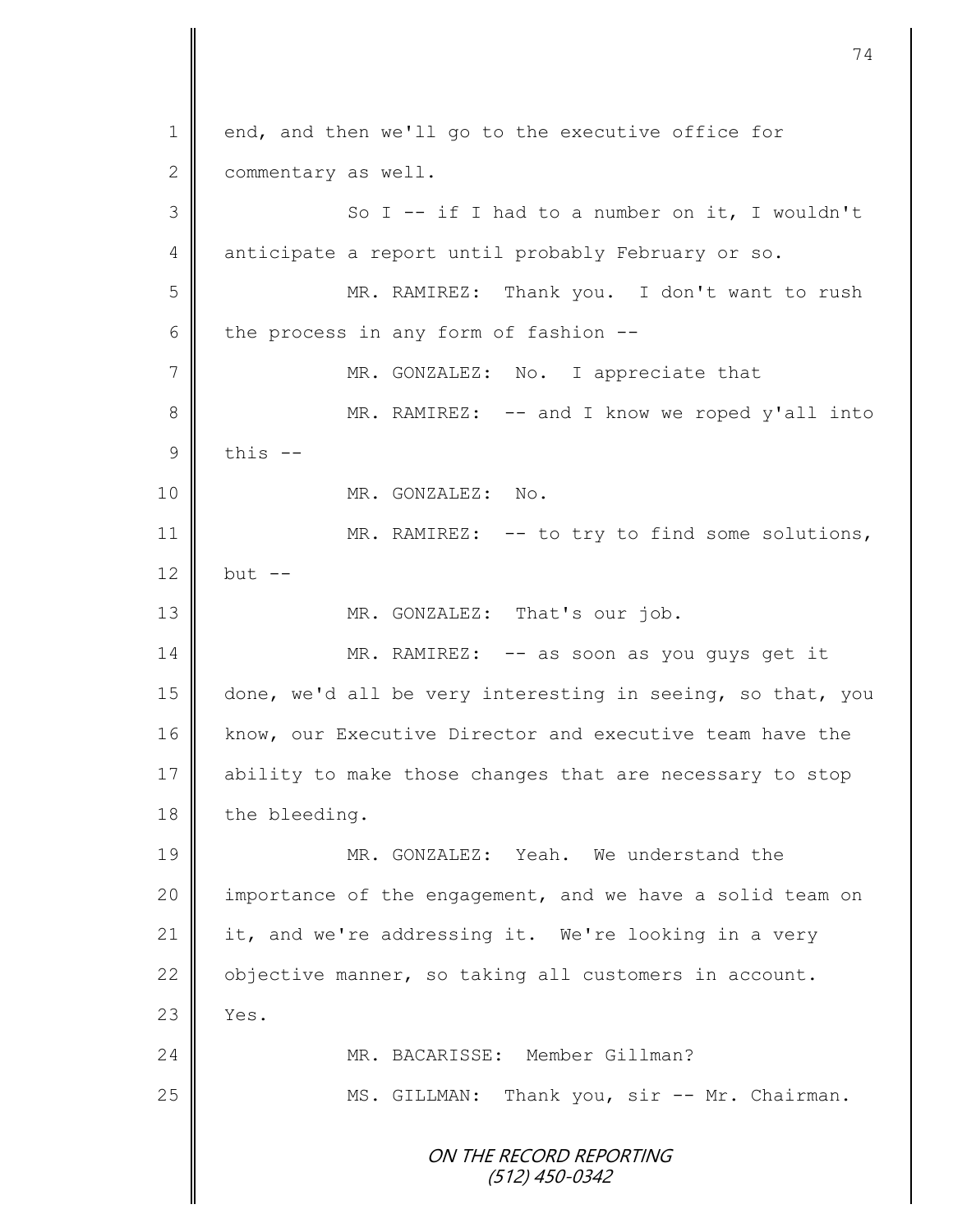end, and then we'll go to the executive office for commentary as well.

So I -- if I had to a number on it, I wouldn't anticipate a report until probably February or so.

MR. RAMIREZ: Thank you. I don't want to rush the process in any form of fashion --

MR. GONZALEZ: No. I appreciate that

MR. RAMIREZ: -- and I know we roped y'all into this --

MR. GONZALEZ: No.

MR. RAMIREZ: -- to try to find some solutions, but --

MR. GONZALEZ: That's our job.

MR. RAMIREZ: -- as soon as you guys get it done, we'd all be very interesting in seeing, so that, you know, our Executive Director and executive team have the ability to make those changes that are necessary to stop the bleeding.

MR. GONZALEZ: Yeah. We understand the importance of the engagement, and we have a solid team on it, and we're addressing it. We're looking in a very objective manner, so taking all customers in account. Yes.

MR. BACARISSE: Member Gillman?

MS. GILLMAN: Thank you, sir -- Mr. Chairman.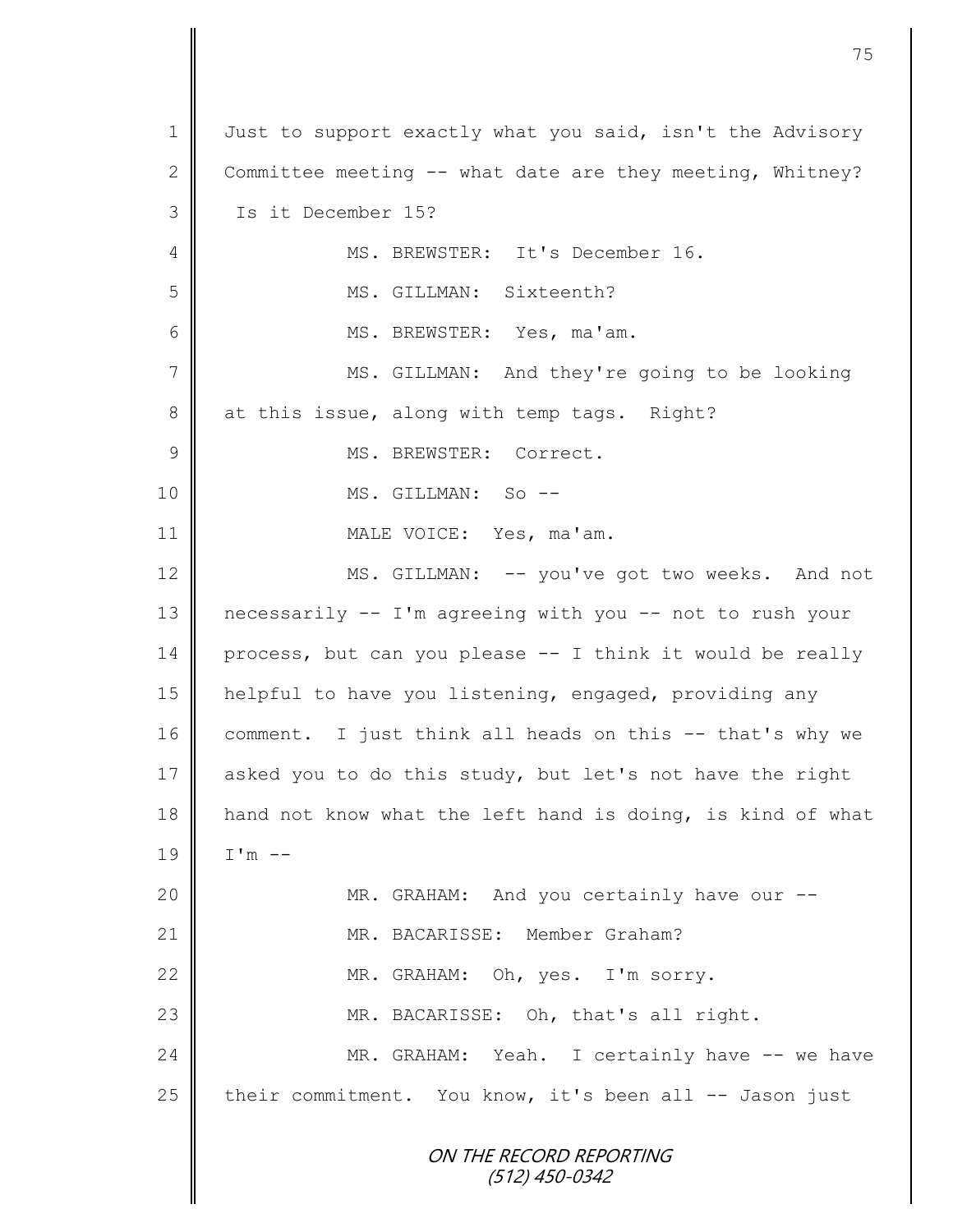1 Just to support exactly what you said, isn't the Advisory
2 Committee meeting -- what date are they meeting, Whitney?
3 Is it December 15?
4 MS. BREWSTER: It's December 16.
5 MS. GILLMAN: Sixteenth?
6 MS. BREWSTER: Yes, ma'am.
7 MS. GILLMAN: And they're going to be looking
8 at this issue, along with temp tags. Right?
9 MS. BREWSTER: Correct.
10 MS. GILLMAN: So --
11 MALE VOICE: Yes, ma'am.
12 MS. GILLMAN: -- you've got two weeks. And not
13 necessarily -- I'm agreeing with you -- not to rush your
14 process, but can you please -- I think it would be really
15 helpful to have you listening, engaged, providing any
16 comment. I just think all heads on this -- that's why we
17 asked you to do this study, but let's not have the right
18 hand not know what the left hand is doing, is kind of what
19 I'm --
20 MR. GRAHAM: And you certainly have our --
21 MR. BACARISSE: Member Graham?
22 MR. GRAHAM: Oh, yes. I'm sorry.
23 MR. BACARISSE: Oh, that's all right.
24 MR. GRAHAM: Yeah. I certainly have -- we have
25 their commitment. You know, it's been all -- Jason just

ON THE RECORD REPORTING
(512) 450-0342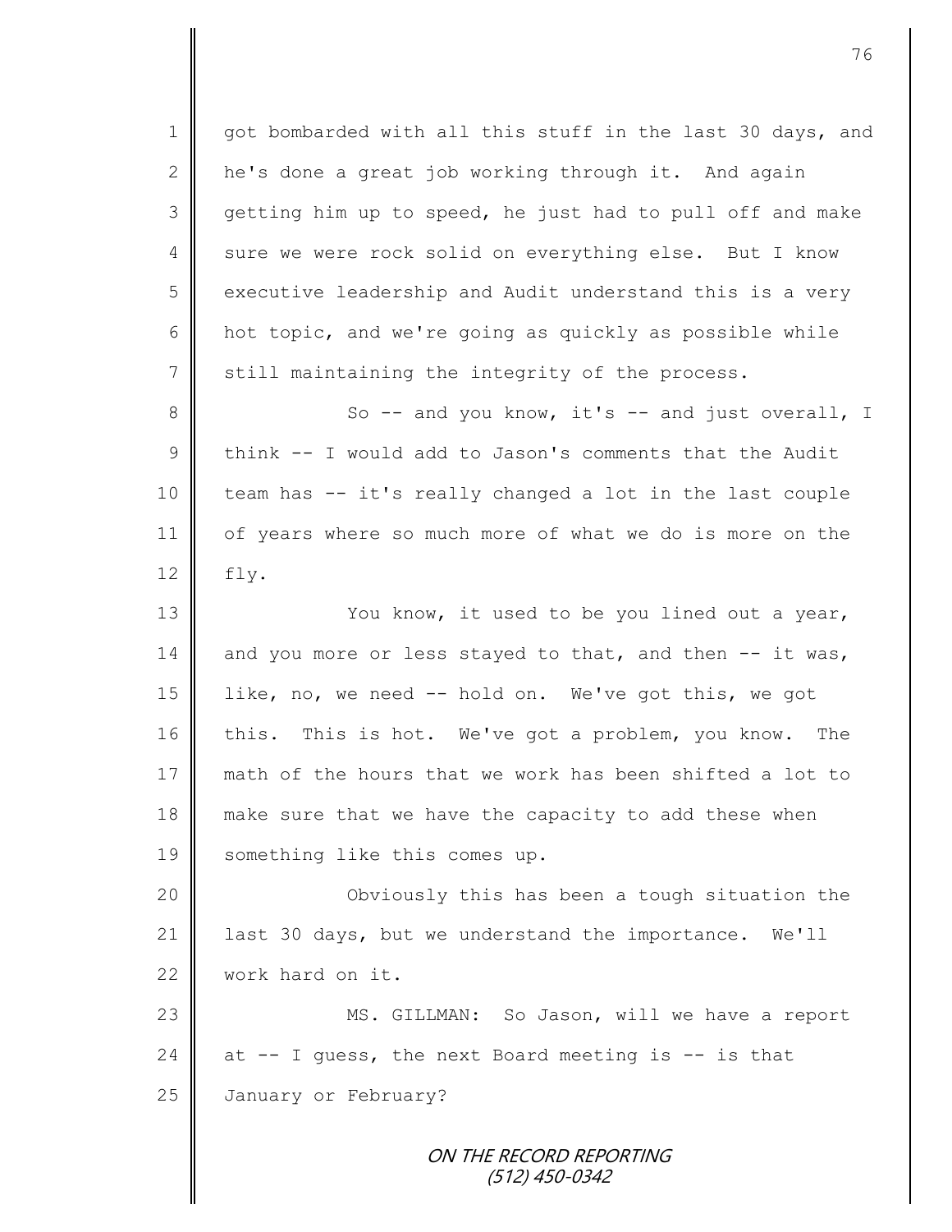got bombarded with all this stuff in the last 30 days, and he's done a great job working through it. And again getting him up to speed, he just had to pull off and make sure we were rock solid on everything else. But I know executive leadership and Audit understand this is a very hot topic, and we're going as quickly as possible while still maintaining the integrity of the process.

So -- and you know, it's -- and just overall, I think -- I would add to Jason's comments that the Audit team has -- it's really changed a lot in the last couple of years where so much more of what we do is more on the fly.

You know, it used to be you lined out a year, and you more or less stayed to that, and then -- it was, like, no, we need -- hold on. We've got this, we got this. This is hot. We've got a problem, you know. The math of the hours that we work has been shifted a lot to make sure that we have the capacity to add these when something like this comes up.

Obviously this has been a tough situation the last 30 days, but we understand the importance. We'll work hard on it.

MS. GILLMAN: So Jason, will we have a report at -- I guess, the next Board meeting is -- is that January or February?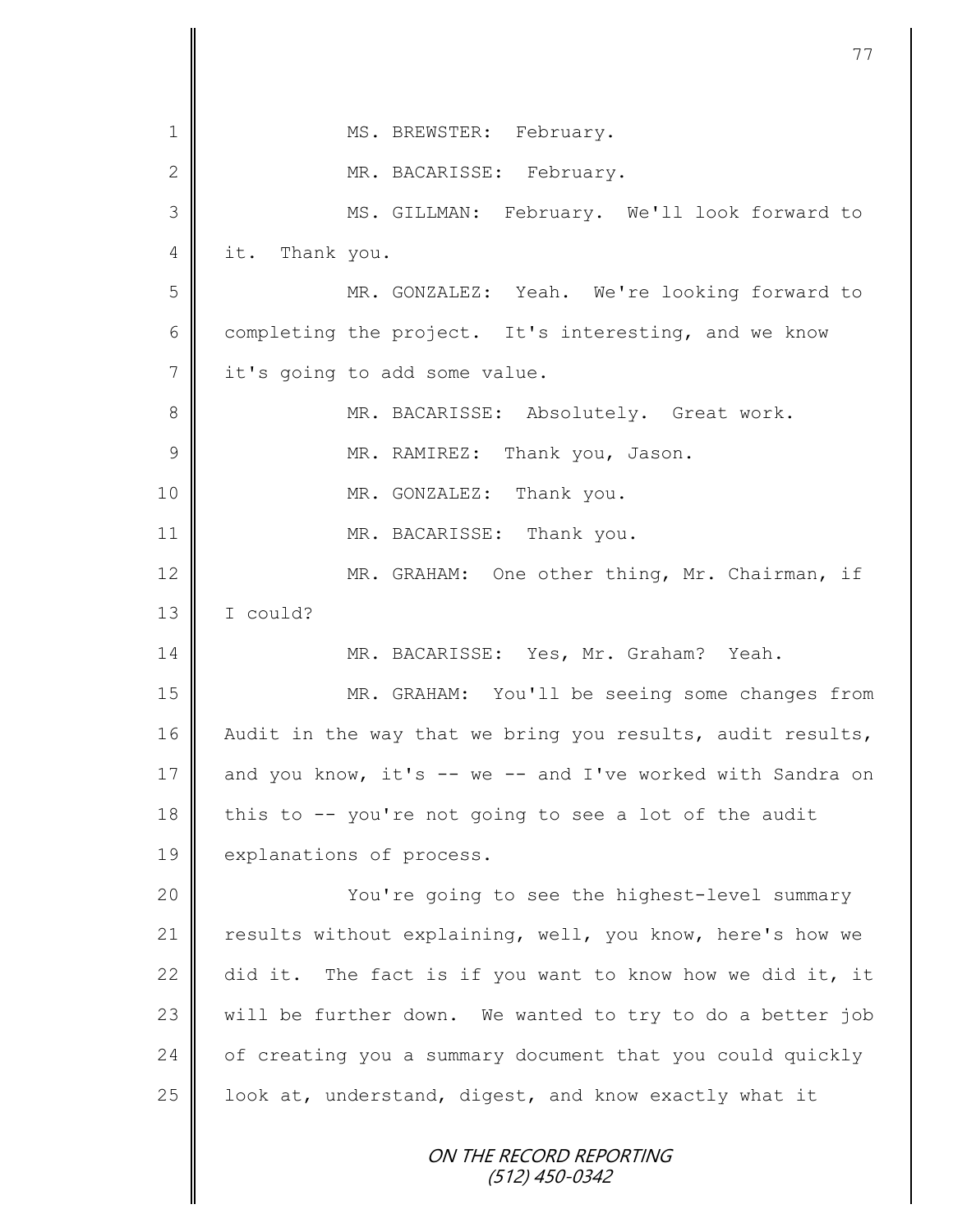MS. BREWSTER: February.

MR. BACARISSE: February.

MS. GILLMAN: February. We'll look forward to it. Thank you.

MR. GONZALEZ: Yeah. We're looking forward to completing the project. It's interesting, and we know it's going to add some value.

MR. BACARISSE: Absolutely. Great work.

MR. RAMIREZ: Thank you, Jason.

MR. GONZALEZ: Thank you.

MR. BACARISSE: Thank you.

MR. GRAHAM: One other thing, Mr. Chairman, if I could?

MR. BACARISSE: Yes, Mr. Graham? Yeah.

MR. GRAHAM: You'll be seeing some changes from Audit in the way that we bring you results, audit results, and you know, it's -- we -- and I've worked with Sandra on this to -- you're not going to see a lot of the audit explanations of process.

You're going to see the highest-level summary results without explaining, well, you know, here's how we did it. The fact is if you want to know how we did it, it will be further down. We wanted to try to do a better job of creating you a summary document that you could quickly look at, understand, digest, and know exactly what it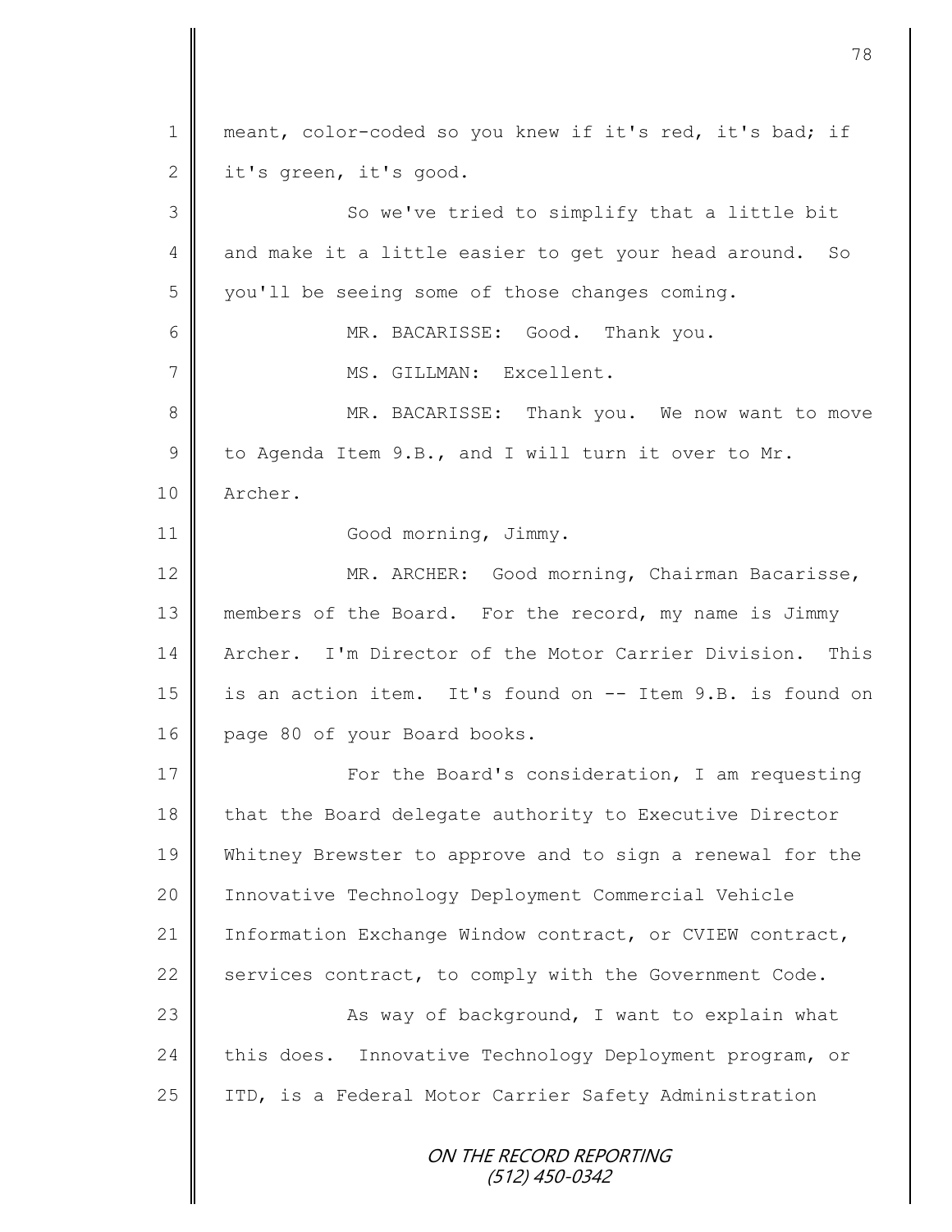meant, color-coded so you knew if it's red, it's bad; if it's green, it's good.

So we've tried to simplify that a little bit and make it a little easier to get your head around. So you'll be seeing some of those changes coming.

MR. BACARISSE: Good. Thank you.

MS. GILLMAN: Excellent.

MR. BACARISSE: Thank you. We now want to move to Agenda Item 9.B., and I will turn it over to Mr. Archer.

Good morning, Jimmy.

MR. ARCHER: Good morning, Chairman Bacarisse, members of the Board. For the record, my name is Jimmy Archer. I'm Director of the Motor Carrier Division. This is an action item. It's found on -- Item 9.B. is found on page 80 of your Board books.

For the Board's consideration, I am requesting that the Board delegate authority to Executive Director Whitney Brewster to approve and to sign a renewal for the Innovative Technology Deployment Commercial Vehicle Information Exchange Window contract, or CVIEW contract, services contract, to comply with the Government Code.

As way of background, I want to explain what this does. Innovative Technology Deployment program, or ITD, is a Federal Motor Carrier Safety Administration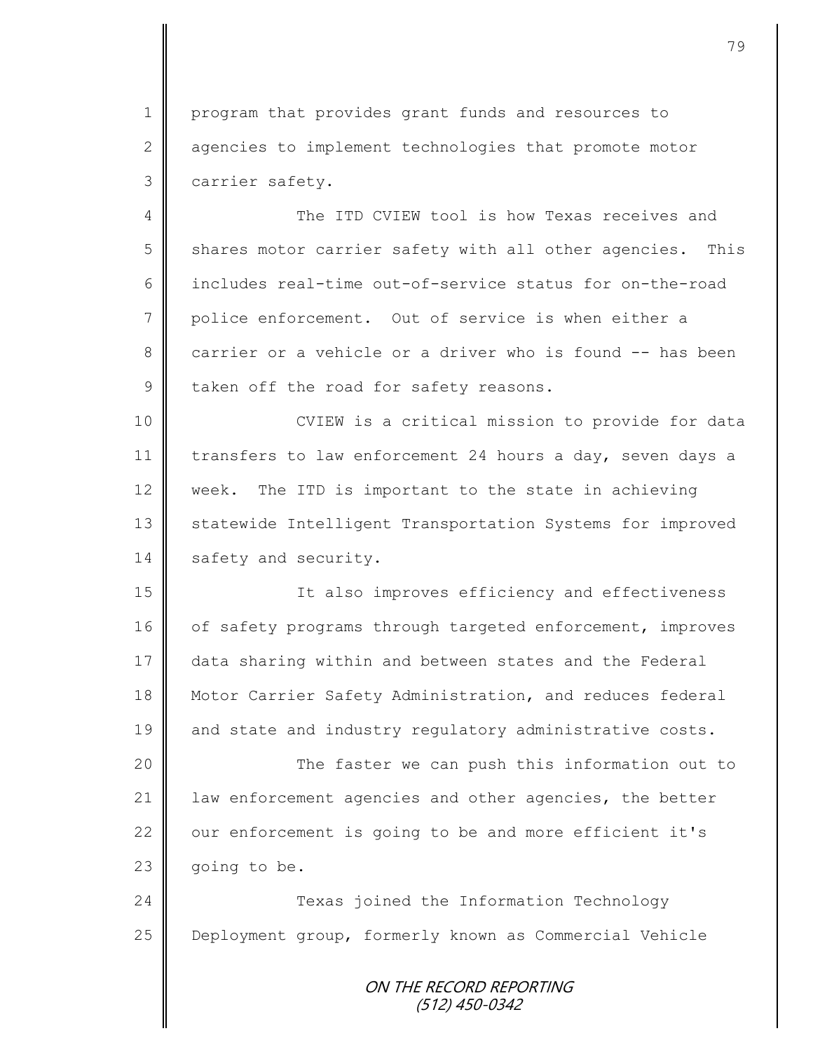program that provides grant funds and resources to agencies to implement technologies that promote motor carrier safety.

The ITD CVIEW tool is how Texas receives and shares motor carrier safety with all other agencies. This includes real-time out-of-service status for on-the-road police enforcement. Out of service is when either a carrier or a vehicle or a driver who is found -- has been taken off the road for safety reasons.

CVIEW is a critical mission to provide for data transfers to law enforcement 24 hours a day, seven days a week. The ITD is important to the state in achieving statewide Intelligent Transportation Systems for improved safety and security.

It also improves efficiency and effectiveness of safety programs through targeted enforcement, improves data sharing within and between states and the Federal Motor Carrier Safety Administration, and reduces federal and state and industry regulatory administrative costs.

The faster we can push this information out to law enforcement agencies and other agencies, the better our enforcement is going to be and more efficient it's going to be.

Texas joined the Information Technology Deployment group, formerly known as Commercial Vehicle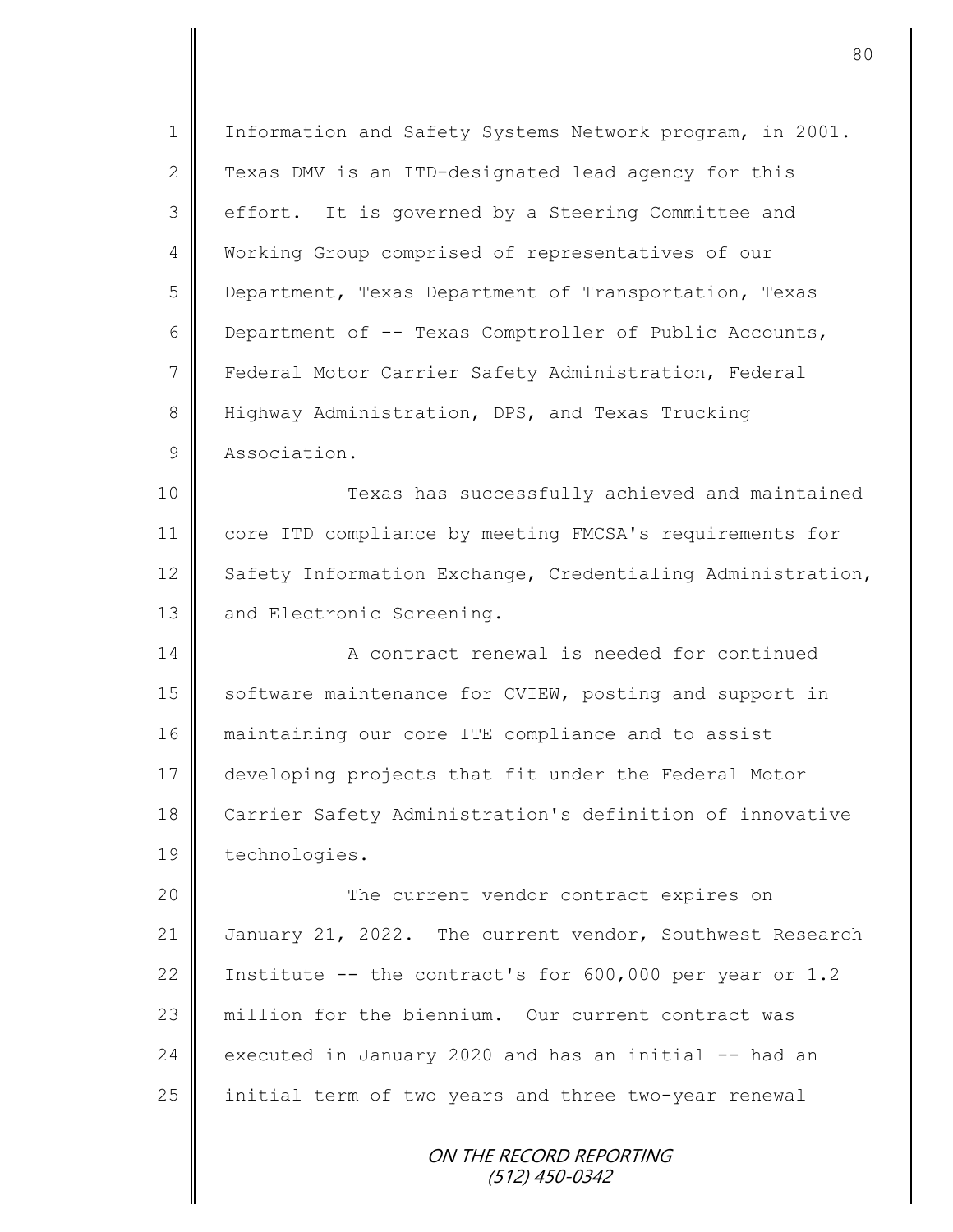Information and Safety Systems Network program, in 2001. Texas DMV is an ITD-designated lead agency for this effort. It is governed by a Steering Committee and Working Group comprised of representatives of our Department, Texas Department of Transportation, Texas Department of -- Texas Comptroller of Public Accounts, Federal Motor Carrier Safety Administration, Federal Highway Administration, DPS, and Texas Trucking Association.

Texas has successfully achieved and maintained core ITD compliance by meeting FMCSA's requirements for Safety Information Exchange, Credentialing Administration, and Electronic Screening.

A contract renewal is needed for continued software maintenance for CVIEW, posting and support in maintaining our core ITE compliance and to assist developing projects that fit under the Federal Motor Carrier Safety Administration's definition of innovative technologies.

The current vendor contract expires on January 21, 2022. The current vendor, Southwest Research Institute -- the contract's for 600,000 per year or 1.2 million for the biennium. Our current contract was executed in January 2020 and has an initial -- had an initial term of two years and three two-year renewal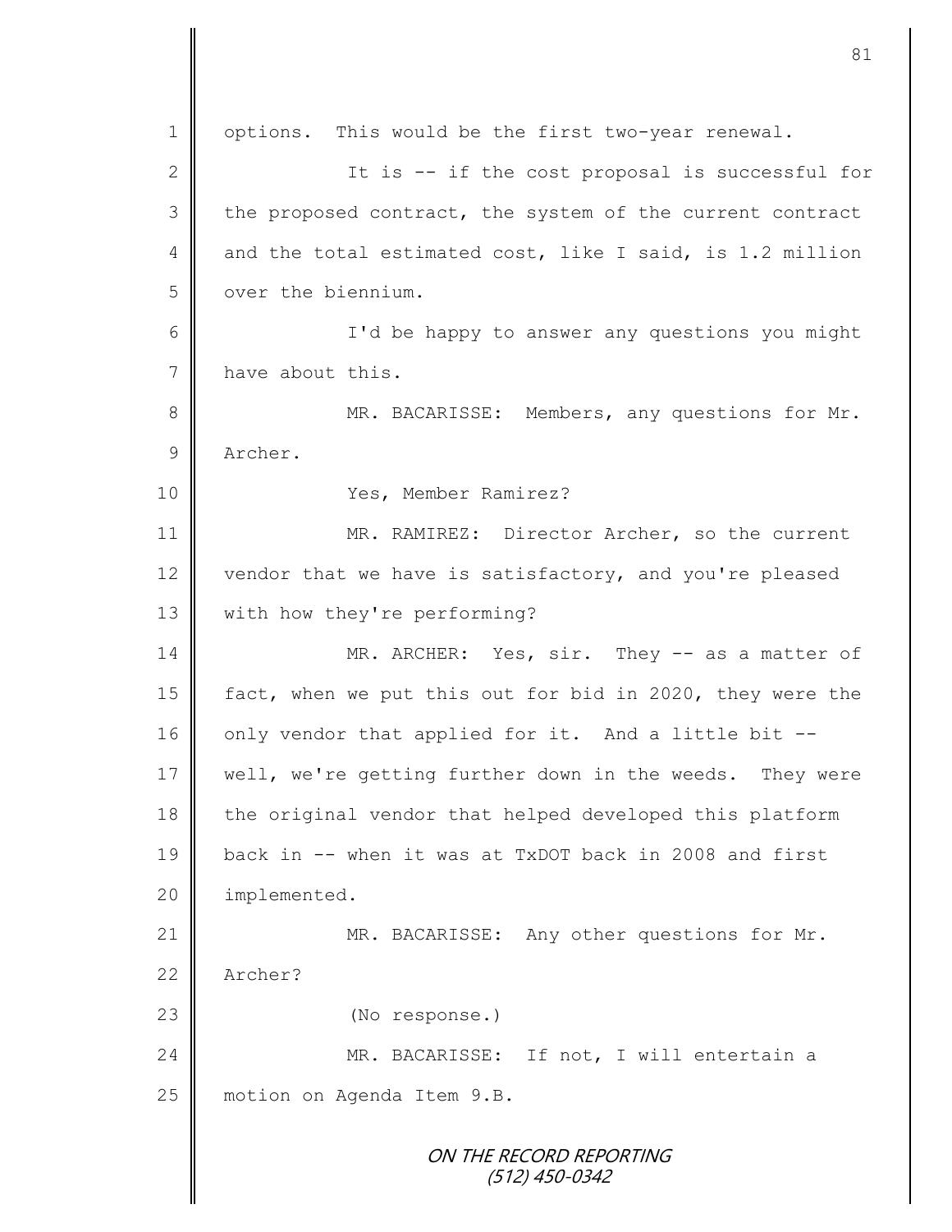options. This would be the first two-year renewal.

It is -- if the cost proposal is successful for the proposed contract, the system of the current contract and the total estimated cost, like I said, is 1.2 million over the biennium.

I'd be happy to answer any questions you might have about this.

MR. BACARISSE: Members, any questions for Mr. Archer.

Yes, Member Ramirez?

MR. RAMIREZ: Director Archer, so the current vendor that we have is satisfactory, and you're pleased with how they're performing?

MR. ARCHER: Yes, sir. They -- as a matter of fact, when we put this out for bid in 2020, they were the only vendor that applied for it. And a little bit -- well, we're getting further down in the weeds. They were the original vendor that helped developed this platform back in -- when it was at TxDOT back in 2008 and first implemented.

MR. BACARISSE: Any other questions for Mr. Archer?

(No response.)

MR. BACARISSE: If not, I will entertain a motion on Agenda Item 9.B.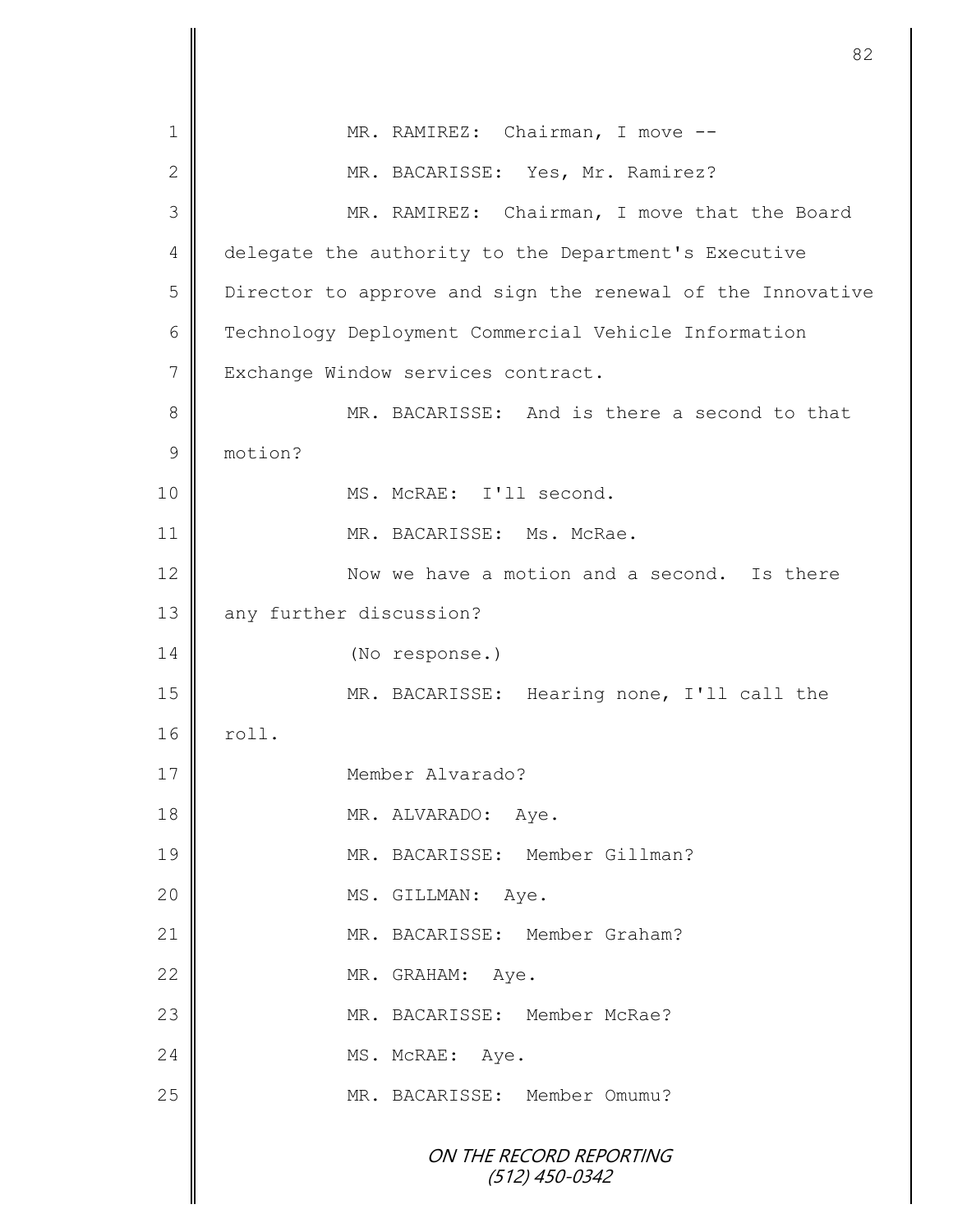MR. RAMIREZ: Chairman, I move --

MR. BACARISSE: Yes, Mr. Ramirez?

MR. RAMIREZ: Chairman, I move that the Board delegate the authority to the Department's Executive Director to approve and sign the renewal of the Innovative Technology Deployment Commercial Vehicle Information Exchange Window services contract.

MR. BACARISSE: And is there a second to that motion?

MS. McRAE: I'll second.

MR. BACARISSE: Ms. McRae.

Now we have a motion and a second. Is there any further discussion?

(No response.)

MR. BACARISSE: Hearing none, I'll call the roll.

Member Alvarado?

MR. ALVARADO: Aye.

MR. BACARISSE: Member Gillman?

MS. GILLMAN: Aye.

MR. BACARISSE: Member Graham?

MR. GRAHAM: Aye.

MR. BACARISSE: Member McRae?

MS. McRAE: Aye.

MR. BACARISSE: Member Omumu?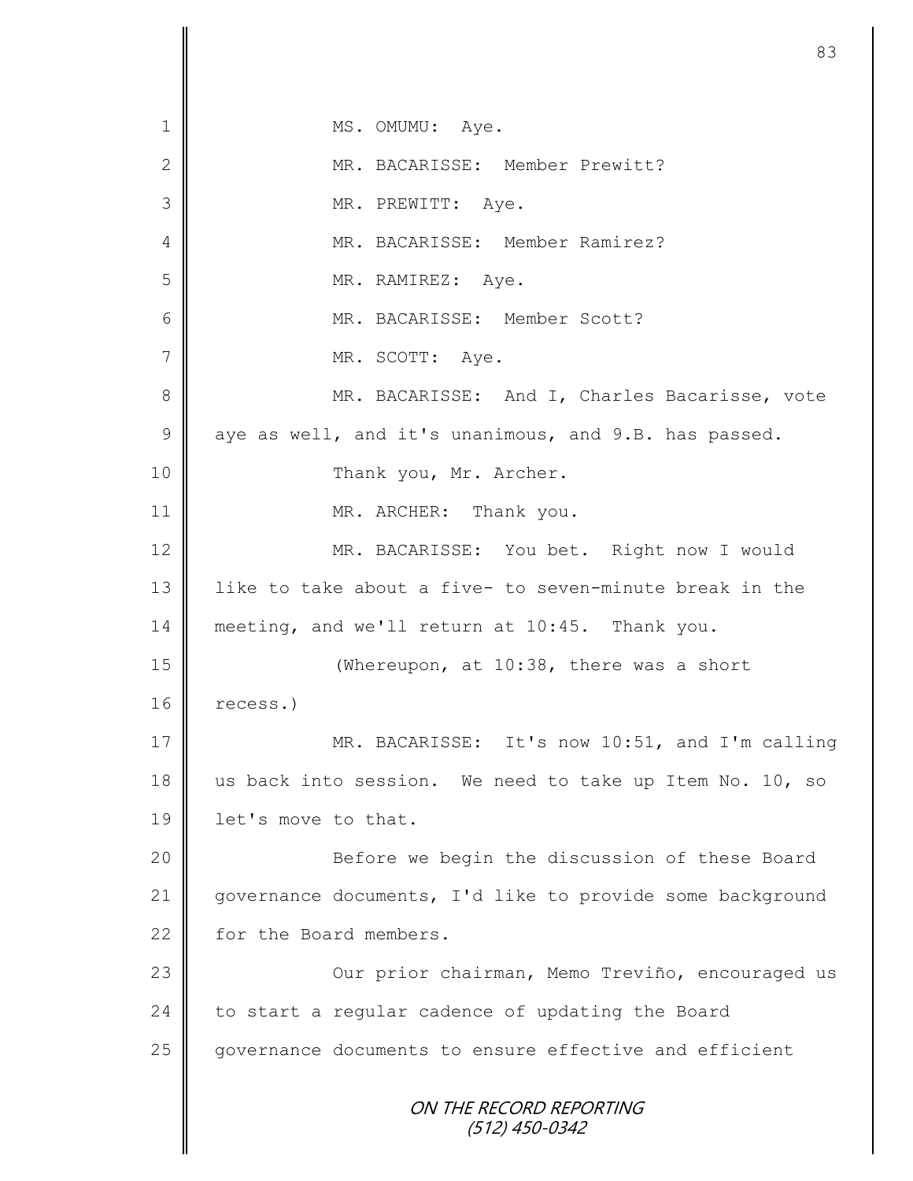1 MS. OMUMU: Aye.

2 MR. BACARISSE: Member Prewitt?

3 MR. PREWITT: Aye.

4 MR. BACARISSE: Member Ramirez?

5 MR. RAMIREZ: Aye.

6 MR. BACARISSE: Member Scott?

7 MR. SCOTT: Aye.

8 MR. BACARISSE: And I, Charles Bacarisse, vote
9 aye as well, and it's unanimous, and 9.B. has passed.

10 Thank you, Mr. Archer.

11 MR. ARCHER: Thank you.

12 MR. BACARISSE: You bet. Right now I would
13 like to take about a five- to seven-minute break in the
14 meeting, and we'll return at 10:45. Thank you.

15 (Whereupon, at 10:38, there was a short
16 recess.)

17 MR. BACARISSE: It's now 10:51, and I'm calling
18 us back into session. We need to take up Item No. 10, so
19 let's move to that.

20 Before we begin the discussion of these Board
21 governance documents, I'd like to provide some background
22 for the Board members.

23 Our prior chairman, Memo Treviño, encouraged us
24 to start a regular cadence of updating the Board
25 governance documents to ensure effective and efficient

ON THE RECORD REPORTING
(512) 450-0342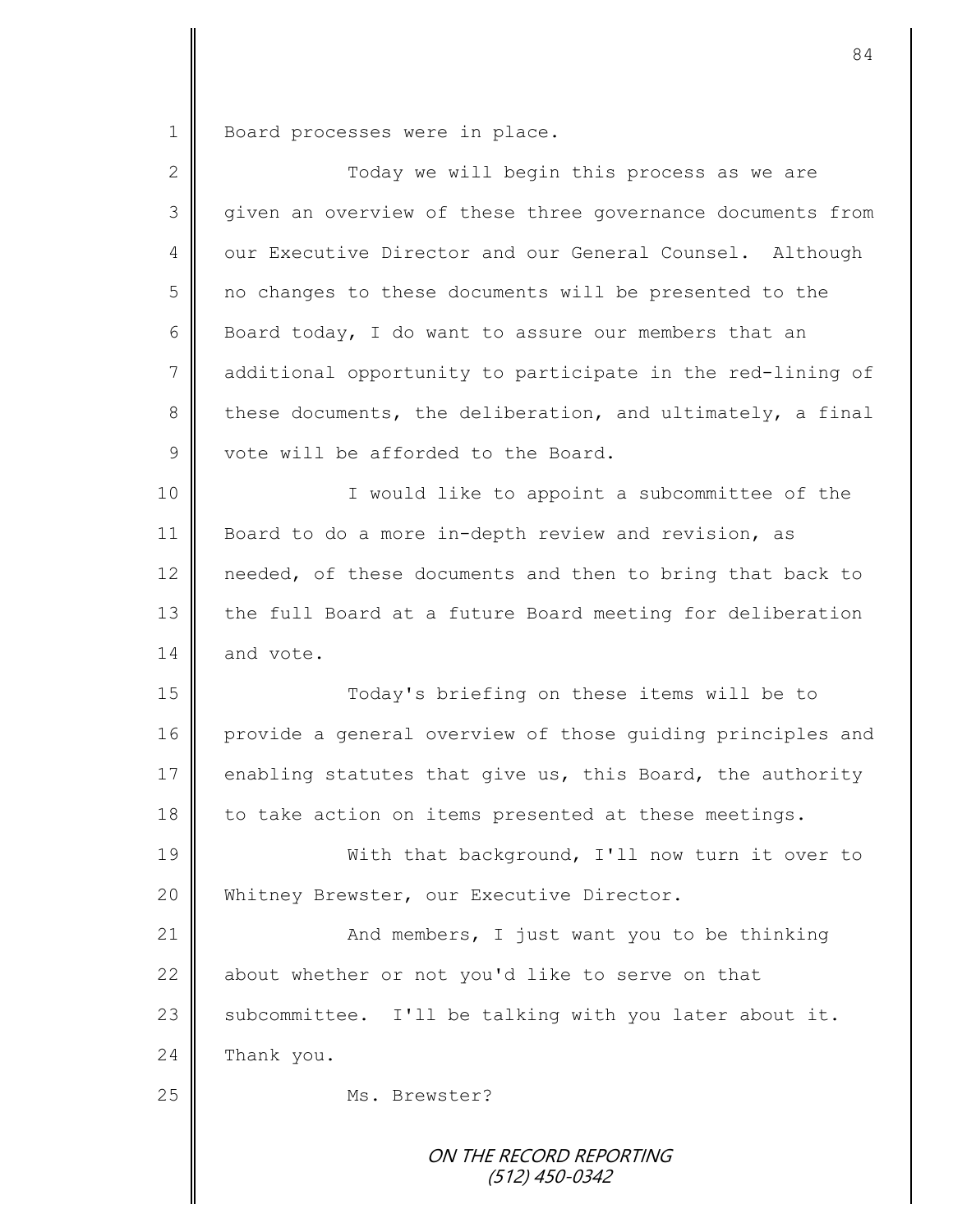Board processes were in place.

Today we will begin this process as we are given an overview of these three governance documents from our Executive Director and our General Counsel. Although no changes to these documents will be presented to the Board today, I do want to assure our members that an additional opportunity to participate in the red-lining of these documents, the deliberation, and ultimately, a final vote will be afforded to the Board.

I would like to appoint a subcommittee of the Board to do a more in-depth review and revision, as needed, of these documents and then to bring that back to the full Board at a future Board meeting for deliberation and vote.

Today's briefing on these items will be to provide a general overview of those guiding principles and enabling statutes that give us, this Board, the authority to take action on items presented at these meetings.

With that background, I'll now turn it over to Whitney Brewster, our Executive Director.

And members, I just want you to be thinking about whether or not you'd like to serve on that subcommittee. I'll be talking with you later about it. Thank you.

Ms. Brewster?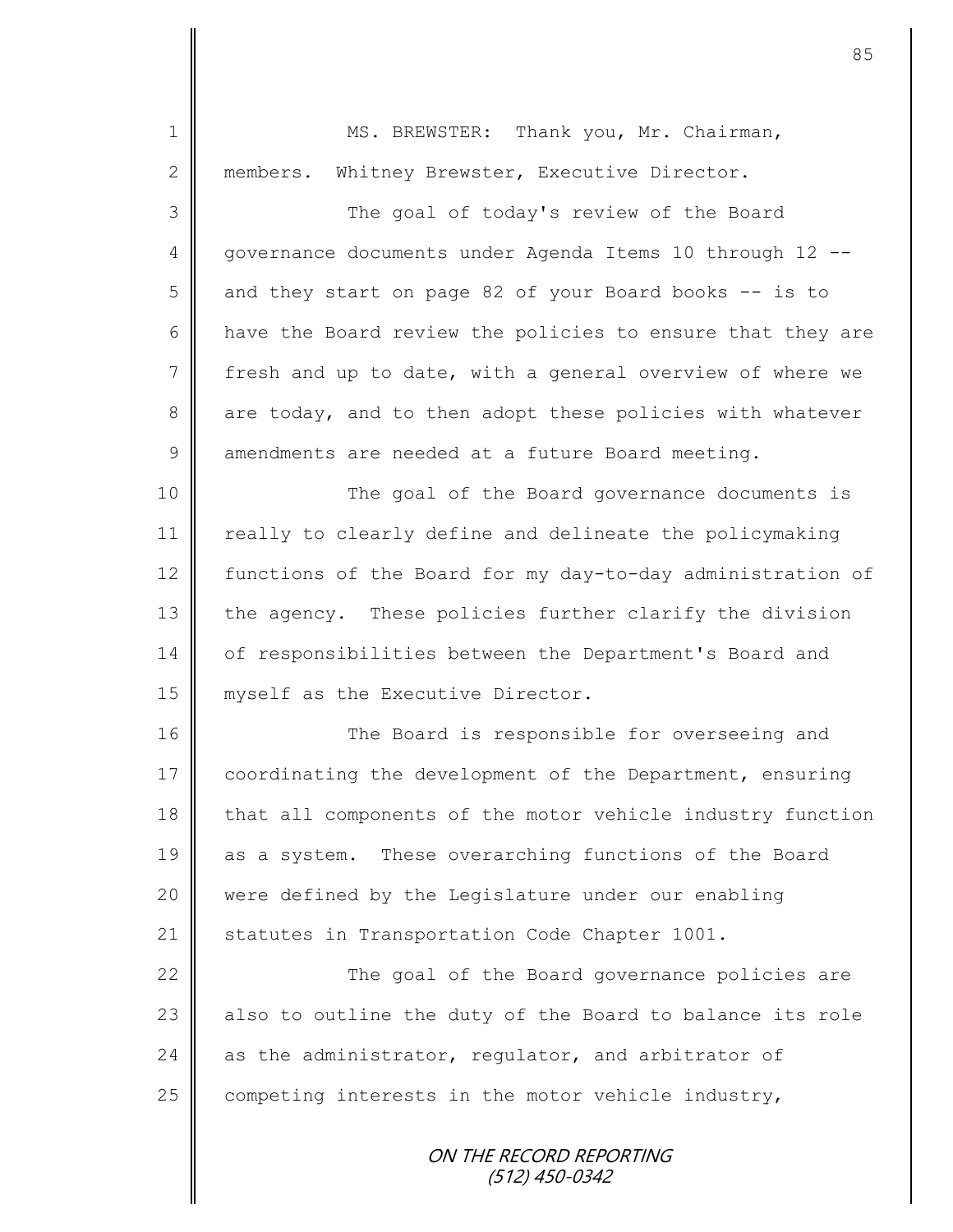MS. BREWSTER: Thank you, Mr. Chairman, members. Whitney Brewster, Executive Director.

The goal of today's review of the Board governance documents under Agenda Items 10 through 12 -- and they start on page 82 of your Board books -- is to have the Board review the policies to ensure that they are fresh and up to date, with a general overview of where we are today, and to then adopt these policies with whatever amendments are needed at a future Board meeting.

The goal of the Board governance documents is really to clearly define and delineate the policymaking functions of the Board for my day-to-day administration of the agency. These policies further clarify the division of responsibilities between the Department's Board and myself as the Executive Director.

The Board is responsible for overseeing and coordinating the development of the Department, ensuring that all components of the motor vehicle industry function as a system. These overarching functions of the Board were defined by the Legislature under our enabling statutes in Transportation Code Chapter 1001.

The goal of the Board governance policies are also to outline the duty of the Board to balance its role as the administrator, regulator, and arbitrator of competing interests in the motor vehicle industry,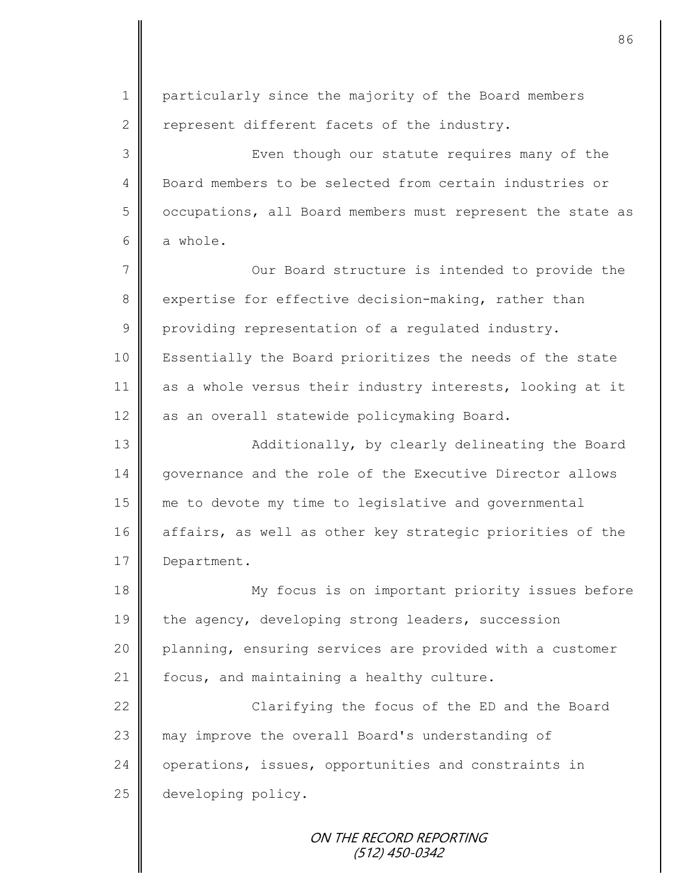particularly since the majority of the Board members represent different facets of the industry.

Even though our statute requires many of the Board members to be selected from certain industries or occupations, all Board members must represent the state as a whole.

Our Board structure is intended to provide the expertise for effective decision-making, rather than providing representation of a regulated industry. Essentially the Board prioritizes the needs of the state as a whole versus their industry interests, looking at it as an overall statewide policymaking Board.

Additionally, by clearly delineating the Board governance and the role of the Executive Director allows me to devote my time to legislative and governmental affairs, as well as other key strategic priorities of the Department.

My focus is on important priority issues before the agency, developing strong leaders, succession planning, ensuring services are provided with a customer focus, and maintaining a healthy culture.

Clarifying the focus of the ED and the Board may improve the overall Board's understanding of operations, issues, opportunities and constraints in developing policy.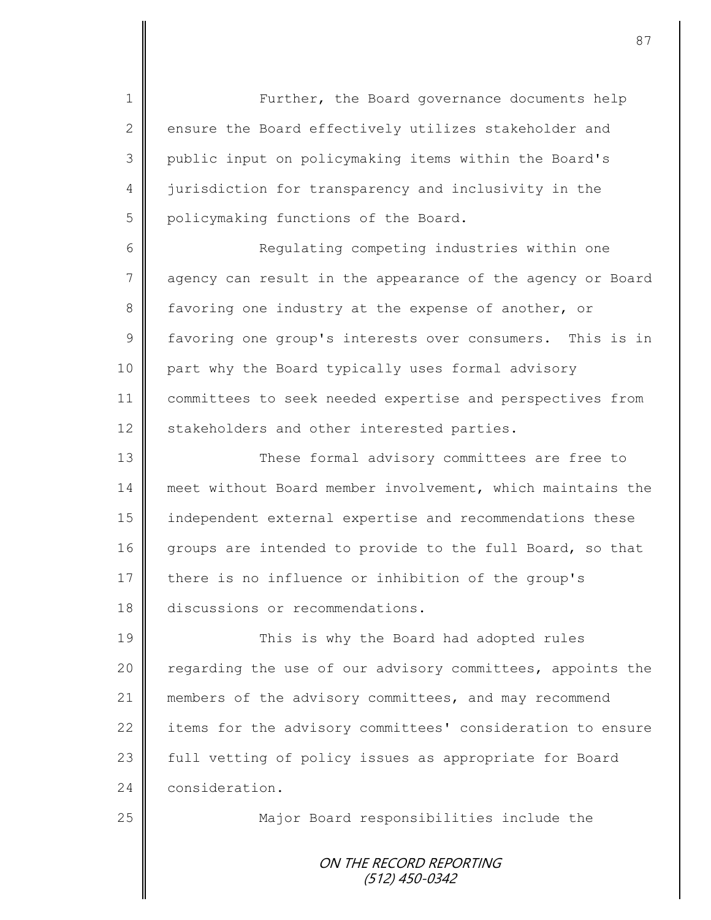Further, the Board governance documents help ensure the Board effectively utilizes stakeholder and public input on policymaking items within the Board's jurisdiction for transparency and inclusivity in the policymaking functions of the Board.

Regulating competing industries within one agency can result in the appearance of the agency or Board favoring one industry at the expense of another, or favoring one group's interests over consumers. This is in part why the Board typically uses formal advisory committees to seek needed expertise and perspectives from stakeholders and other interested parties.

These formal advisory committees are free to meet without Board member involvement, which maintains the independent external expertise and recommendations these groups are intended to provide to the full Board, so that there is no influence or inhibition of the group's discussions or recommendations.

This is why the Board had adopted rules regarding the use of our advisory committees, appoints the members of the advisory committees, and may recommend items for the advisory committees' consideration to ensure full vetting of policy issues as appropriate for Board consideration.

Major Board responsibilities include the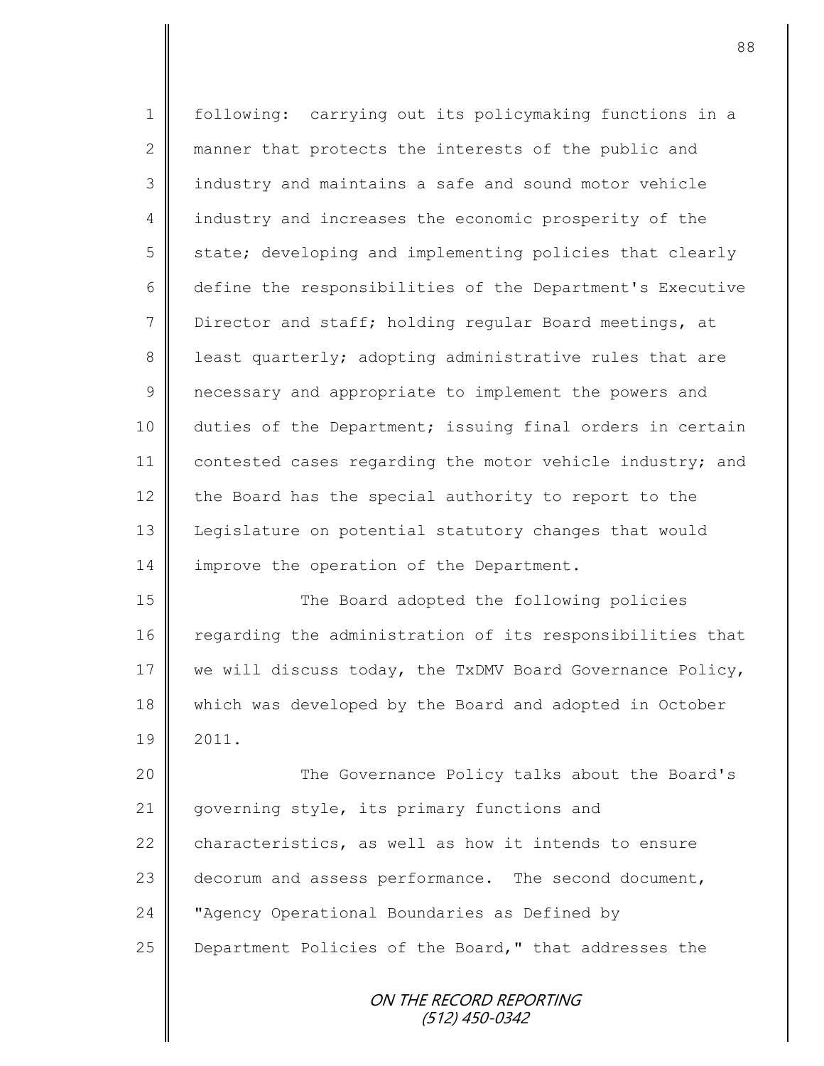following: carrying out its policymaking functions in a manner that protects the interests of the public and industry and maintains a safe and sound motor vehicle industry and increases the economic prosperity of the state; developing and implementing policies that clearly define the responsibilities of the Department's Executive Director and staff; holding regular Board meetings, at least quarterly; adopting administrative rules that are necessary and appropriate to implement the powers and duties of the Department; issuing final orders in certain contested cases regarding the motor vehicle industry; and the Board has the special authority to report to the Legislature on potential statutory changes that would improve the operation of the Department.

The Board adopted the following policies regarding the administration of its responsibilities that we will discuss today, the TxDMV Board Governance Policy, which was developed by the Board and adopted in October 2011.

The Governance Policy talks about the Board's governing style, its primary functions and characteristics, as well as how it intends to ensure decorum and assess performance. The second document, "Agency Operational Boundaries as Defined by Department Policies of the Board," that addresses the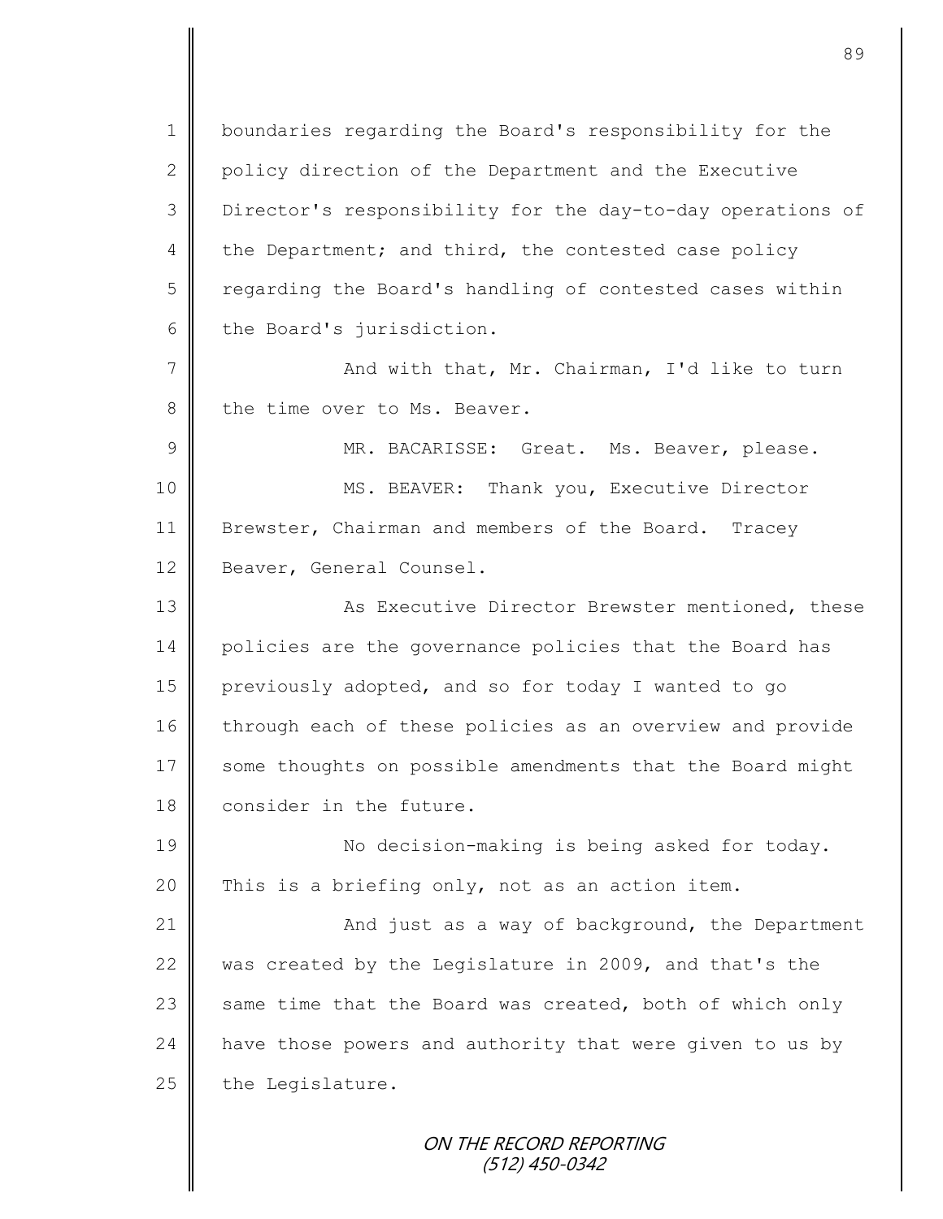boundaries regarding the Board's responsibility for the policy direction of the Department and the Executive Director's responsibility for the day-to-day operations of the Department; and third, the contested case policy regarding the Board's handling of contested cases within the Board's jurisdiction.

And with that, Mr. Chairman, I'd like to turn the time over to Ms. Beaver.

MR. BACARISSE: Great. Ms. Beaver, please.

MS. BEAVER: Thank you, Executive Director Brewster, Chairman and members of the Board. Tracey Beaver, General Counsel.

As Executive Director Brewster mentioned, these policies are the governance policies that the Board has previously adopted, and so for today I wanted to go through each of these policies as an overview and provide some thoughts on possible amendments that the Board might consider in the future.

No decision-making is being asked for today. This is a briefing only, not as an action item.

And just as a way of background, the Department was created by the Legislature in 2009, and that's the same time that the Board was created, both of which only have those powers and authority that were given to us by the Legislature.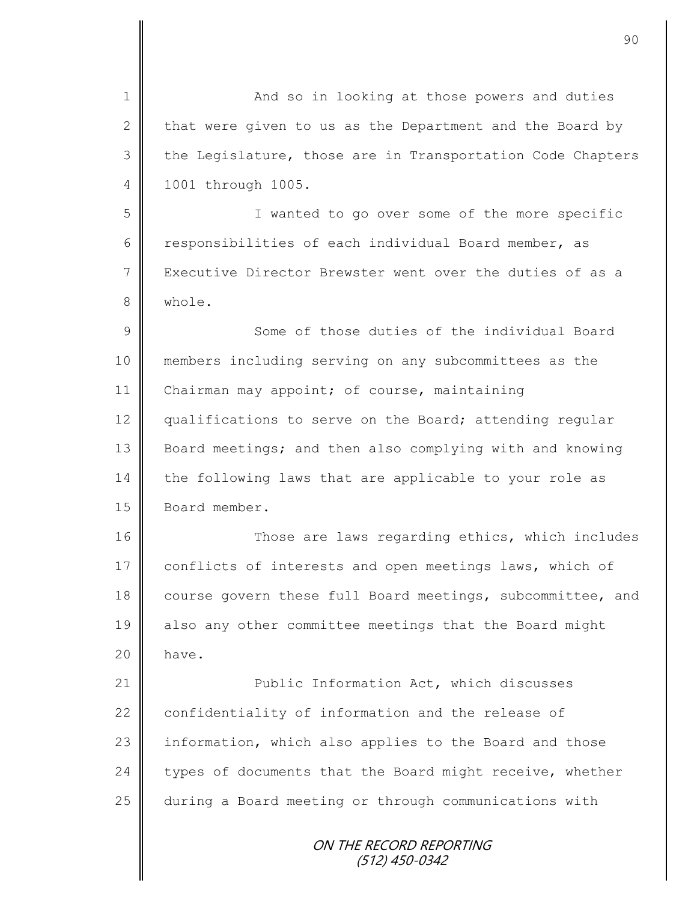And so in looking at those powers and duties that were given to us as the Department and the Board by the Legislature, those are in Transportation Code Chapters 1001 through 1005.

I wanted to go over some of the more specific responsibilities of each individual Board member, as Executive Director Brewster went over the duties of as a whole.

Some of those duties of the individual Board members including serving on any subcommittees as the Chairman may appoint; of course, maintaining qualifications to serve on the Board; attending regular Board meetings; and then also complying with and knowing the following laws that are applicable to your role as Board member.

Those are laws regarding ethics, which includes conflicts of interests and open meetings laws, which of course govern these full Board meetings, subcommittee, and also any other committee meetings that the Board might have.

Public Information Act, which discusses confidentiality of information and the release of information, which also applies to the Board and those types of documents that the Board might receive, whether during a Board meeting or through communications with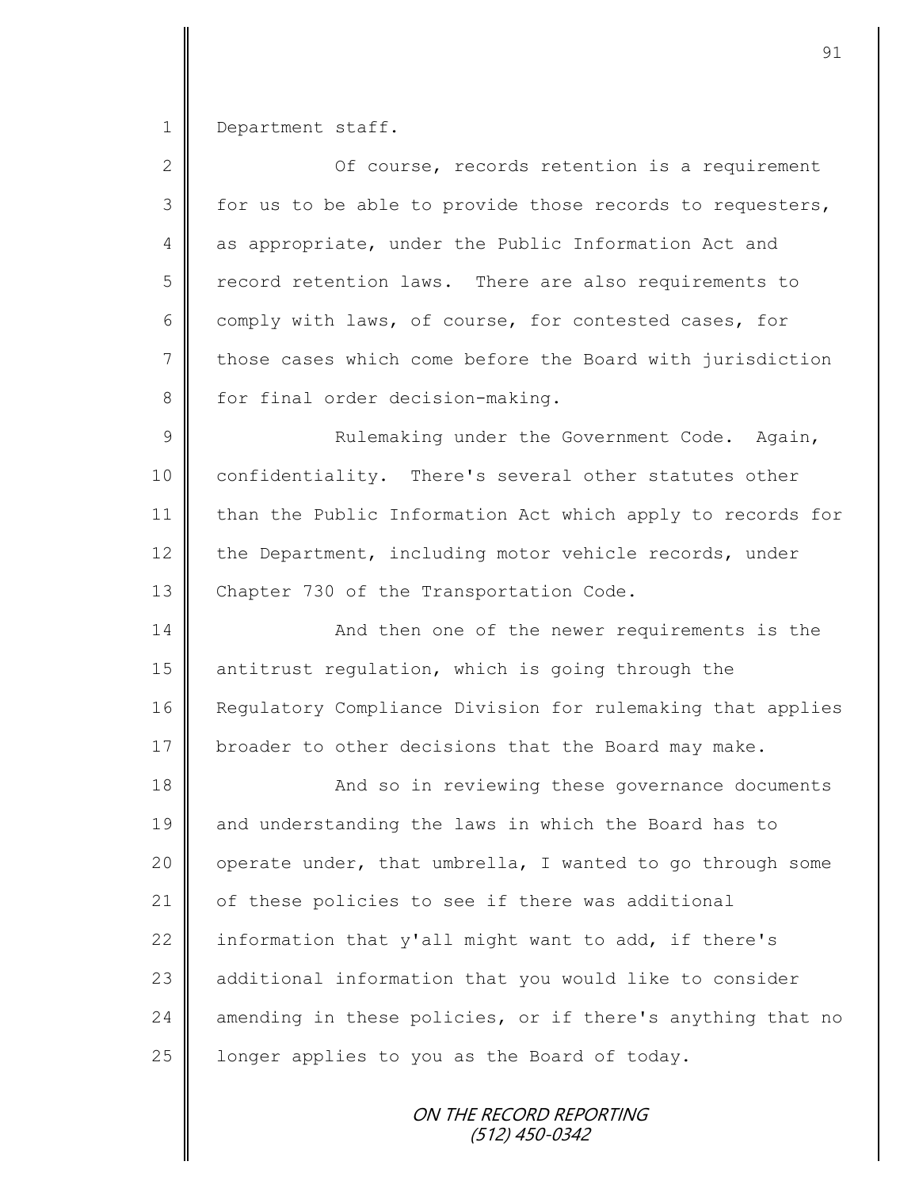Department staff.

Of course, records retention is a requirement for us to be able to provide those records to requesters, as appropriate, under the Public Information Act and record retention laws. There are also requirements to comply with laws, of course, for contested cases, for those cases which come before the Board with jurisdiction for final order decision-making.

Rulemaking under the Government Code. Again, confidentiality. There's several other statutes other than the Public Information Act which apply to records for the Department, including motor vehicle records, under Chapter 730 of the Transportation Code.

And then one of the newer requirements is the antitrust regulation, which is going through the Regulatory Compliance Division for rulemaking that applies broader to other decisions that the Board may make.

And so in reviewing these governance documents and understanding the laws in which the Board has to operate under, that umbrella, I wanted to go through some of these policies to see if there was additional information that y'all might want to add, if there's additional information that you would like to consider amending in these policies, or if there's anything that no longer applies to you as the Board of today.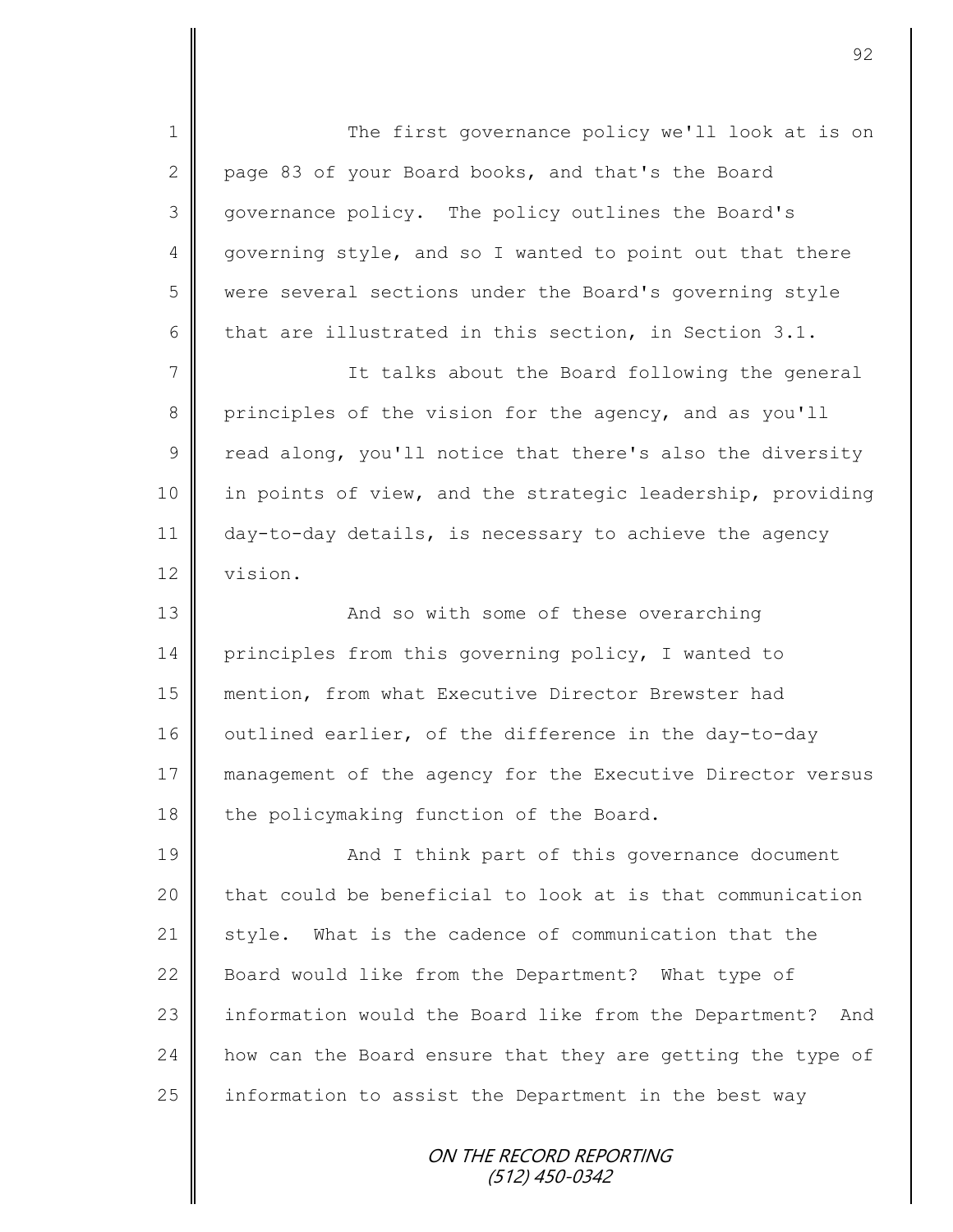The first governance policy we'll look at is on page 83 of your Board books, and that's the Board governance policy. The policy outlines the Board's governing style, and so I wanted to point out that there were several sections under the Board's governing style that are illustrated in this section, in Section 3.1.

It talks about the Board following the general principles of the vision for the agency, and as you'll read along, you'll notice that there's also the diversity in points of view, and the strategic leadership, providing day-to-day details, is necessary to achieve the agency vision.

And so with some of these overarching principles from this governing policy, I wanted to mention, from what Executive Director Brewster had outlined earlier, of the difference in the day-to-day management of the agency for the Executive Director versus the policymaking function of the Board.

And I think part of this governance document that could be beneficial to look at is that communication style. What is the cadence of communication that the Board would like from the Department? What type of information would the Board like from the Department? And how can the Board ensure that they are getting the type of information to assist the Department in the best way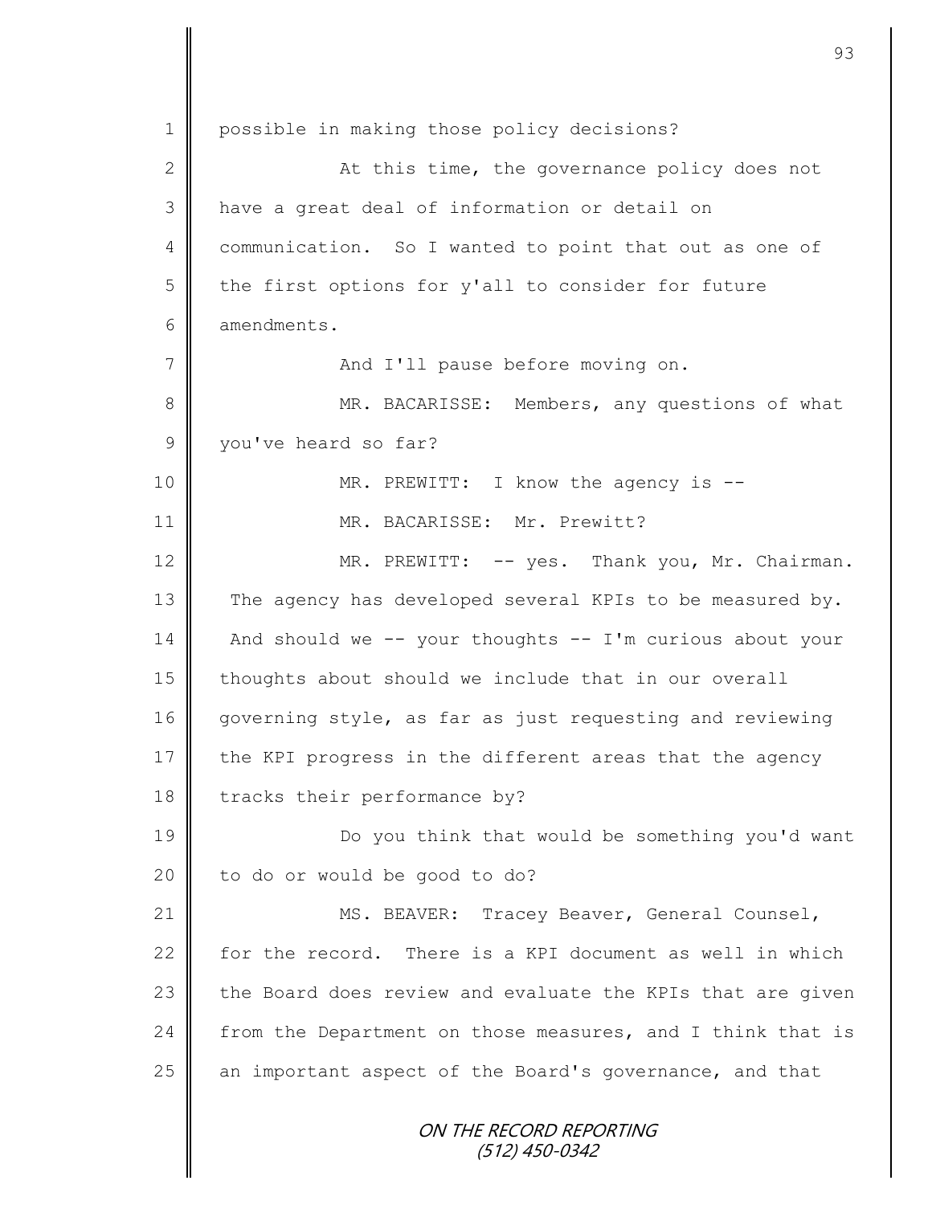1 possible in making those policy decisions?

2 At this time, the governance policy does not

3 have a great deal of information or detail on

4 communication. So I wanted to point that out as one of

5 the first options for y'all to consider for future

6 amendments.

7 And I'll pause before moving on.

8 MR. BACARISSE: Members, any questions of what

9 you've heard so far?

10 MR. PREWITT: I know the agency is --

11 MR. BACARISSE: Mr. Prewitt?

12 MR. PREWITT: -- yes. Thank you, Mr. Chairman.

13 The agency has developed several KPIs to be measured by.

14 And should we -- your thoughts -- I'm curious about your

15 thoughts about should we include that in our overall

16 governing style, as far as just requesting and reviewing

17 the KPI progress in the different areas that the agency

18 tracks their performance by?

19 Do you think that would be something you'd want

20 to do or would be good to do?

21 MS. BEAVER: Tracey Beaver, General Counsel,

22 for the record. There is a KPI document as well in which

23 the Board does review and evaluate the KPIs that are given

24 from the Department on those measures, and I think that is

25 an important aspect of the Board's governance, and that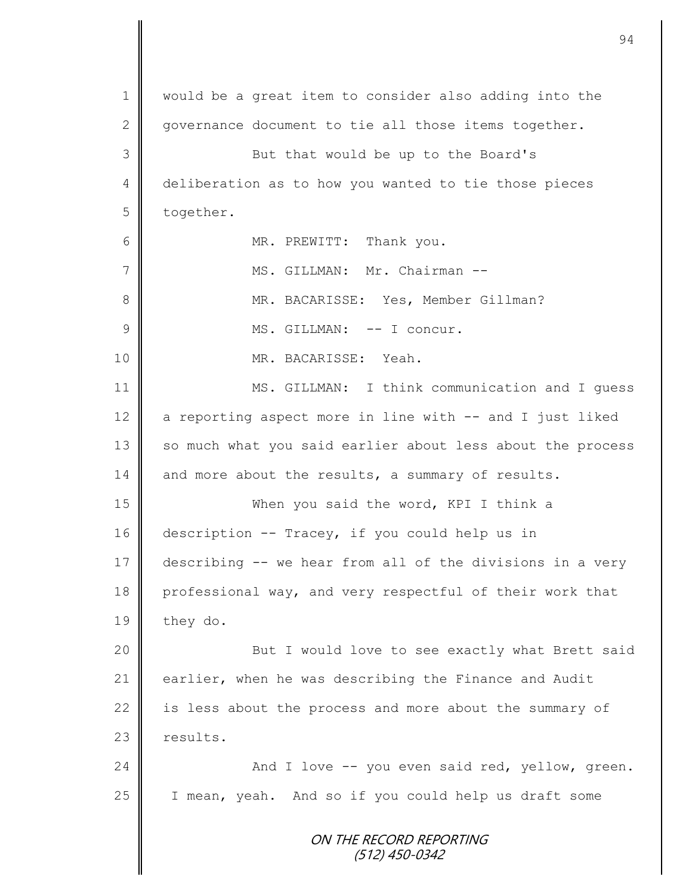would be a great item to consider also adding into the governance document to tie all those items together.

But that would be up to the Board's deliberation as to how you wanted to tie those pieces together.

MR. PREWITT: Thank you.

MS. GILLMAN: Mr. Chairman --

MR. BACARISSE: Yes, Member Gillman?

MS. GILLMAN: -- I concur.

MR. BACARISSE: Yeah.

MS. GILLMAN: I think communication and I guess a reporting aspect more in line with -- and I just liked so much what you said earlier about less about the process and more about the results, a summary of results.

When you said the word, KPI I think a description -- Tracey, if you could help us in describing -- we hear from all of the divisions in a very professional way, and very respectful of their work that they do.

But I would love to see exactly what Brett said earlier, when he was describing the Finance and Audit is less about the process and more about the summary of results.

And I love -- you even said red, yellow, green. I mean, yeah. And so if you could help us draft some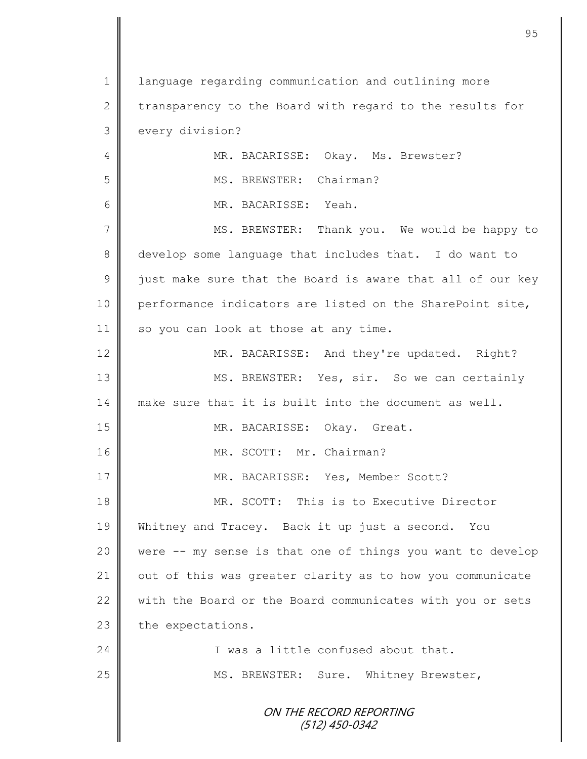language regarding communication and outlining more transparency to the Board with regard to the results for every division?

MR. BACARISSE: Okay. Ms. Brewster?

MS. BREWSTER: Chairman?

MR. BACARISSE: Yeah.

MS. BREWSTER: Thank you. We would be happy to develop some language that includes that. I do want to just make sure that the Board is aware that all of our key performance indicators are listed on the SharePoint site, so you can look at those at any time.

MR. BACARISSE: And they're updated. Right?

MS. BREWSTER: Yes, sir. So we can certainly make sure that it is built into the document as well.

MR. BACARISSE: Okay. Great.

MR. SCOTT: Mr. Chairman?

MR. BACARISSE: Yes, Member Scott?

MR. SCOTT: This is to Executive Director Whitney and Tracey. Back it up just a second. You were -- my sense is that one of things you want to develop out of this was greater clarity as to how you communicate with the Board or the Board communicates with you or sets the expectations.

I was a little confused about that.

MS. BREWSTER: Sure. Whitney Brewster,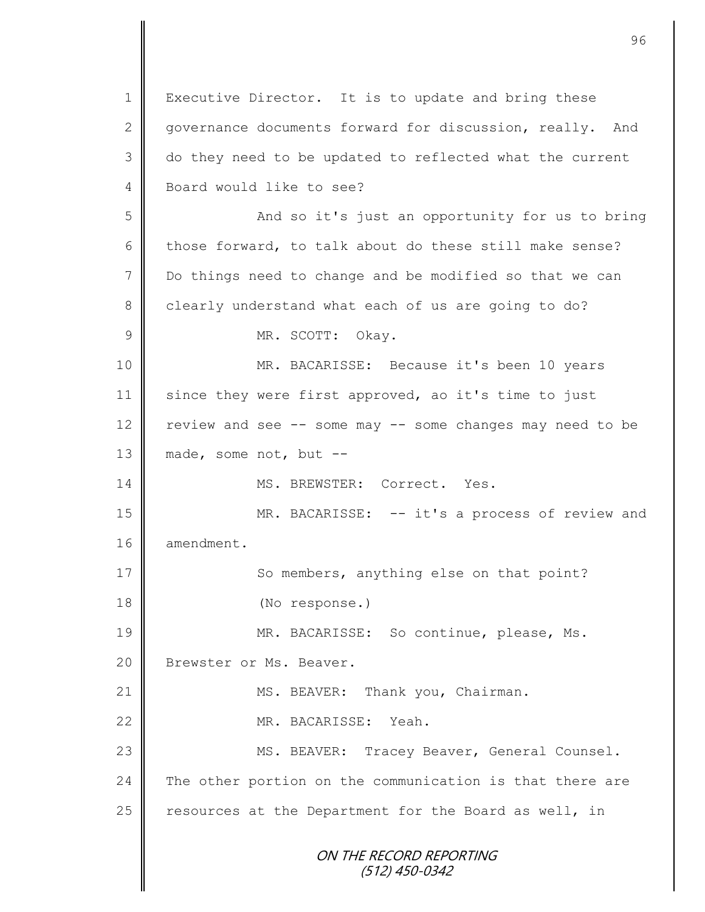Executive Director. It is to update and bring these governance documents forward for discussion, really. And do they need to be updated to reflected what the current Board would like to see?

And so it's just an opportunity for us to bring those forward, to talk about do these still make sense? Do things need to change and be modified so that we can clearly understand what each of us are going to do?

MR. SCOTT: Okay.

MR. BACARISSE: Because it's been 10 years since they were first approved, ao it's time to just review and see -- some may -- some changes may need to be made, some not, but --

MS. BREWSTER: Correct. Yes.

MR. BACARISSE: -- it's a process of review and amendment.

So members, anything else on that point?

(No response.)

MR. BACARISSE: So continue, please, Ms. Brewster or Ms. Beaver.

MS. BEAVER: Thank you, Chairman.

MR. BACARISSE: Yeah.

MS. BEAVER: Tracey Beaver, General Counsel. The other portion on the communication is that there are resources at the Department for the Board as well, in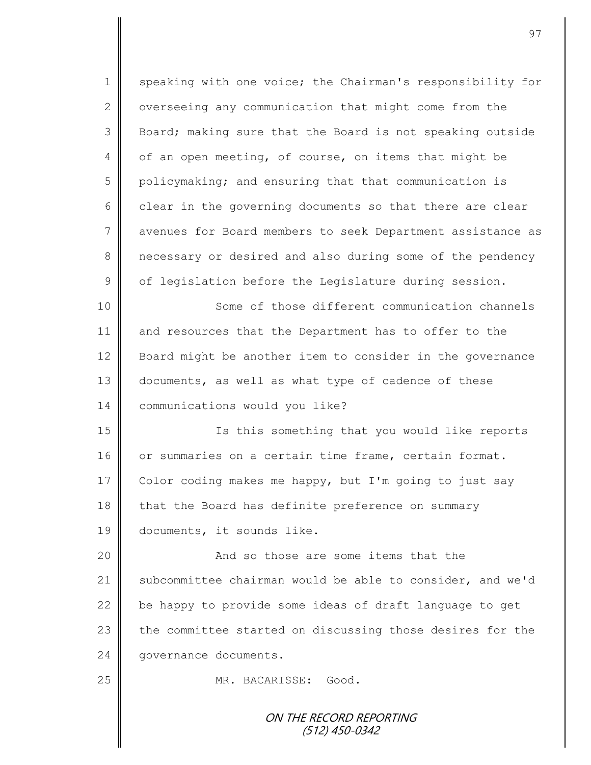speaking with one voice; the Chairman's responsibility for overseeing any communication that might come from the Board; making sure that the Board is not speaking outside of an open meeting, of course, on items that might be policymaking; and ensuring that that communication is clear in the governing documents so that there are clear avenues for Board members to seek Department assistance as necessary or desired and also during some of the pendency of legislation before the Legislature during session.

Some of those different communication channels and resources that the Department has to offer to the Board might be another item to consider in the governance documents, as well as what type of cadence of these communications would you like?

Is this something that you would like reports or summaries on a certain time frame, certain format. Color coding makes me happy, but I'm going to just say that the Board has definite preference on summary documents, it sounds like.

And so those are some items that the subcommittee chairman would be able to consider, and we'd be happy to provide some ideas of draft language to get the committee started on discussing those desires for the governance documents.

MR. BACARISSE: Good.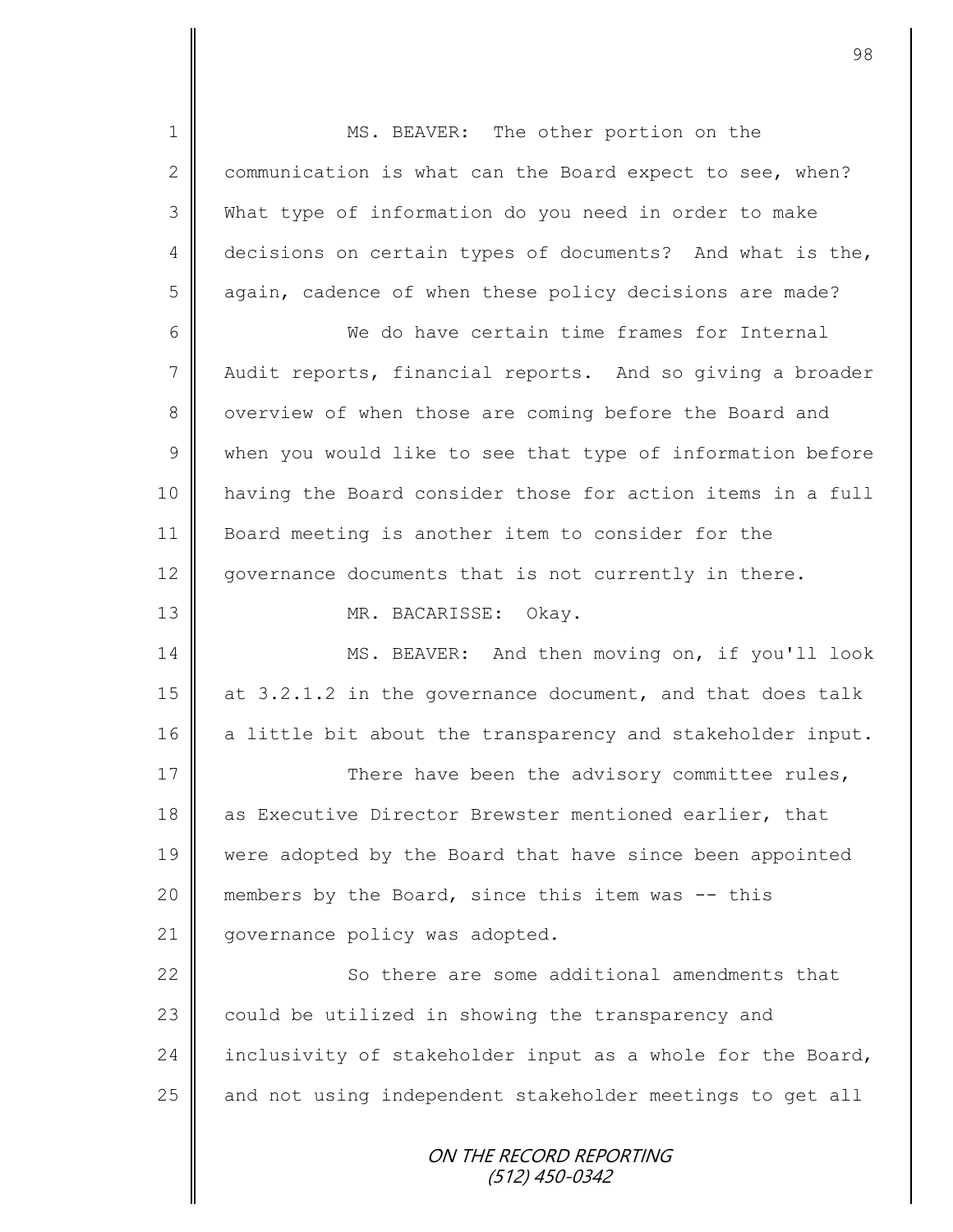MS. BEAVER: The other portion on the communication is what can the Board expect to see, when? What type of information do you need in order to make decisions on certain types of documents? And what is the, again, cadence of when these policy decisions are made?

We do have certain time frames for Internal Audit reports, financial reports. And so giving a broader overview of when those are coming before the Board and when you would like to see that type of information before having the Board consider those for action items in a full Board meeting is another item to consider for the governance documents that is not currently in there.

MR. BACARISSE: Okay.

MS. BEAVER: And then moving on, if you'll look at 3.2.1.2 in the governance document, and that does talk a little bit about the transparency and stakeholder input.

There have been the advisory committee rules, as Executive Director Brewster mentioned earlier, that were adopted by the Board that have since been appointed members by the Board, since this item was -- this governance policy was adopted.

So there are some additional amendments that could be utilized in showing the transparency and inclusivity of stakeholder input as a whole for the Board, and not using independent stakeholder meetings to get all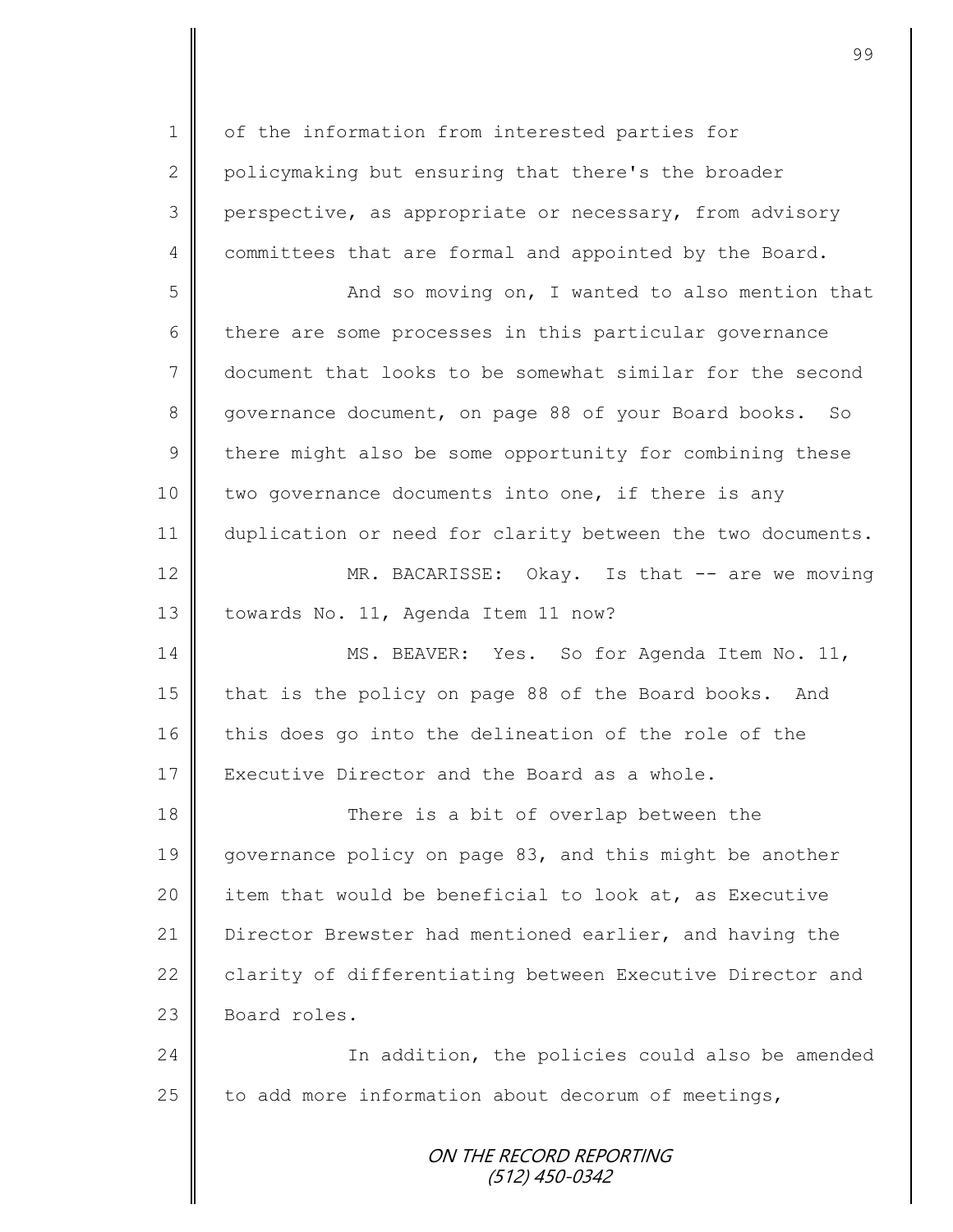of the information from interested parties for policymaking but ensuring that there's the broader perspective, as appropriate or necessary, from advisory committees that are formal and appointed by the Board.

And so moving on, I wanted to also mention that there are some processes in this particular governance document that looks to be somewhat similar for the second governance document, on page 88 of your Board books. So there might also be some opportunity for combining these two governance documents into one, if there is any duplication or need for clarity between the two documents.

MR. BACARISSE: Okay. Is that -- are we moving towards No. 11, Agenda Item 11 now?

MS. BEAVER: Yes. So for Agenda Item No. 11, that is the policy on page 88 of the Board books. And this does go into the delineation of the role of the Executive Director and the Board as a whole.

There is a bit of overlap between the governance policy on page 83, and this might be another item that would be beneficial to look at, as Executive Director Brewster had mentioned earlier, and having the clarity of differentiating between Executive Director and Board roles.

In addition, the policies could also be amended to add more information about decorum of meetings,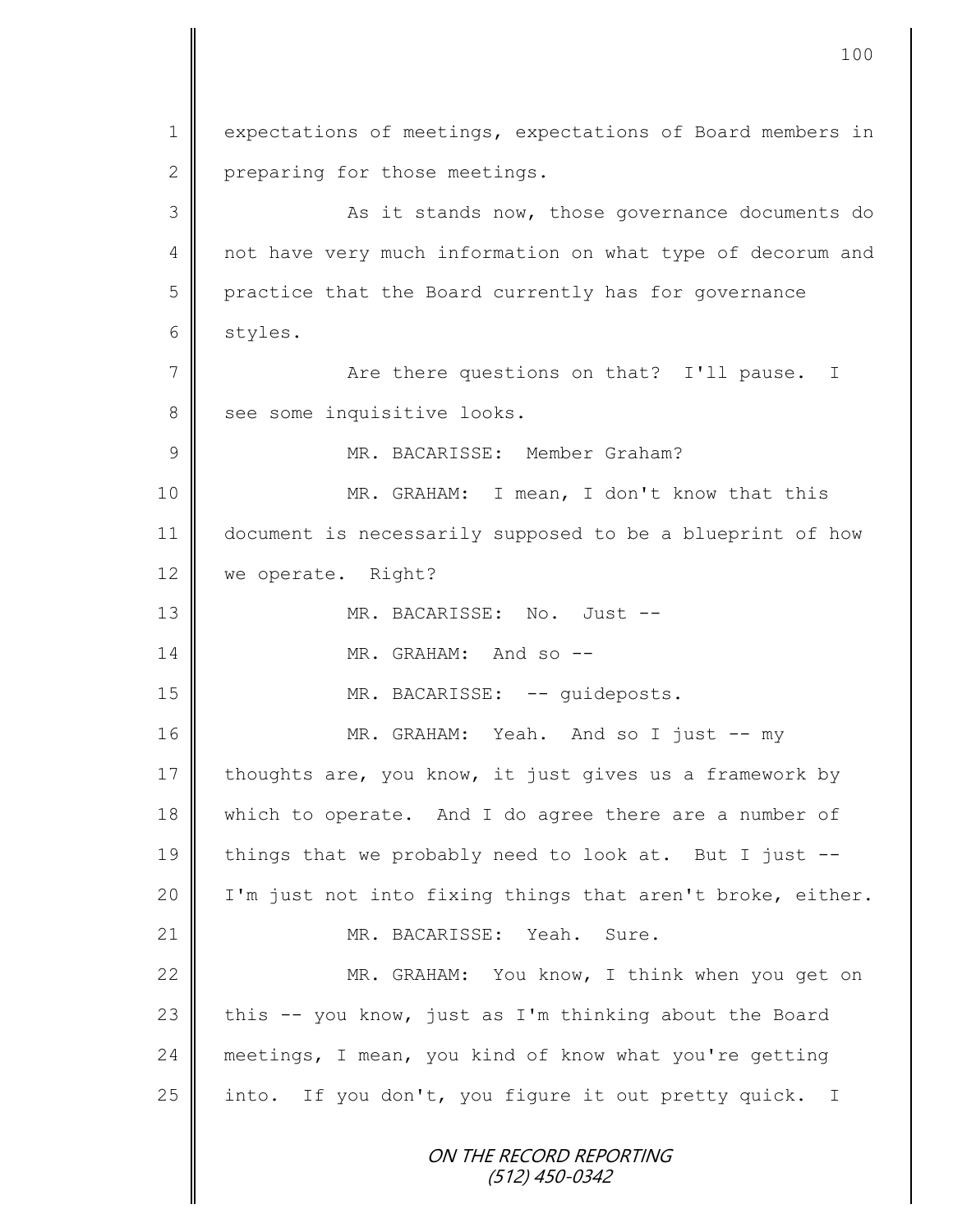expectations of meetings, expectations of Board members in preparing for those meetings.

As it stands now, those governance documents do not have very much information on what type of decorum and practice that the Board currently has for governance styles.

Are there questions on that? I'll pause. I see some inquisitive looks.

MR. BACARISSE: Member Graham?

MR. GRAHAM: I mean, I don't know that this document is necessarily supposed to be a blueprint of how we operate. Right?

MR. BACARISSE: No. Just --

MR. GRAHAM: And so --

MR. BACARISSE: -- guideposts.

MR. GRAHAM: Yeah. And so I just -- my thoughts are, you know, it just gives us a framework by which to operate. And I do agree there are a number of things that we probably need to look at. But I just -- I'm just not into fixing things that aren't broke, either.

MR. BACARISSE: Yeah. Sure.

MR. GRAHAM: You know, I think when you get on this -- you know, just as I'm thinking about the Board meetings, I mean, you kind of know what you're getting into. If you don't, you figure it out pretty quick. I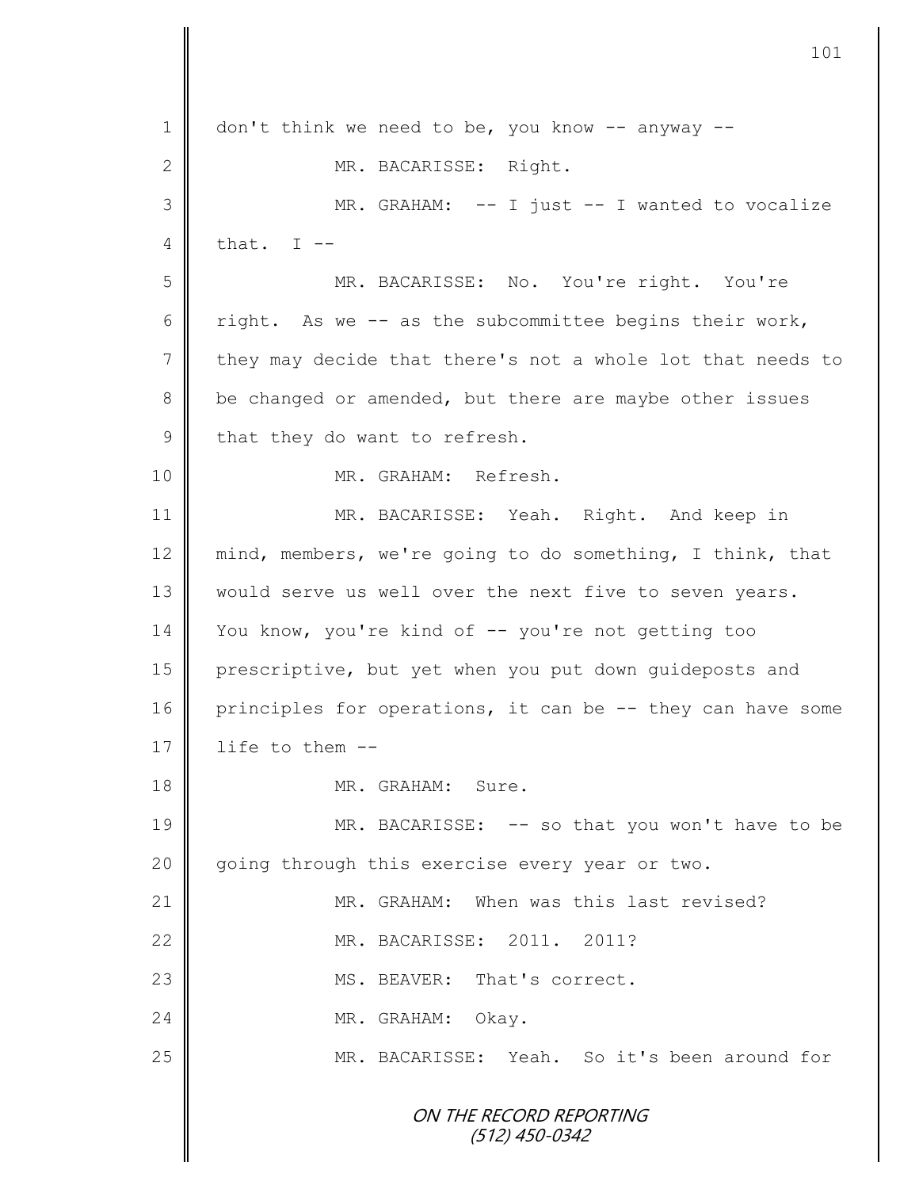don't think we need to be, you know -- anyway --

MR. BACARISSE: Right.

MR. GRAHAM: -- I just -- I wanted to vocalize that. I --

MR. BACARISSE: No. You're right. You're right. As we -- as the subcommittee begins their work, they may decide that there's not a whole lot that needs to be changed or amended, but there are maybe other issues that they do want to refresh.

MR. GRAHAM: Refresh.

MR. BACARISSE: Yeah. Right. And keep in mind, members, we're going to do something, I think, that would serve us well over the next five to seven years. You know, you're kind of -- you're not getting too prescriptive, but yet when you put down guideposts and principles for operations, it can be -- they can have some life to them --

MR. GRAHAM: Sure.

MR. BACARISSE: -- so that you won't have to be going through this exercise every year or two.

MR. GRAHAM: When was this last revised?

MR. BACARISSE: 2011. 2011?

MS. BEAVER: That's correct.

MR. GRAHAM: Okay.

MR. BACARISSE: Yeah. So it's been around for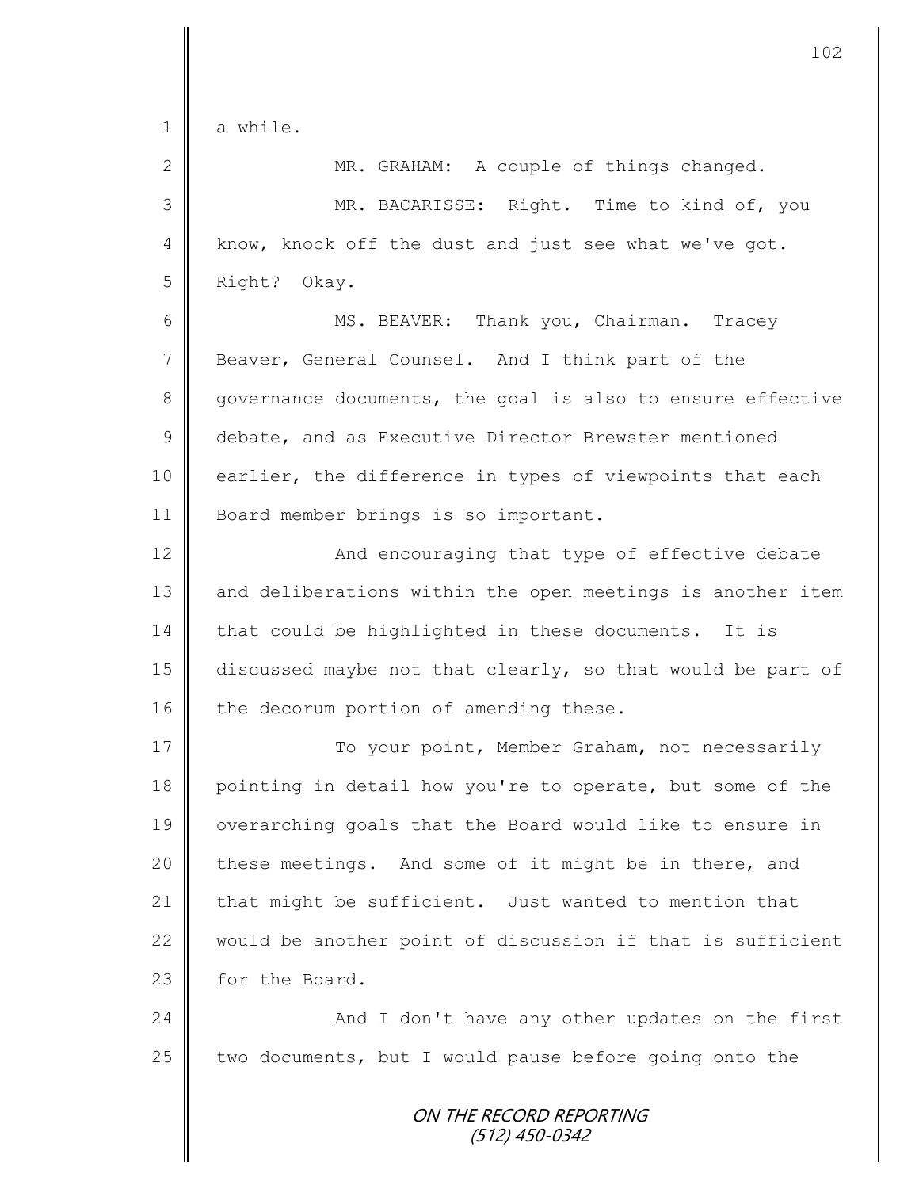a while.

MR. GRAHAM: A couple of things changed.

MR. BACARISSE: Right. Time to kind of, you know, knock off the dust and just see what we've got. Right? Okay.

MS. BEAVER: Thank you, Chairman. Tracey Beaver, General Counsel. And I think part of the governance documents, the goal is also to ensure effective debate, and as Executive Director Brewster mentioned earlier, the difference in types of viewpoints that each Board member brings is so important.

And encouraging that type of effective debate and deliberations within the open meetings is another item that could be highlighted in these documents. It is discussed maybe not that clearly, so that would be part of the decorum portion of amending these.

To your point, Member Graham, not necessarily pointing in detail how you're to operate, but some of the overarching goals that the Board would like to ensure in these meetings. And some of it might be in there, and that might be sufficient. Just wanted to mention that would be another point of discussion if that is sufficient for the Board.

And I don't have any other updates on the first two documents, but I would pause before going onto the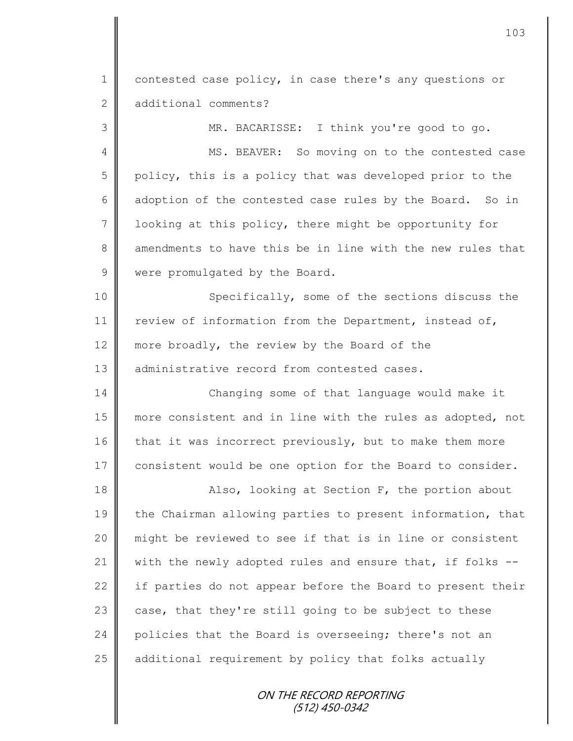contested case policy, in case there's any questions or additional comments?

MR. BACARISSE: I think you're good to go.

MS. BEAVER: So moving on to the contested case policy, this is a policy that was developed prior to the adoption of the contested case rules by the Board. So in looking at this policy, there might be opportunity for amendments to have this be in line with the new rules that were promulgated by the Board.

Specifically, some of the sections discuss the review of information from the Department, instead of, more broadly, the review by the Board of the administrative record from contested cases.

Changing some of that language would make it more consistent and in line with the rules as adopted, not that it was incorrect previously, but to make them more consistent would be one option for the Board to consider.

Also, looking at Section F, the portion about the Chairman allowing parties to present information, that might be reviewed to see if that is in line or consistent with the newly adopted rules and ensure that, if folks -- if parties do not appear before the Board to present their case, that they're still going to be subject to these policies that the Board is overseeing; there's not an additional requirement by policy that folks actually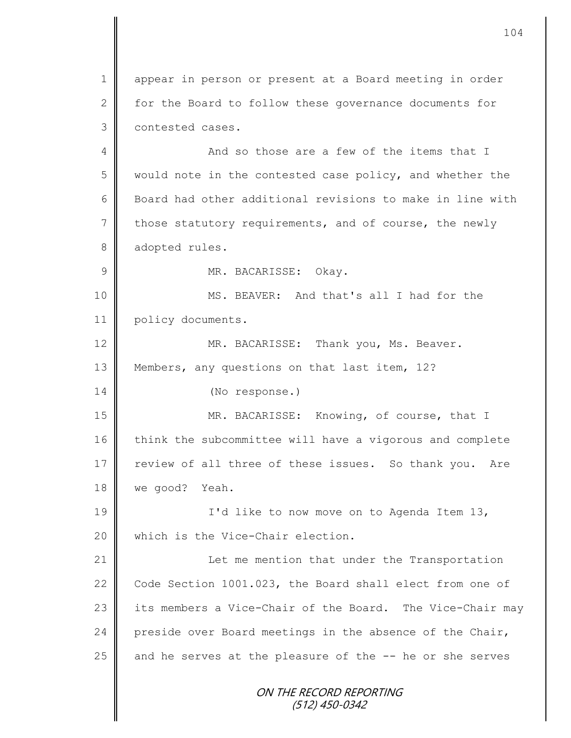appear in person or present at a Board meeting in order for the Board to follow these governance documents for contested cases.

And so those are a few of the items that I would note in the contested case policy, and whether the Board had other additional revisions to make in line with those statutory requirements, and of course, the newly adopted rules.

MR. BACARISSE: Okay.

MS. BEAVER: And that's all I had for the policy documents.

MR. BACARISSE: Thank you, Ms. Beaver. Members, any questions on that last item, 12?

(No response.)

MR. BACARISSE: Knowing, of course, that I think the subcommittee will have a vigorous and complete review of all three of these issues. So thank you. Are we good? Yeah.

I'd like to now move on to Agenda Item 13, which is the Vice-Chair election.

Let me mention that under the Transportation Code Section 1001.023, the Board shall elect from one of its members a Vice-Chair of the Board. The Vice-Chair may preside over Board meetings in the absence of the Chair, and he serves at the pleasure of the -- he or she serves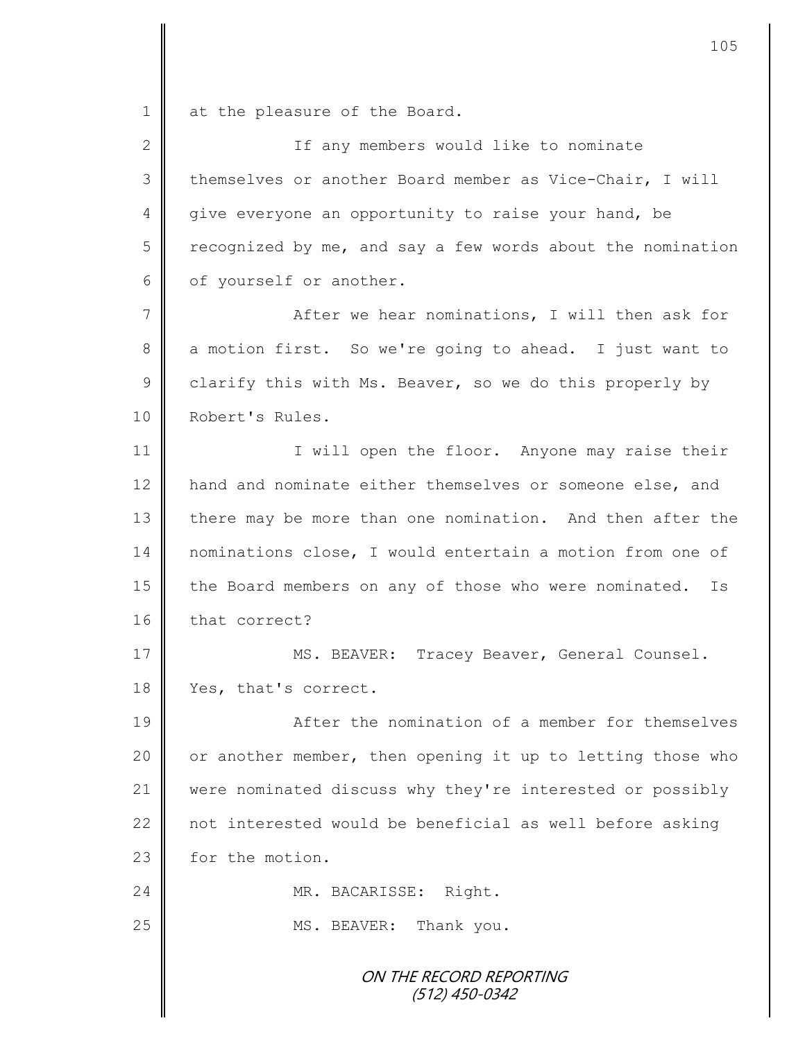at the pleasure of the Board.

If any members would like to nominate themselves or another Board member as Vice-Chair, I will give everyone an opportunity to raise your hand, be recognized by me, and say a few words about the nomination of yourself or another.

After we hear nominations, I will then ask for a motion first. So we're going to ahead. I just want to clarify this with Ms. Beaver, so we do this properly by Robert's Rules.

I will open the floor. Anyone may raise their hand and nominate either themselves or someone else, and there may be more than one nomination. And then after the nominations close, I would entertain a motion from one of the Board members on any of those who were nominated. Is that correct?

MS. BEAVER: Tracey Beaver, General Counsel. Yes, that's correct.

After the nomination of a member for themselves or another member, then opening it up to letting those who were nominated discuss why they're interested or possibly not interested would be beneficial as well before asking for the motion.

MR. BACARISSE: Right.

MS. BEAVER: Thank you.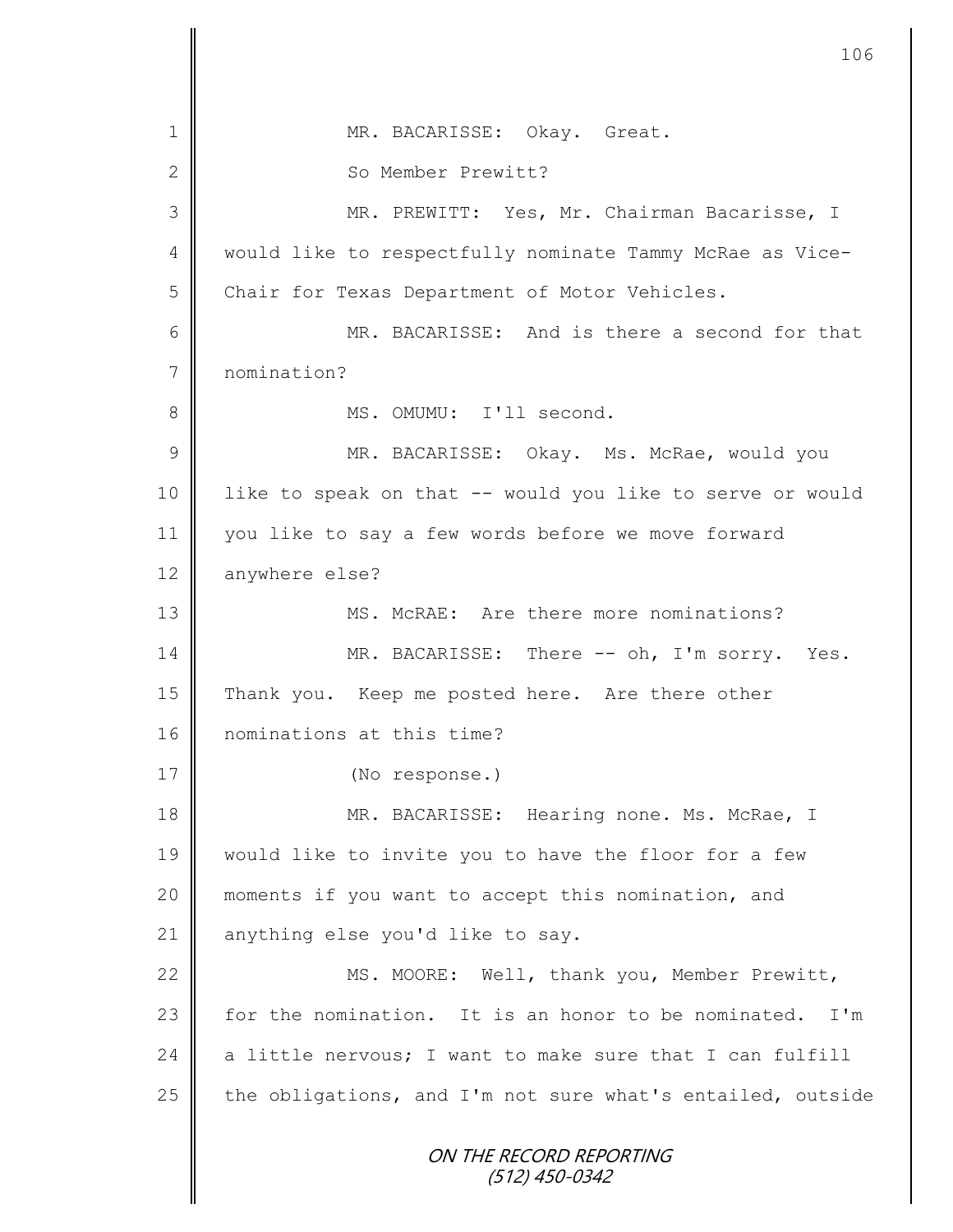1 MR. BACARISSE: Okay. Great.

2 So Member Prewitt?

3 MR. PREWITT: Yes, Mr. Chairman Bacarisse, I

4 would like to respectfully nominate Tammy McRae as Vice-

5 Chair for Texas Department of Motor Vehicles.

6 MR. BACARISSE: And is there a second for that

7 nomination?

8 MS. OMUMU: I'll second.

9 MR. BACARISSE: Okay. Ms. McRae, would you

10 like to speak on that -- would you like to serve or would

11 you like to say a few words before we move forward

12 anywhere else?

13 MS. McRAE: Are there more nominations?

14 MR. BACARISSE: There -- oh, I'm sorry. Yes.

15 Thank you. Keep me posted here. Are there other

16 nominations at this time?

17 (No response.)

18 MR. BACARISSE: Hearing none. Ms. McRae, I

19 would like to invite you to have the floor for a few

20 moments if you want to accept this nomination, and

21 anything else you'd like to say.

22 MS. MOORE: Well, thank you, Member Prewitt,

23 for the nomination. It is an honor to be nominated. I'm

24 a little nervous; I want to make sure that I can fulfill

25 the obligations, and I'm not sure what's entailed, outside

ON THE RECORD REPORTING
(512) 450-0342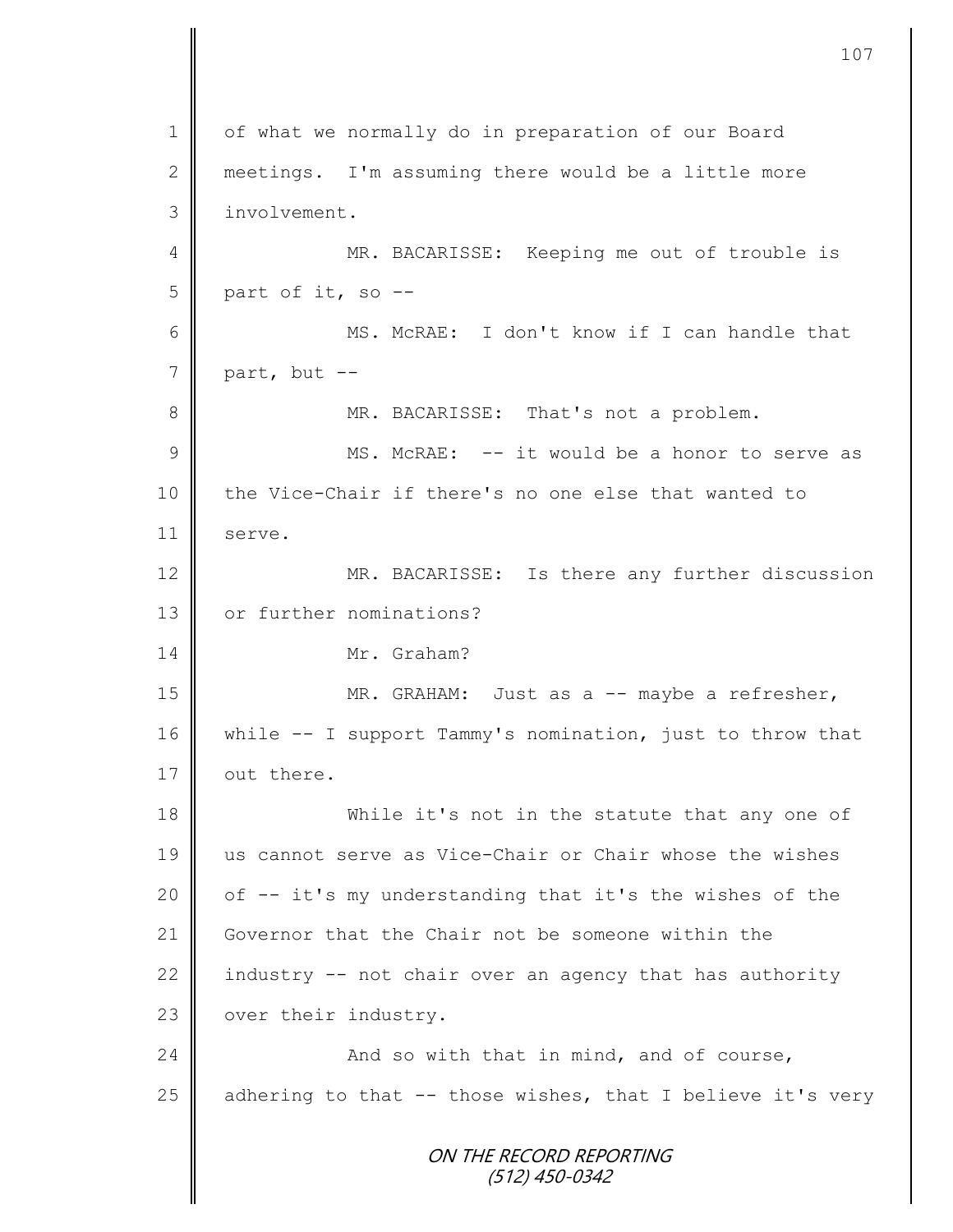of what we normally do in preparation of our Board meetings. I'm assuming there would be a little more involvement.

MR. BACARISSE: Keeping me out of trouble is part of it, so --

MS. McRAE: I don't know if I can handle that part, but --

MR. BACARISSE: That's not a problem.

MS. McRAE: -- it would be a honor to serve as the Vice-Chair if there's no one else that wanted to serve.

MR. BACARISSE: Is there any further discussion or further nominations?

Mr. Graham?

MR. GRAHAM: Just as a -- maybe a refresher, while -- I support Tammy's nomination, just to throw that out there.

While it's not in the statute that any one of us cannot serve as Vice-Chair or Chair whose the wishes of -- it's my understanding that it's the wishes of the Governor that the Chair not be someone within the industry -- not chair over an agency that has authority over their industry.

And so with that in mind, and of course, adhering to that -- those wishes, that I believe it's very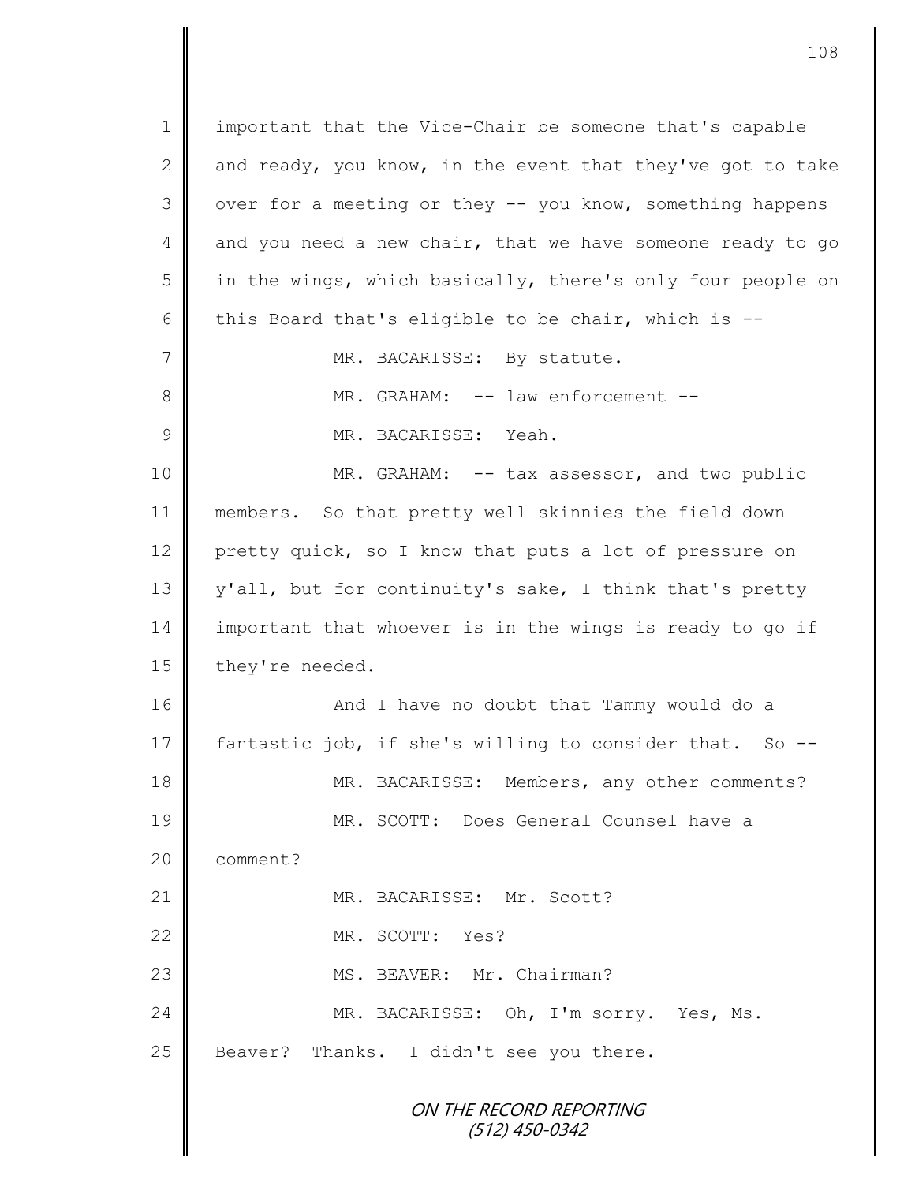important that the Vice-Chair be someone that's capable and ready, you know, in the event that they've got to take over for a meeting or they -- you know, something happens and you need a new chair, that we have someone ready to go in the wings, which basically, there's only four people on this Board that's eligible to be chair, which is --

MR. BACARISSE: By statute.

MR. GRAHAM: -- law enforcement --

MR. BACARISSE: Yeah.

MR. GRAHAM: -- tax assessor, and two public members. So that pretty well skinnies the field down pretty quick, so I know that puts a lot of pressure on y'all, but for continuity's sake, I think that's pretty important that whoever is in the wings is ready to go if they're needed.

And I have no doubt that Tammy would do a fantastic job, if she's willing to consider that. So --

MR. BACARISSE: Members, any other comments?

MR. SCOTT: Does General Counsel have a comment?

MR. BACARISSE: Mr. Scott?

MR. SCOTT: Yes?

MS. BEAVER: Mr. Chairman?

MR. BACARISSE: Oh, I'm sorry. Yes, Ms. Beaver? Thanks. I didn't see you there.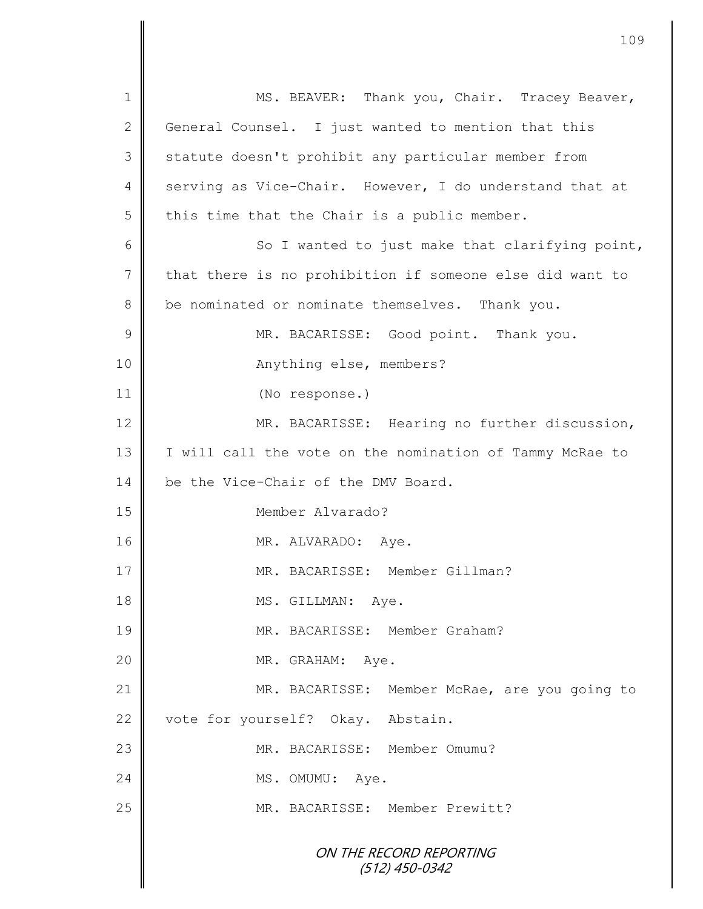MS. BEAVER: Thank you, Chair. Tracey Beaver, General Counsel. I just wanted to mention that this statute doesn't prohibit any particular member from serving as Vice-Chair. However, I do understand that at this time that the Chair is a public member.

So I wanted to just make that clarifying point, that there is no prohibition if someone else did want to be nominated or nominate themselves. Thank you.

MR. BACARISSE: Good point. Thank you.

Anything else, members?

(No response.)

MR. BACARISSE: Hearing no further discussion, I will call the vote on the nomination of Tammy McRae to be the Vice-Chair of the DMV Board.

Member Alvarado?

MR. ALVARADO: Aye.

MR. BACARISSE: Member Gillman?

MS. GILLMAN: Aye.

MR. BACARISSE: Member Graham?

MR. GRAHAM: Aye.

MR. BACARISSE: Member McRae, are you going to vote for yourself? Okay. Abstain.

MR. BACARISSE: Member Omumu?

MS. OMUMU: Aye.

MR. BACARISSE: Member Prewitt?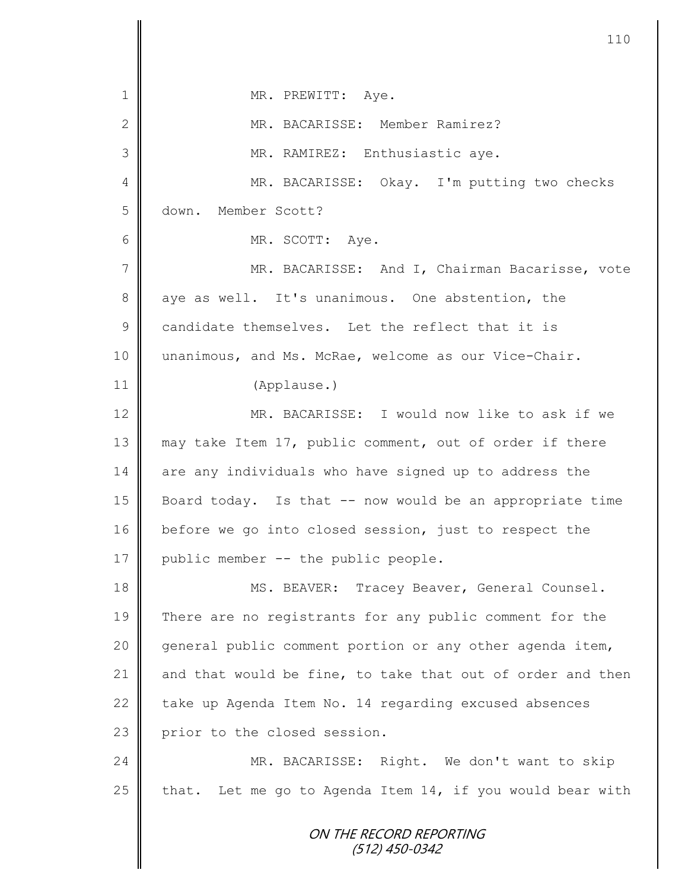1 MR. PREWITT: Aye.

2 MR. BACARISSE: Member Ramirez?

3 MR. RAMIREZ: Enthusiastic aye.

4 MR. BACARISSE: Okay. I'm putting two checks
5 down. Member Scott?

6 MR. SCOTT: Aye.

7 MR. BACARISSE: And I, Chairman Bacarisse, vote
8 aye as well. It's unanimous. One abstention, the
9 candidate themselves. Let the reflect that it is
10 unanimous, and Ms. McRae, welcome as our Vice-Chair.

11 (Applause.)

12 MR. BACARISSE: I would now like to ask if we
13 may take Item 17, public comment, out of order if there
14 are any individuals who have signed up to address the
15 Board today. Is that -- now would be an appropriate time
16 before we go into closed session, just to respect the
17 public member -- the public people.

18 MS. BEAVER: Tracey Beaver, General Counsel.
19 There are no registrants for any public comment for the
20 general public comment portion or any other agenda item,
21 and that would be fine, to take that out of order and then
22 take up Agenda Item No. 14 regarding excused absences
23 prior to the closed session.

24 MR. BACARISSE: Right. We don't want to skip
25 that. Let me go to Agenda Item 14, if you would bear with

ON THE RECORD REPORTING
(512) 450-0342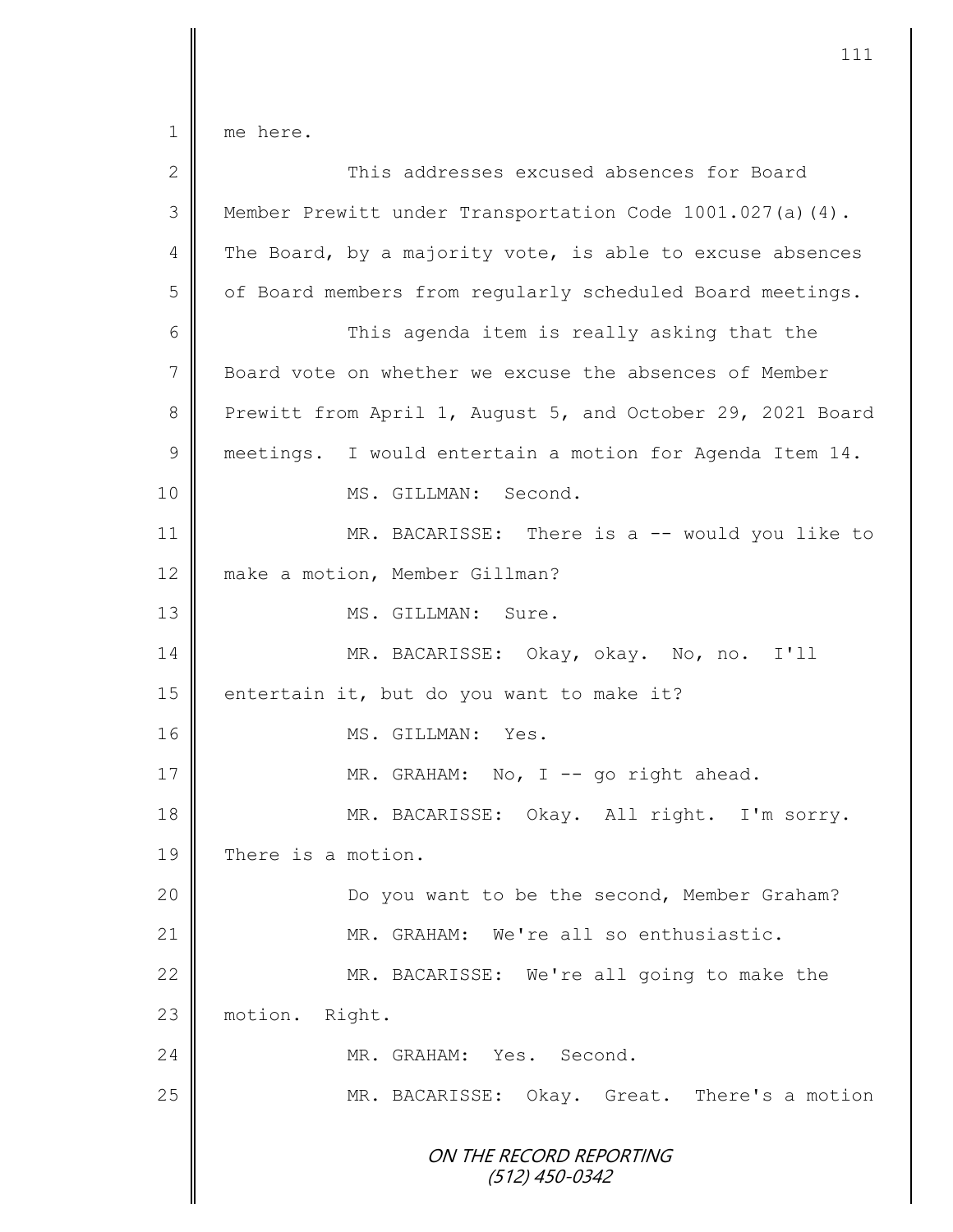me here.

This addresses excused absences for Board Member Prewitt under Transportation Code 1001.027(a)(4). The Board, by a majority vote, is able to excuse absences of Board members from regularly scheduled Board meetings.

This agenda item is really asking that the Board vote on whether we excuse the absences of Member Prewitt from April 1, August 5, and October 29, 2021 Board meetings. I would entertain a motion for Agenda Item 14.

MS. GILLMAN: Second.

MR. BACARISSE: There is a -- would you like to make a motion, Member Gillman?

MS. GILLMAN: Sure.

MR. BACARISSE: Okay, okay. No, no. I'll entertain it, but do you want to make it?

MS. GILLMAN: Yes.

MR. GRAHAM: No, I -- go right ahead.

MR. BACARISSE: Okay. All right. I'm sorry. There is a motion.

Do you want to be the second, Member Graham?

MR. GRAHAM: We're all so enthusiastic.

MR. BACARISSE: We're all going to make the motion. Right.

MR. GRAHAM: Yes. Second.

MR. BACARISSE: Okay. Great. There's a motion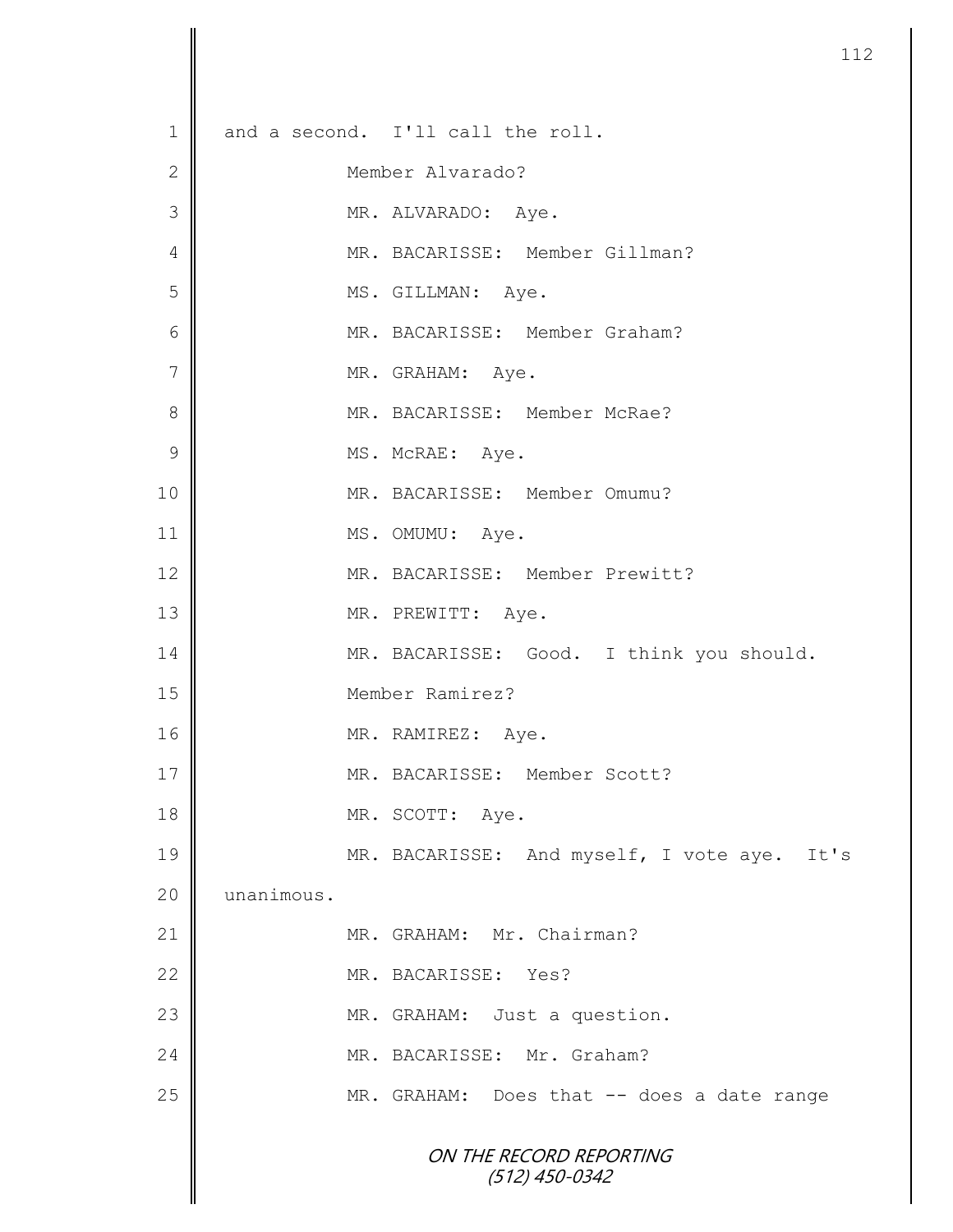1 and a second. I'll call the roll.

2 Member Alvarado?

3 MR. ALVARADO: Aye.

4 MR. BACARISSE: Member Gillman?

5 MS. GILLMAN: Aye.

6 MR. BACARISSE: Member Graham?

7 MR. GRAHAM: Aye.

8 MR. BACARISSE: Member McRae?

9 MS. McRAE: Aye.

10 MR. BACARISSE: Member Omumu?

11 MS. OMUMU: Aye.

12 MR. BACARISSE: Member Prewitt?

13 MR. PREWITT: Aye.

14 MR. BACARISSE: Good. I think you should.

15 Member Ramirez?

16 MR. RAMIREZ: Aye.

17 MR. BACARISSE: Member Scott?

18 MR. SCOTT: Aye.

19 MR. BACARISSE: And myself, I vote aye. It's

20 unanimous.

21 MR. GRAHAM: Mr. Chairman?

22 MR. BACARISSE: Yes?

23 MR. GRAHAM: Just a question.

24 MR. BACARISSE: Mr. Graham?

25 MR. GRAHAM: Does that -- does a date range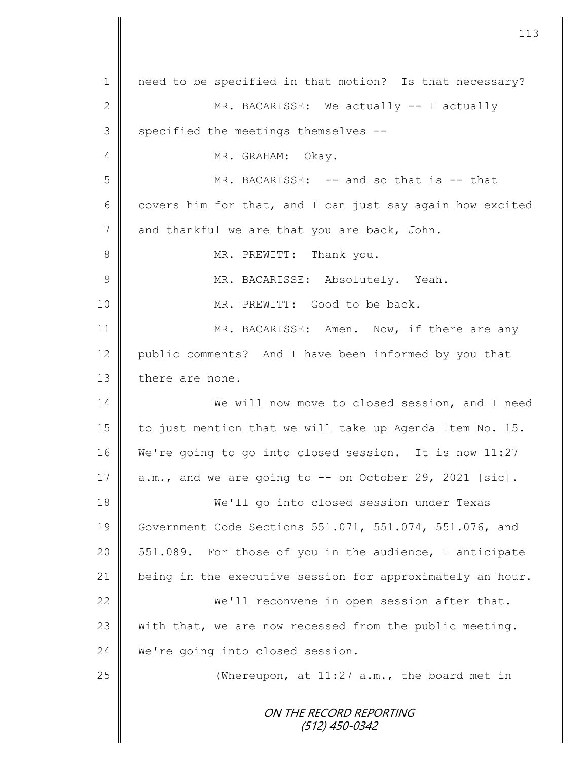1 need to be specified in that motion? Is that necessary?

2 MR. BACARISSE: We actually -- I actually

3 specified the meetings themselves --

4 MR. GRAHAM: Okay.

5 MR. BACARISSE: -- and so that is -- that

6 covers him for that, and I can just say again how excited

7 and thankful we are that you are back, John.

8 MR. PREWITT: Thank you.

9 MR. BACARISSE: Absolutely. Yeah.

10 MR. PREWITT: Good to be back.

11 MR. BACARISSE: Amen. Now, if there are any

12 public comments? And I have been informed by you that

13 there are none.

14 We will now move to closed session, and I need

15 to just mention that we will take up Agenda Item No. 15.

16 We're going to go into closed session. It is now 11:27

17 a.m., and we are going to -- on October 29, 2021 [sic].

18 We'll go into closed session under Texas

19 Government Code Sections 551.071, 551.074, 551.076, and

20 551.089. For those of you in the audience, I anticipate

21 being in the executive session for approximately an hour.

22 We'll reconvene in open session after that.

23 With that, we are now recessed from the public meeting.

24 We're going into closed session.

25 (Whereupon, at 11:27 a.m., the board met in

ON THE RECORD REPORTING
(512) 450-0342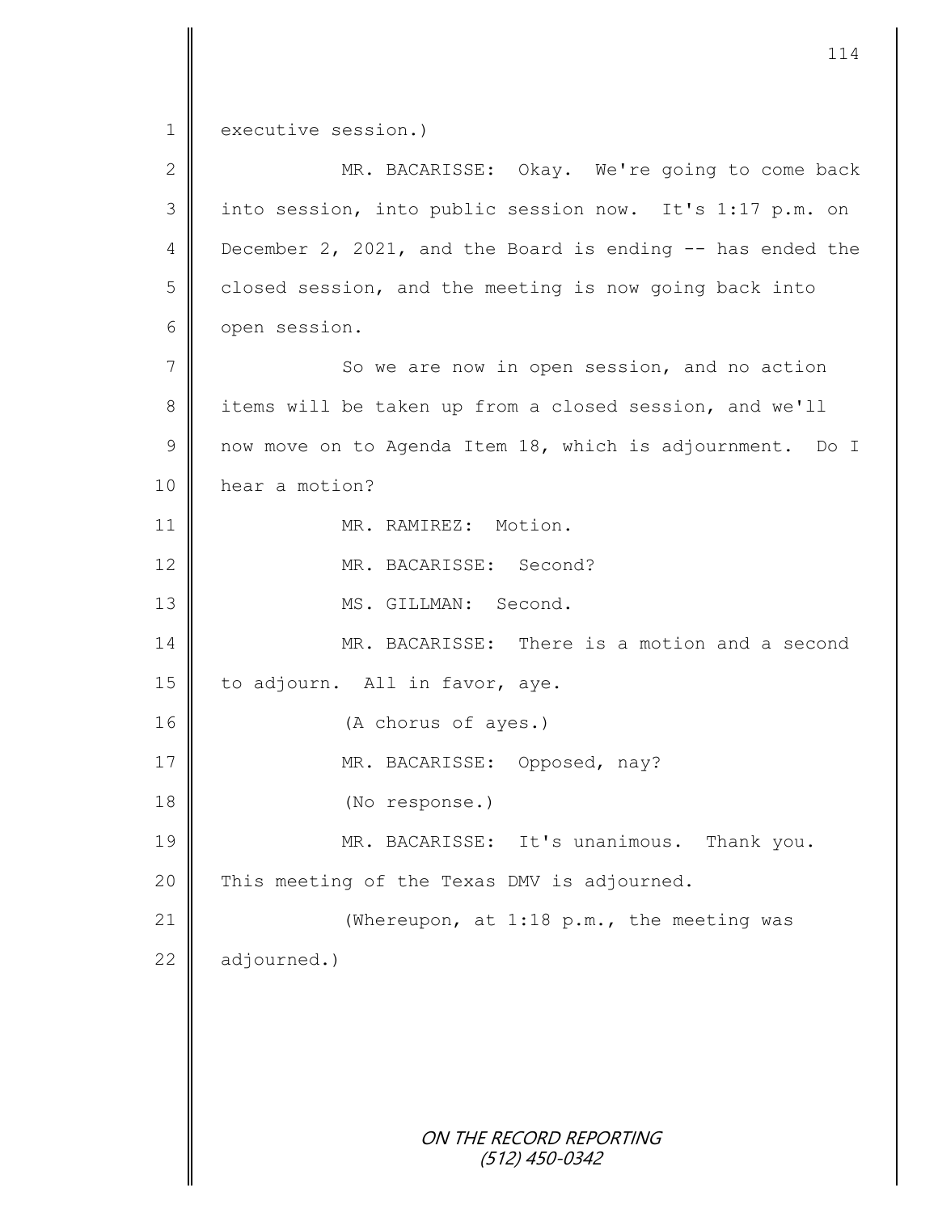executive session.)

MR. BACARISSE: Okay. We're going to come back into session, into public session now. It's 1:17 p.m. on December 2, 2021, and the Board is ending -- has ended the closed session, and the meeting is now going back into open session.

So we are now in open session, and no action items will be taken up from a closed session, and we'll now move on to Agenda Item 18, which is adjournment. Do I hear a motion?

MR. RAMIREZ: Motion.

MR. BACARISSE: Second?

MS. GILLMAN: Second.

MR. BACARISSE: There is a motion and a second to adjourn. All in favor, aye.

(A chorus of ayes.)

MR. BACARISSE: Opposed, nay?

(No response.)

MR. BACARISSE: It's unanimous. Thank you. This meeting of the Texas DMV is adjourned.

(Whereupon, at 1:18 p.m., the meeting was adjourned.)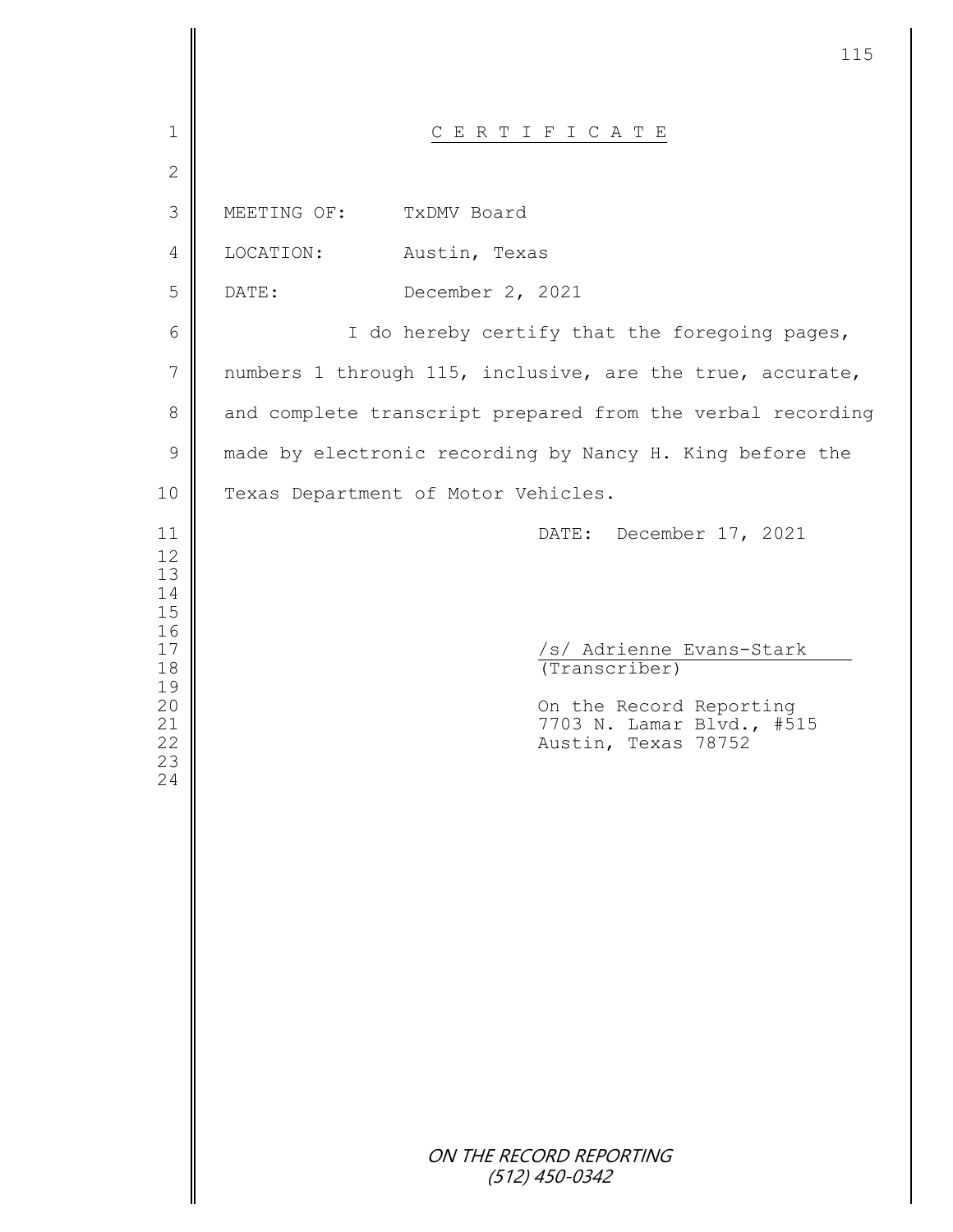# C E R T I F I C A T E

MEETING OF: TxDMV Board

LOCATION: Austin, Texas

DATE: December 2, 2021

I do hereby certify that the foregoing pages, numbers 1 through 115, inclusive, are the true, accurate, and complete transcript prepared from the verbal recording made by electronic recording by Nancy H. King before the Texas Department of Motor Vehicles.

DATE: December 17, 2021

/s/ Adrienne Evans-Stark
(Transcriber)

On the Record Reporting
7703 N. Lamar Blvd., #515
Austin, Texas 78752